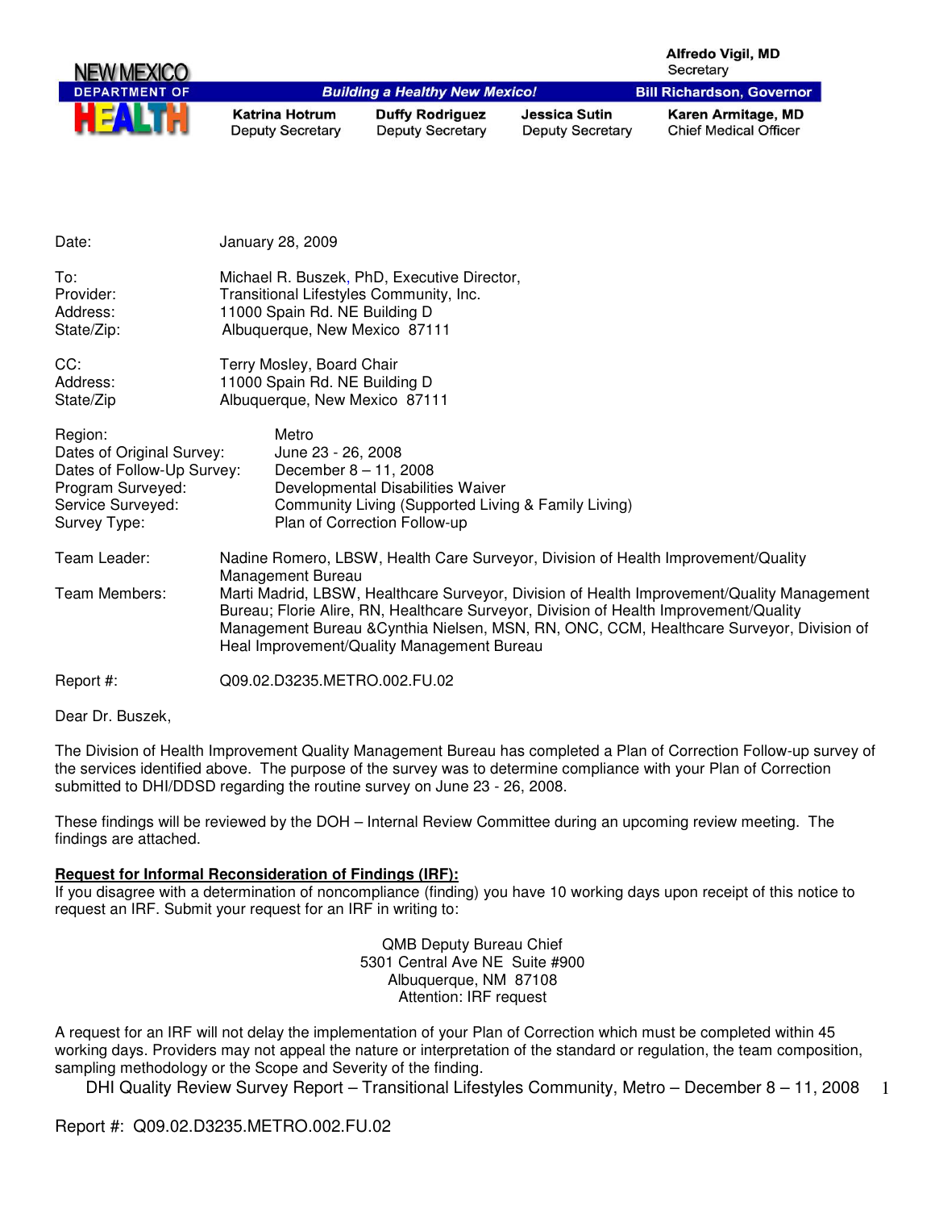NEW MEXICO DEPARTMENT OF HEALTH

*Building a Healthy New Mexico!*

Alfredo Vigil, MD
Secretary

Bill Richardson, Governor

| Katrina Hotrum | Duffy Rodriguez | Jessica Sutin | Karen Armitage, MD |
|---|---|---|---|
| Deputy Secretary | Deputy Secretary | Deputy Secretary | Chief Medical Officer |

Date: January 28, 2009

To: Michael R. Buszek, PhD, Executive Director,
Provider: Transitional Lifestyles Community, Inc.
Address: 11000 Spain Rd. NE Building D
State/Zip: Albuquerque, New Mexico 87111

CC: Terry Mosley, Board Chair
Address: 11000 Spain Rd. NE Building D
State/Zip Albuquerque, New Mexico 87111

Region: Metro
Dates of Original Survey: June 23 - 26, 2008
Dates of Follow-Up Survey: December 8 – 11, 2008
Program Surveyed: Developmental Disabilities Waiver
Service Surveyed: Community Living (Supported Living & Family Living)
Survey Type: Plan of Correction Follow-up

Team Leader: Nadine Romero, LBSW, Health Care Surveyor, Division of Health Improvement/Quality Management Bureau

Team Members: Marti Madrid, LBSW, Healthcare Surveyor, Division of Health Improvement/Quality Management Bureau; Florie Alire, RN, Healthcare Surveyor, Division of Health Improvement/Quality Management Bureau &Cynthia Nielsen, MSN, RN, ONC, CCM, Healthcare Surveyor, Division of Heal Improvement/Quality Management Bureau

Report #: Q09.02.D3235.METRO.002.FU.02

Dear Dr. Buszek,

The Division of Health Improvement Quality Management Bureau has completed a Plan of Correction Follow-up survey of the services identified above. The purpose of the survey was to determine compliance with your Plan of Correction submitted to DHI/DDSD regarding the routine survey on June 23 - 26, 2008.

These findings will be reviewed by the DOH – Internal Review Committee during an upcoming review meeting. The findings are attached.

**Request for Informal Reconsideration of Findings (IRF):**
If you disagree with a determination of noncompliance (finding) you have 10 working days upon receipt of this notice to request an IRF. Submit your request for an IRF in writing to:

QMB Deputy Bureau Chief
5301 Central Ave NE Suite #900
Albuquerque, NM 87108
Attention: IRF request

A request for an IRF will not delay the implementation of your Plan of Correction which must be completed within 45 working days. Providers may not appeal the nature or interpretation of the standard or regulation, the team composition, sampling methodology or the Scope and Severity of the finding.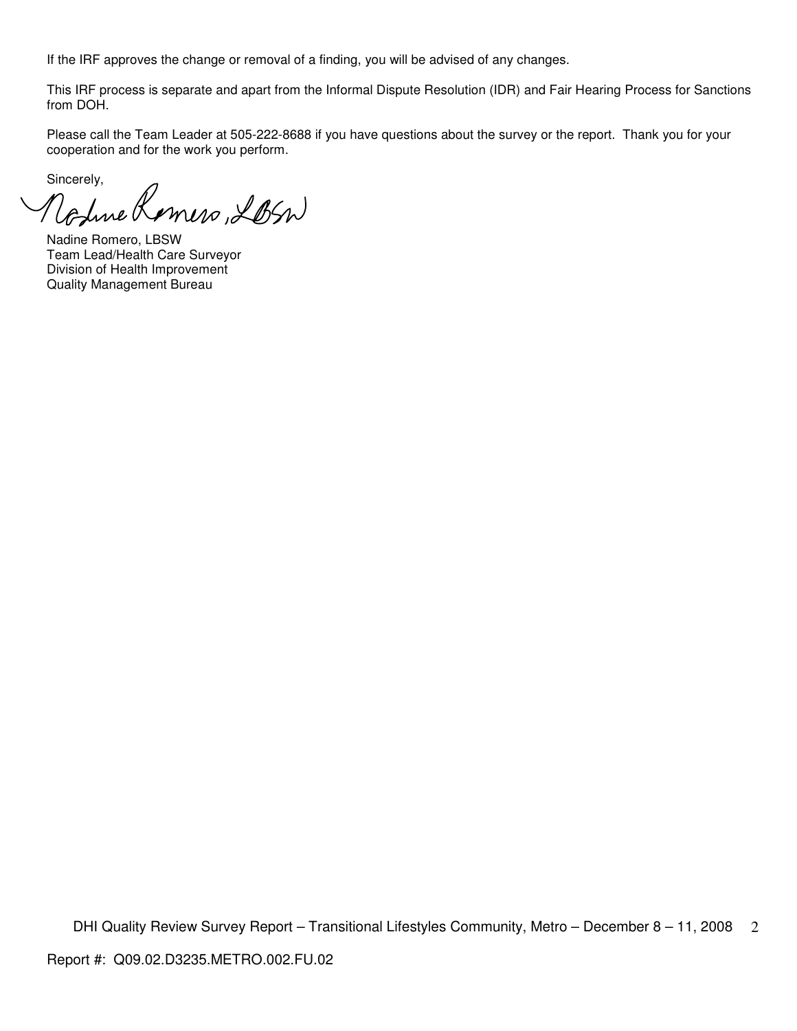If the IRF approves the change or removal of a finding, you will be advised of any changes.

This IRF process is separate and apart from the Informal Dispute Resolution (IDR) and Fair Hearing Process for Sanctions from DOH.

Please call the Team Leader at 505-222-8688 if you have questions about the survey or the report. Thank you for your cooperation and for the work you perform.

Sincerely,

Nadine Romero, LBSW

Nadine Romero, LBSW  
Team Lead/Health Care Surveyor  
Division of Health Improvement  
Quality Management Bureau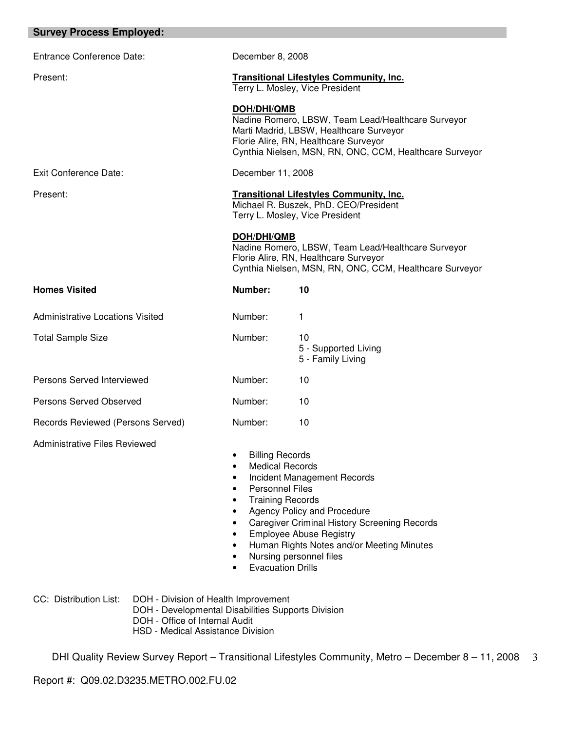## Survey Process Employed:

| | | |
|---|---|---|
| Entrance Conference Date: | December 8, 2008 | |
| Present: | **Transitional Lifestyles Community, Inc.**<br>Terry L. Mosley, Vice President<br><br>**DOH/DHI/QMB**<br>Nadine Romero, LBSW, Team Lead/Healthcare Surveyor<br>Marti Madrid, LBSW, Healthcare Surveyor<br>Florie Alire, RN, Healthcare Surveyor<br>Cynthia Nielsen, MSN, RN, ONC, CCM, Healthcare Surveyor | |
| Exit Conference Date: | December 11, 2008 | |
| Present: | **Transitional Lifestyles Community, Inc.**<br>Michael R. Buszek, PhD. CEO/President<br>Terry L. Mosley, Vice President<br><br>**DOH/DHI/QMB**<br>Nadine Romero, LBSW, Team Lead/Healthcare Surveyor<br>Florie Alire, RN, Healthcare Surveyor<br>Cynthia Nielsen, MSN, RN, ONC, CCM, Healthcare Surveyor | |
| **Homes Visited** | **Number:** | **10** |
| Administrative Locations Visited | Number: | 1 |
| Total Sample Size | Number: | 10<br>5 - Supported Living<br>5 - Family Living |
| Persons Served Interviewed | Number: | 10 |
| Persons Served Observed | Number: | 10 |
| Records Reviewed (Persons Served) | Number: | 10 |

Administrative Files Reviewed

- Billing Records
- Medical Records
- Incident Management Records
- Personnel Files
- Training Records
- Agency Policy and Procedure
- Caregiver Criminal History Screening Records
- Employee Abuse Registry
- Human Rights Notes and/or Meeting Minutes
- Nursing personnel files
- Evacuation Drills

CC: Distribution List:
- DOH - Division of Health Improvement
- DOH - Developmental Disabilities Supports Division
- DOH - Office of Internal Audit
- HSD - Medical Assistance Division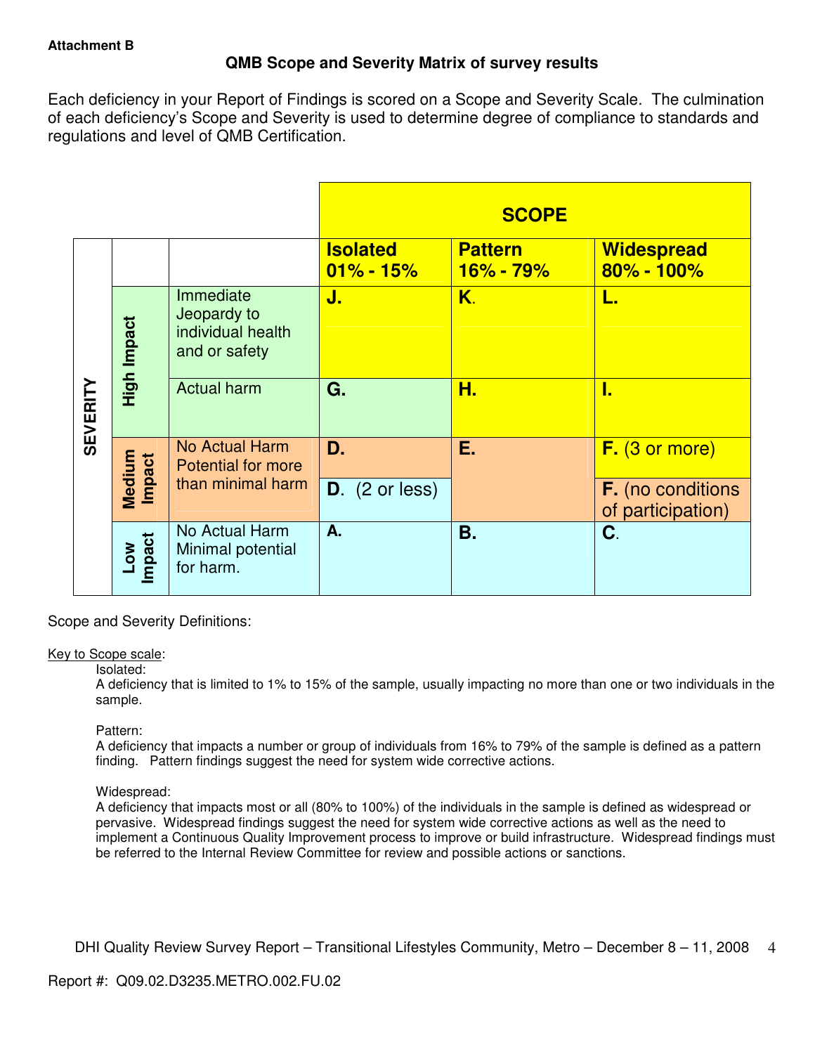**Attachment B**

## QMB Scope and Severity Matrix of survey results

Each deficiency in your Report of Findings is scored on a Scope and Severity Scale. The culmination of each deficiency's Scope and Severity is used to determine degree of compliance to standards and regulations and level of QMB Certification.

| SEVERITY | | | SCOPE | | |
|---|---|---|---|---|---|
| | | | **Isolated 01% - 15%** | **Pattern 16% - 79%** | **Widespread 80% - 100%** |
| | **High Impact** | Immediate Jeopardy to individual health and or safety | **J.** | **K.** | **L.** |
| | | Actual harm | **G.** | **H.** | **I.** |
| | **Medium Impact** | No Actual Harm Potential for more than minimal harm | **D.** | **E.** | **F.** (3 or more) |
| | | | **D.** (2 or less) | | **F.** (no conditions of participation) |
| | **Low Impact** | No Actual Harm Minimal potential for harm. | **A.** | **B.** | **C.** |

Scope and Severity Definitions:

Key to Scope scale:

Isolated:
A deficiency that is limited to 1% to 15% of the sample, usually impacting no more than one or two individuals in the sample.

Pattern:
A deficiency that impacts a number or group of individuals from 16% to 79% of the sample is defined as a pattern finding. Pattern findings suggest the need for system wide corrective actions.

Widespread:
A deficiency that impacts most or all (80% to 100%) of the individuals in the sample is defined as widespread or pervasive. Widespread findings suggest the need for system wide corrective actions as well as the need to implement a Continuous Quality Improvement process to improve or build infrastructure. Widespread findings must be referred to the Internal Review Committee for review and possible actions or sanctions.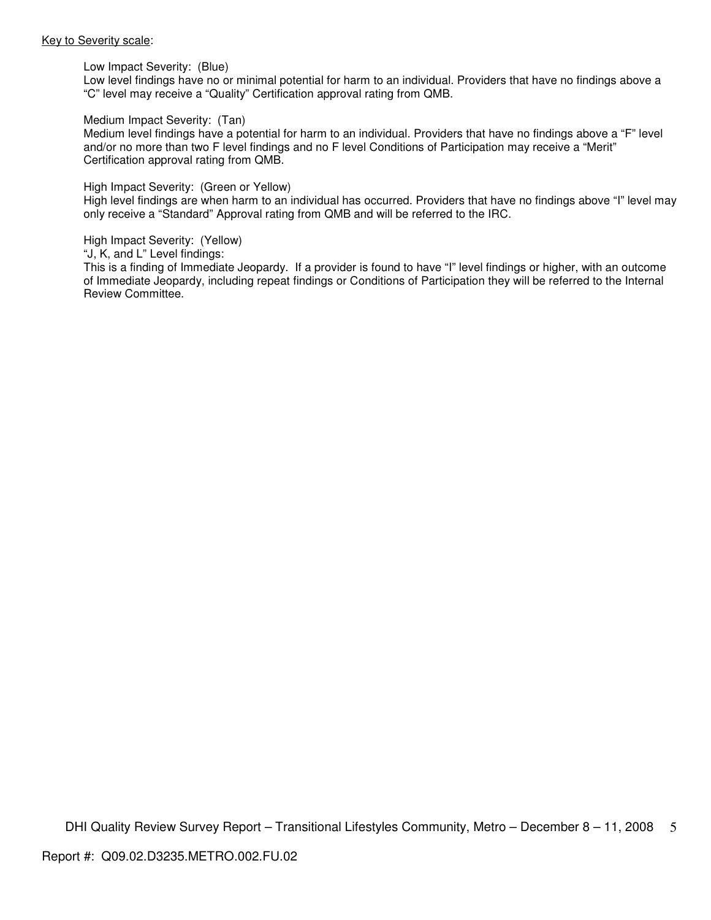<u>Key to Severity scale</u>:

Low Impact Severity: (Blue)
Low level findings have no or minimal potential for harm to an individual. Providers that have no findings above a "C" level may receive a "Quality" Certification approval rating from QMB.

Medium Impact Severity: (Tan)
Medium level findings have a potential for harm to an individual. Providers that have no findings above a "F" level and/or no more than two F level findings and no F level Conditions of Participation may receive a "Merit" Certification approval rating from QMB.

High Impact Severity: (Green or Yellow)
High level findings are when harm to an individual has occurred. Providers that have no findings above "I" level may only receive a "Standard" Approval rating from QMB and will be referred to the IRC.

High Impact Severity: (Yellow)
"J, K, and L" Level findings:
This is a finding of Immediate Jeopardy. If a provider is found to have "I" level findings or higher, with an outcome of Immediate Jeopardy, including repeat findings or Conditions of Participation they will be referred to the Internal Review Committee.

Report #: Q09.02.D3235.METRO.002.FU.02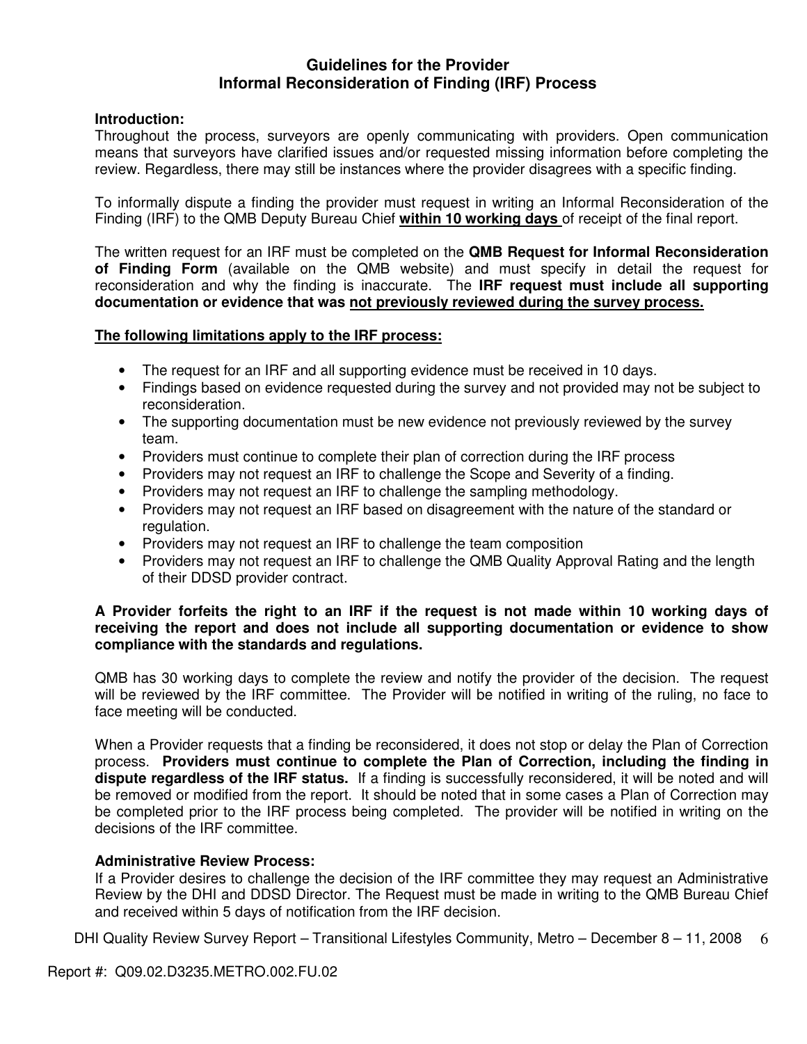# Guidelines for the Provider
# Informal Reconsideration of Finding (IRF) Process

**Introduction:**
Throughout the process, surveyors are openly communicating with providers. Open communication means that surveyors have clarified issues and/or requested missing information before completing the review. Regardless, there may still be instances where the provider disagrees with a specific finding.

To informally dispute a finding the provider must request in writing an Informal Reconsideration of the Finding (IRF) to the QMB Deputy Bureau Chief **<u>within 10 working days</u>** of receipt of the final report.

The written request for an IRF must be completed on the **QMB Request for Informal Reconsideration of Finding Form** (available on the QMB website) and must specify in detail the request for reconsideration and why the finding is inaccurate. The **IRF request must include all supporting documentation or evidence that was <u>not previously reviewed during the survey process.</u>**

**<u>The following limitations apply to the IRF process:</u>**

- The request for an IRF and all supporting evidence must be received in 10 days.
- Findings based on evidence requested during the survey and not provided may not be subject to reconsideration.
- The supporting documentation must be new evidence not previously reviewed by the survey team.
- Providers must continue to complete their plan of correction during the IRF process
- Providers may not request an IRF to challenge the Scope and Severity of a finding.
- Providers may not request an IRF to challenge the sampling methodology.
- Providers may not request an IRF based on disagreement with the nature of the standard or regulation.
- Providers may not request an IRF to challenge the team composition
- Providers may not request an IRF to challenge the QMB Quality Approval Rating and the length of their DDSD provider contract.

**A Provider forfeits the right to an IRF if the request is not made within 10 working days of receiving the report and does not include all supporting documentation or evidence to show compliance with the standards and regulations.**

QMB has 30 working days to complete the review and notify the provider of the decision. The request will be reviewed by the IRF committee. The Provider will be notified in writing of the ruling, no face to face meeting will be conducted.

When a Provider requests that a finding be reconsidered, it does not stop or delay the Plan of Correction process. **Providers must continue to complete the Plan of Correction, including the finding in dispute regardless of the IRF status.** If a finding is successfully reconsidered, it will be noted and will be removed or modified from the report. It should be noted that in some cases a Plan of Correction may be completed prior to the IRF process being completed. The provider will be notified in writing on the decisions of the IRF committee.

**Administrative Review Process:**
If a Provider desires to challenge the decision of the IRF committee they may request an Administrative Review by the DHI and DDSD Director. The Request must be made in writing to the QMB Bureau Chief and received within 5 days of notification from the IRF decision.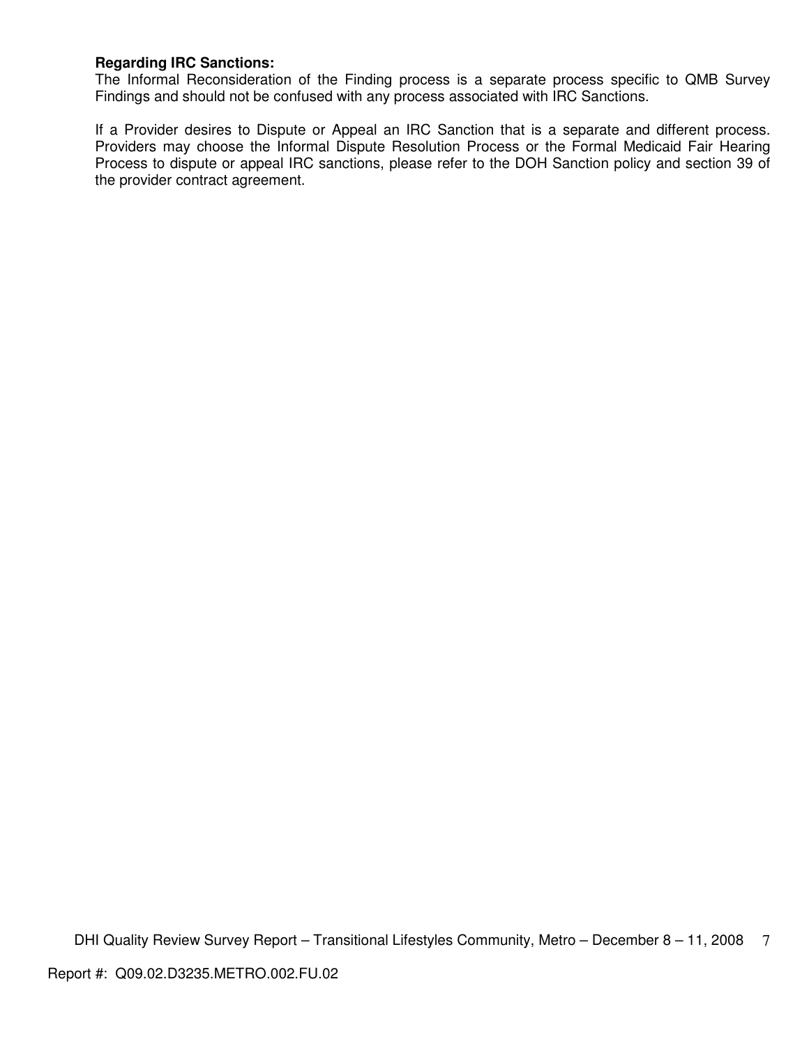**Regarding IRC Sanctions:**
The Informal Reconsideration of the Finding process is a separate process specific to QMB Survey Findings and should not be confused with any process associated with IRC Sanctions.

If a Provider desires to Dispute or Appeal an IRC Sanction that is a separate and different process. Providers may choose the Informal Dispute Resolution Process or the Formal Medicaid Fair Hearing Process to dispute or appeal IRC sanctions, please refer to the DOH Sanction policy and section 39 of the provider contract agreement.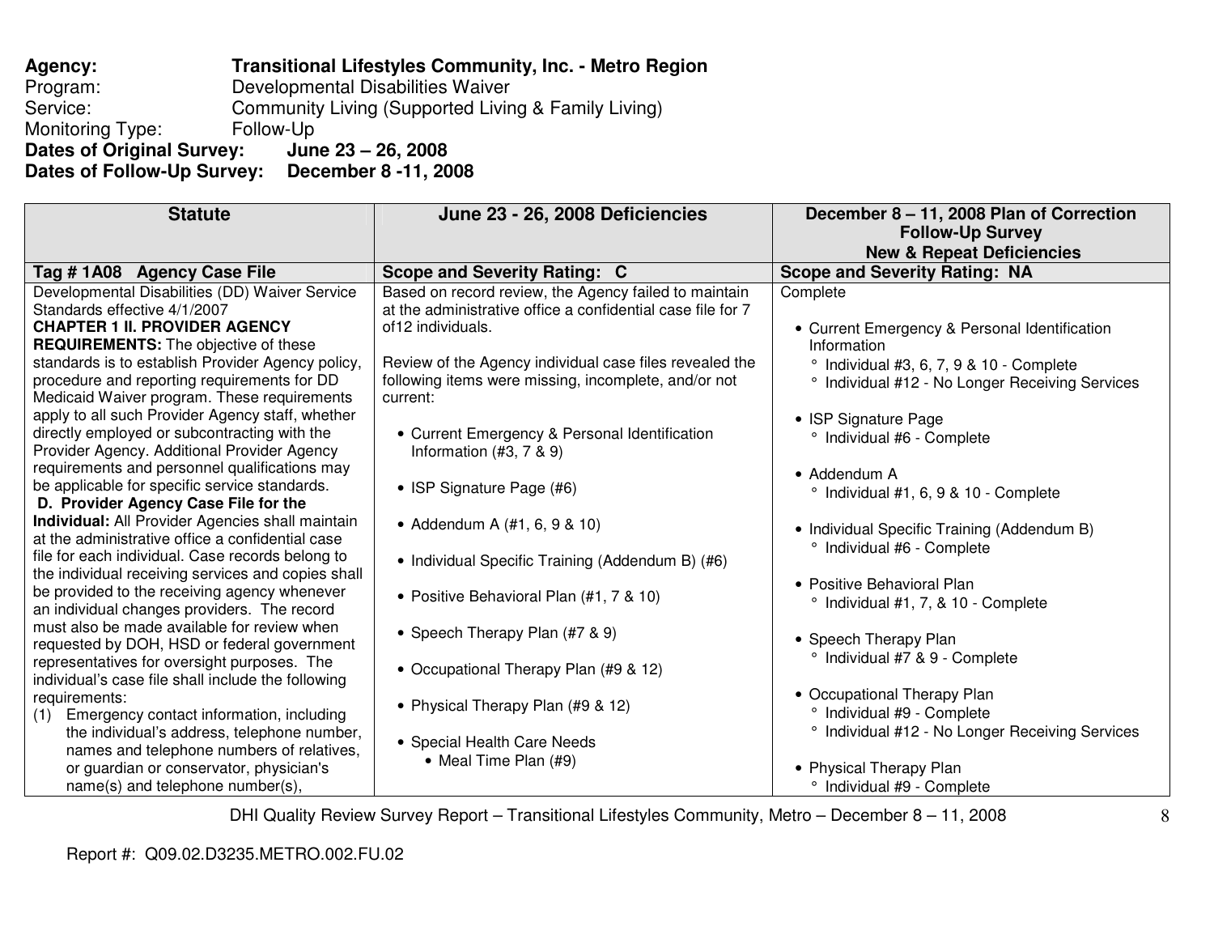**Agency:** **Transitional Lifestyles Community, Inc. - Metro Region**
Program: Developmental Disabilities Waiver
Service: Community Living (Supported Living & Family Living)
Monitoring Type: Follow-Up
**Dates of Original Survey: June 23 – 26, 2008**
**Dates of Follow-Up Survey: December 8 -11, 2008**

| Statute | June 23 - 26, 2008 Deficiencies | December 8 – 11, 2008 Plan of Correction Follow-Up Survey New & Repeat Deficiencies |
|---|---|---|
| **Tag # 1A08 Agency Case File** | **Scope and Severity Rating: C** | **Scope and Severity Rating: NA** |
| Developmental Disabilities (DD) Waiver Service Standards effective 4/1/2007<br>**CHAPTER 1 II. PROVIDER AGENCY REQUIREMENTS:** The objective of these standards is to establish Provider Agency policy, procedure and reporting requirements for DD Medicaid Waiver program. These requirements apply to all such Provider Agency staff, whether directly employed or subcontracting with the Provider Agency. Additional Provider Agency requirements and personnel qualifications may be applicable for specific service standards.<br>**D. Provider Agency Case File for the Individual:** All Provider Agencies shall maintain at the administrative office a confidential case file for each individual. Case records belong to the individual receiving services and copies shall be provided to the receiving agency whenever an individual changes providers. The record must also be made available for review when requested by DOH, HSD or federal government representatives for oversight purposes. The individual's case file shall include the following requirements:<br>(1) Emergency contact information, including the individual's address, telephone number, names and telephone numbers of relatives, or guardian or conservator, physician's name(s) and telephone number(s), | Based on record review, the Agency failed to maintain at the administrative office a confidential case file for 7 of12 individuals.<br><br>Review of the Agency individual case files revealed the following items were missing, incomplete, and/or not current:<br><br>• Current Emergency & Personal Identification Information (#3, 7 & 9)<br><br>• ISP Signature Page (#6)<br><br>• Addendum A (#1, 6, 9 & 10)<br><br>• Individual Specific Training (Addendum B) (#6)<br><br>• Positive Behavioral Plan (#1, 7 & 10)<br><br>• Speech Therapy Plan (#7 & 9)<br><br>• Occupational Therapy Plan (#9 & 12)<br><br>• Physical Therapy Plan (#9 & 12)<br><br>• Special Health Care Needs<br>  • Meal Time Plan (#9) | Complete<br><br>• Current Emergency & Personal Identification Information<br>  ° Individual #3, 6, 7, 9 & 10 - Complete<br>  ° Individual #12 - No Longer Receiving Services<br><br>• ISP Signature Page<br>  ° Individual #6 - Complete<br><br>• Addendum A<br>  ° Individual #1, 6, 9 & 10 - Complete<br><br>• Individual Specific Training (Addendum B)<br>  ° Individual #6 - Complete<br><br>• Positive Behavioral Plan<br>  ° Individual #1, 7, & 10 - Complete<br><br>• Speech Therapy Plan<br>  ° Individual #7 & 9 - Complete<br><br>• Occupational Therapy Plan<br>  ° Individual #9 - Complete<br>  ° Individual #12 - No Longer Receiving Services<br><br>• Physical Therapy Plan<br>  ° Individual #9 - Complete |

Report #: Q09.02.D3235.METRO.002.FU.02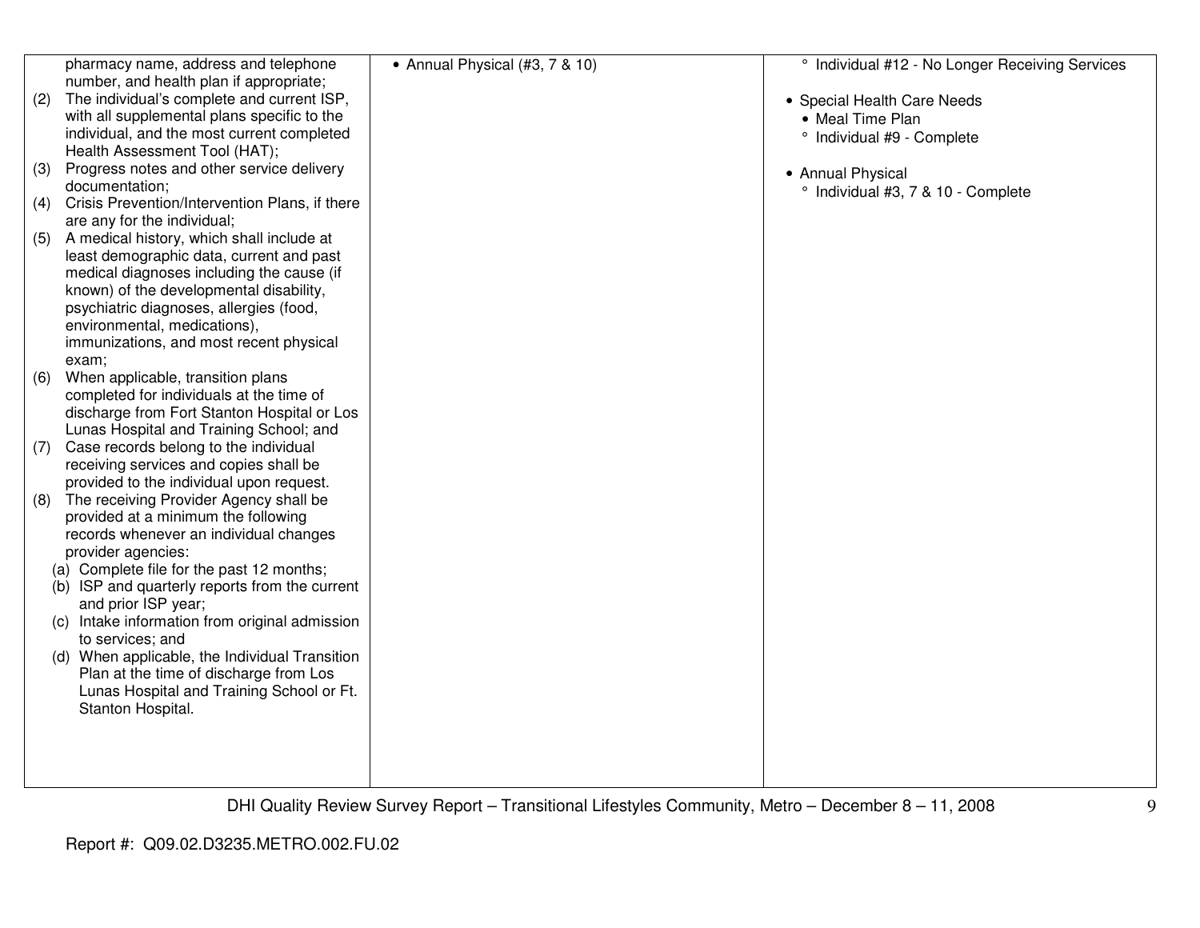| | | |
|---|---|---|
| pharmacy name, address and telephone number, and health plan if appropriate;<br>(2) The individual's complete and current ISP, with all supplemental plans specific to the individual, and the most current completed Health Assessment Tool (HAT);<br>(3) Progress notes and other service delivery documentation;<br>(4) Crisis Prevention/Intervention Plans, if there are any for the individual;<br>(5) A medical history, which shall include at least demographic data, current and past medical diagnoses including the cause (if known) of the developmental disability, psychiatric diagnoses, allergies (food, environmental, medications), immunizations, and most recent physical exam;<br>(6) When applicable, transition plans completed for individuals at the time of discharge from Fort Stanton Hospital or Los Lunas Hospital and Training School; and<br>(7) Case records belong to the individual receiving services and copies shall be provided to the individual upon request.<br>(8) The receiving Provider Agency shall be provided at a minimum the following records whenever an individual changes provider agencies:<br>(a) Complete file for the past 12 months;<br>(b) ISP and quarterly reports from the current and prior ISP year;<br>(c) Intake information from original admission to services; and<br>(d) When applicable, the Individual Transition Plan at the time of discharge from Los Lunas Hospital and Training School or Ft. Stanton Hospital. | • Annual Physical (#3, 7 & 10) | ° Individual #12 - No Longer Receiving Services<br><br>• Special Health Care Needs<br>• Meal Time Plan<br>° Individual #9 - Complete<br><br>• Annual Physical<br>° Individual #3, 7 & 10 - Complete |

DHI Quality Review Survey Report – Transitional Lifestyles Community, Metro – December 8 – 11, 2008

Report #: Q09.02.D3235.METRO.002.FU.02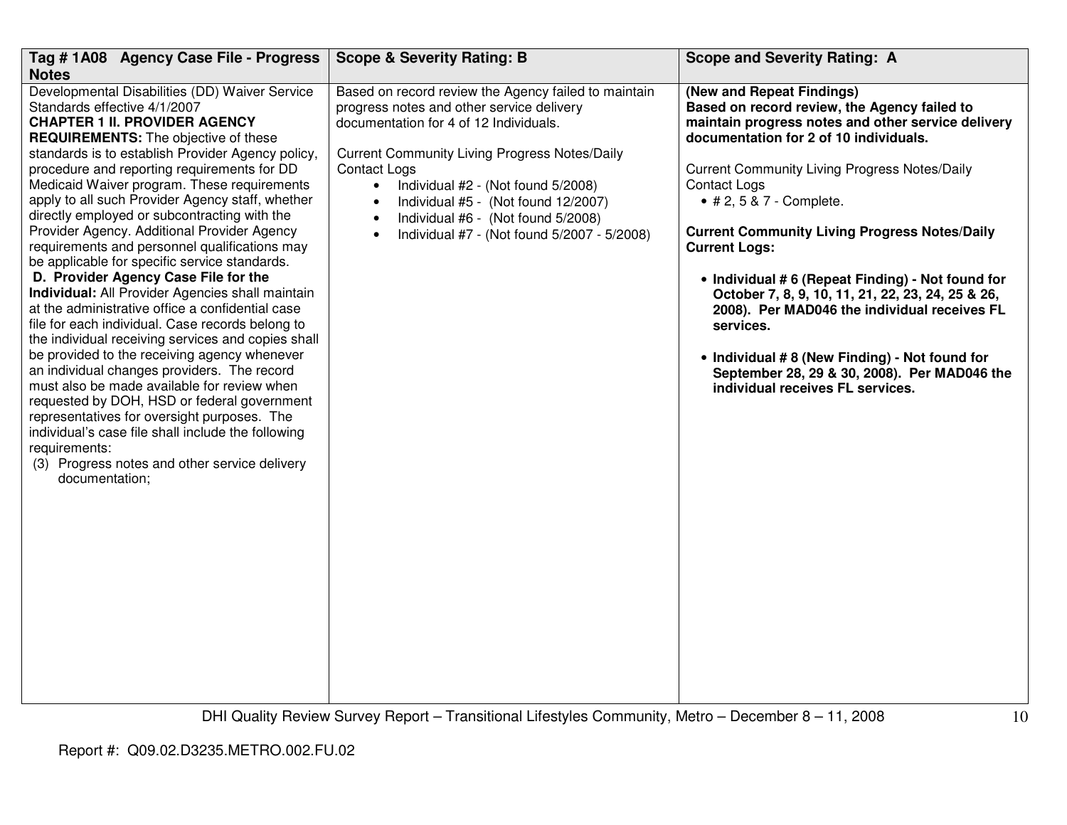| Tag # 1A08 Agency Case File - Progress Notes | Scope & Severity Rating: B | Scope and Severity Rating: A |
|---|---|---|
| Developmental Disabilities (DD) Waiver Service Standards effective 4/1/2007<br>**CHAPTER 1 II. PROVIDER AGENCY REQUIREMENTS:** The objective of these standards is to establish Provider Agency policy, procedure and reporting requirements for DD Medicaid Waiver program. These requirements apply to all such Provider Agency staff, whether directly employed or subcontracting with the Provider Agency. Additional Provider Agency requirements and personnel qualifications may be applicable for specific service standards.<br>**D. Provider Agency Case File for the Individual:** All Provider Agencies shall maintain at the administrative office a confidential case file for each individual. Case records belong to the individual receiving services and copies shall be provided to the receiving agency whenever an individual changes providers. The record must also be made available for review when requested by DOH, HSD or federal government representatives for oversight purposes. The individual's case file shall include the following requirements:<br>(3) Progress notes and other service delivery documentation; | Based on record review the Agency failed to maintain progress notes and other service delivery documentation for 4 of 12 Individuals.<br><br>Current Community Living Progress Notes/Daily Contact Logs<br>• Individual #2 - (Not found 5/2008)<br>• Individual #5 - (Not found 12/2007)<br>• Individual #6 - (Not found 5/2008)<br>• Individual #7 - (Not found 5/2007 - 5/2008) | **(New and Repeat Findings)**<br>**Based on record review, the Agency failed to maintain progress notes and other service delivery documentation for 2 of 10 individuals.**<br><br>Current Community Living Progress Notes/Daily Contact Logs<br>• # 2, 5 & 7 - Complete.<br><br>**Current Community Living Progress Notes/Daily Current Logs:**<br><br>• **Individual # 6 (Repeat Finding) - Not found for October 7, 8, 9, 10, 11, 21, 22, 23, 24, 25 & 26, 2008). Per MAD046 the individual receives FL services.**<br><br>• **Individual # 8 (New Finding) - Not found for September 28, 29 & 30, 2008). Per MAD046 the individual receives FL services.** |

DHI Quality Review Survey Report – Transitional Lifestyles Community, Metro – December 8 – 11, 2008

Report #: Q09.02.D3235.METRO.002.FU.02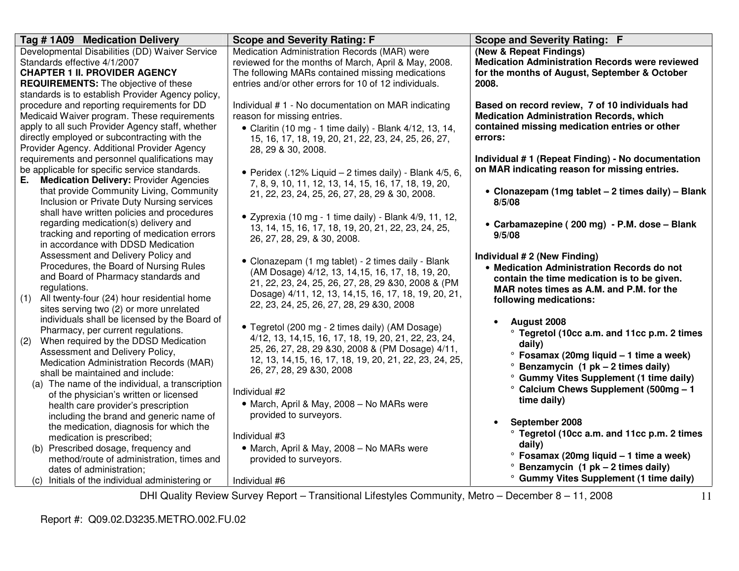| Tag # 1A09 Medication Delivery | Scope and Severity Rating: F | Scope and Severity Rating: F |
|---|---|---|
| Developmental Disabilities (DD) Waiver Service Standards effective 4/1/2007<br>**CHAPTER 1 II. PROVIDER AGENCY REQUIREMENTS:** The objective of these standards is to establish Provider Agency policy, procedure and reporting requirements for DD Medicaid Waiver program. These requirements apply to all such Provider Agency staff, whether directly employed or subcontracting with the Provider Agency. Additional Provider Agency requirements and personnel qualifications may be applicable for specific service standards.<br>**E. Medication Delivery:** Provider Agencies that provide Community Living, Community Inclusion or Private Duty Nursing services shall have written policies and procedures regarding medication(s) delivery and tracking and reporting of medication errors in accordance with DDSD Medication Assessment and Delivery Policy and Procedures, the Board of Nursing Rules and Board of Pharmacy standards and regulations.<br>(1) All twenty-four (24) hour residential home sites serving two (2) or more unrelated individuals shall be licensed by the Board of Pharmacy, per current regulations.<br>(2) When required by the DDSD Medication Assessment and Delivery Policy, Medication Administration Records (MAR) shall be maintained and include:<br>(a) The name of the individual, a transcription of the physician's written or licensed health care provider's prescription including the brand and generic name of the medication, diagnosis for which the medication is prescribed;<br>(b) Prescribed dosage, frequency and method/route of administration, times and dates of administration;<br>(c) Initials of the individual administering or | Medication Administration Records (MAR) were reviewed for the months of March, April & May, 2008. The following MARs contained missing medications entries and/or other errors for 10 of 12 individuals.<br><br>Individual # 1 - No documentation on MAR indicating reason for missing entries.<br>• Claritin (10 mg - 1 time daily) - Blank 4/12, 13, 14, 15, 16, 17, 18, 19, 20, 21, 22, 23, 24, 25, 26, 27, 28, 29 & 30, 2008.<br>• Peridex (.12% Liquid – 2 times daily) - Blank 4/5, 6, 7, 8, 9, 10, 11, 12, 13, 14, 15, 16, 17, 18, 19, 20, 21, 22, 23, 24, 25, 26, 27, 28, 29 & 30, 2008.<br>• Zyprexia (10 mg - 1 time daily) - Blank 4/9, 11, 12, 13, 14, 15, 16, 17, 18, 19, 20, 21, 22, 23, 24, 25, 26, 27, 28, 29, & 30, 2008.<br>• Clonazepam (1 mg tablet) - 2 times daily - Blank (AM Dosage) 4/12, 13, 14,15, 16, 17, 18, 19, 20, 21, 22, 23, 24, 25, 26, 27, 28, 29 &30, 2008 & (PM Dosage) 4/11, 12, 13, 14,15, 16, 17, 18, 19, 20, 21, 22, 23, 24, 25, 26, 27, 28, 29 &30, 2008<br>• Tegretol (200 mg - 2 times daily) (AM Dosage) 4/12, 13, 14,15, 16, 17, 18, 19, 20, 21, 22, 23, 24, 25, 26, 27, 28, 29 &30, 2008 & (PM Dosage) 4/11, 12, 13, 14,15, 16, 17, 18, 19, 20, 21, 22, 23, 24, 25, 26, 27, 28, 29 &30, 2008<br><br>Individual #2<br>• March, April & May, 2008 – No MARs were provided to surveyors.<br><br>Individual #3<br>• March, April & May, 2008 – No MARs were provided to surveyors.<br><br>Individual #6 | **(New & Repeat Findings)**<br>**Medication Administration Records were reviewed for the months of August, September & October 2008.**<br><br>**Based on record review, 7 of 10 individuals had Medication Administration Records, which contained missing medication entries or other errors:**<br><br>**Individual # 1 (Repeat Finding) - No documentation on MAR indicating reason for missing entries.**<br>• **Clonazepam (1mg tablet – 2 times daily) – Blank 8/5/08**<br>• **Carbamazepine ( 200 mg) - P.M. dose – Blank 9/5/08**<br><br>**Individual # 2 (New Finding)**<br>• **Medication Administration Records do not contain the time medication is to be given. MAR notes times as A.M. and P.M. for the following medications:**<br>• **August 2008**<br>° **Tegretol (10cc a.m. and 11cc p.m. 2 times daily)**<br>° **Fosamax (20mg liquid – 1 time a week)**<br>° **Benzamycin (1 pk – 2 times daily)**<br>° **Gummy Vites Supplement (1 time daily)**<br>° **Calcium Chews Supplement (500mg – 1 time daily)**<br>• **September 2008**<br>° **Tegretol (10cc a.m. and 11cc p.m. 2 times daily)**<br>° **Fosamax (20mg liquid – 1 time a week)**<br>° **Benzamycin (1 pk – 2 times daily)**<br>° **Gummy Vites Supplement (1 time daily)** |

DHI Quality Review Survey Report – Transitional Lifestyles Community, Metro – December 8 – 11, 2008

Report #: Q09.02.D3235.METRO.002.FU.02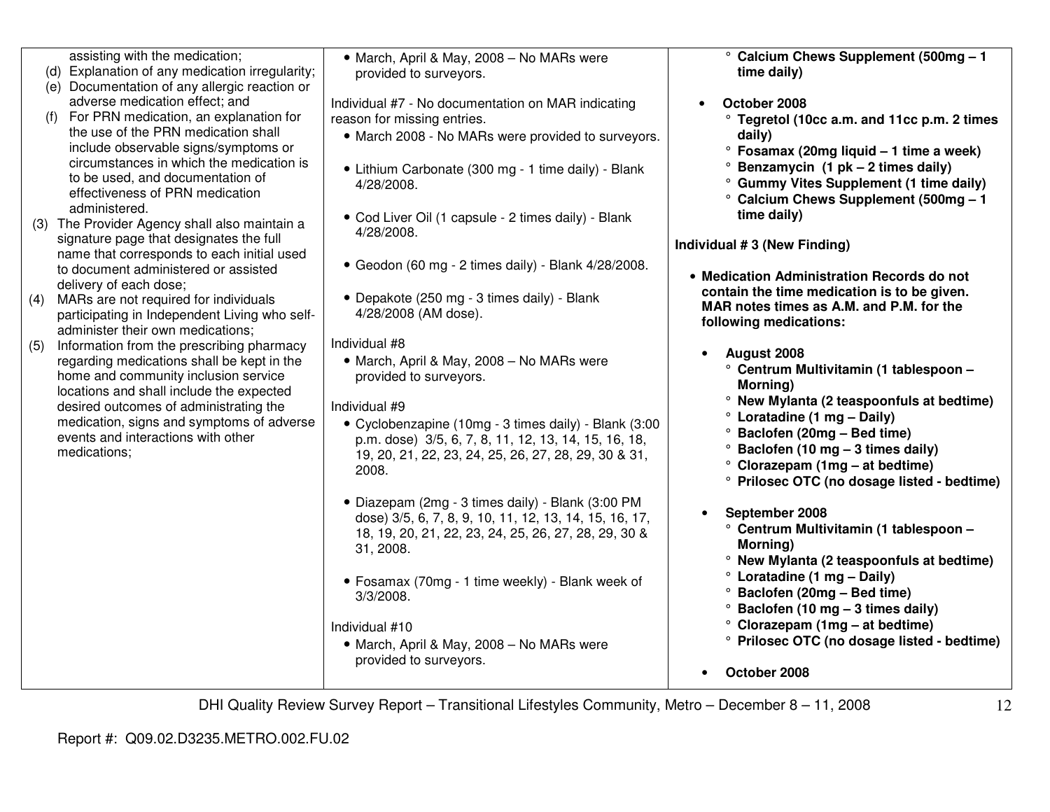| | | |
|---|---|---|
| assisting with the medication;<br>(d) Explanation of any medication irregularity;<br>(e) Documentation of any allergic reaction or adverse medication effect; and<br>(f) For PRN medication, an explanation for the use of the PRN medication shall include observable signs/symptoms or circumstances in which the medication is to be used, and documentation of effectiveness of PRN medication administered.<br>(3) The Provider Agency shall also maintain a signature page that designates the full name that corresponds to each initial used to document administered or assisted delivery of each dose;<br>(4) MARs are not required for individuals participating in Independent Living who self-administer their own medications;<br>(5) Information from the prescribing pharmacy regarding medications shall be kept in the home and community inclusion service locations and shall include the expected desired outcomes of administrating the medication, signs and symptoms of adverse events and interactions with other medications; | • March, April & May, 2008 – No MARs were provided to surveyors.<br><br>Individual #7 - No documentation on MAR indicating reason for missing entries.<br>• March 2008 - No MARs were provided to surveyors.<br><br>• Lithium Carbonate (300 mg - 1 time daily) - Blank 4/28/2008.<br><br>• Cod Liver Oil (1 capsule - 2 times daily) - Blank 4/28/2008.<br><br>• Geodon (60 mg - 2 times daily) - Blank 4/28/2008.<br><br>• Depakote (250 mg - 3 times daily) - Blank 4/28/2008 (AM dose).<br><br>Individual #8<br>• March, April & May, 2008 – No MARs were provided to surveyors.<br><br>Individual #9<br>• Cyclobenzapine (10mg - 3 times daily) - Blank (3:00 p.m. dose) 3/5, 6, 7, 8, 11, 12, 13, 14, 15, 16, 18, 19, 20, 21, 22, 23, 24, 25, 26, 27, 28, 29, 30 & 31, 2008.<br><br>• Diazepam (2mg - 3 times daily) - Blank (3:00 PM dose) 3/5, 6, 7, 8, 9, 10, 11, 12, 13, 14, 15, 16, 17, 18, 19, 20, 21, 22, 23, 24, 25, 26, 27, 28, 29, 30 & 31, 2008.<br><br>• Fosamax (70mg - 1 time weekly) - Blank week of 3/3/2008.<br><br>Individual #10<br>• March, April & May, 2008 – No MARs were provided to surveyors. | ° **Calcium Chews Supplement (500mg – 1 time daily)**<br><br>• **October 2008**<br>° **Tegretol (10cc a.m. and 11cc p.m. 2 times daily)**<br>° **Fosamax (20mg liquid – 1 time a week)**<br>° **Benzamycin (1 pk – 2 times daily)**<br>° **Gummy Vites Supplement (1 time daily)**<br>° **Calcium Chews Supplement (500mg – 1 time daily)**<br><br>**Individual # 3 (New Finding)**<br><br>• **Medication Administration Records do not contain the time medication is to be given. MAR notes times as A.M. and P.M. for the following medications:**<br><br>• **August 2008**<br>° **Centrum Multivitamin (1 tablespoon – Morning)**<br>° **New Mylanta (2 teaspoonfuls at bedtime)**<br>° **Loratadine (1 mg – Daily)**<br>° **Baclofen (20mg – Bed time)**<br>° **Baclofen (10 mg – 3 times daily)**<br>° **Clorazepam (1mg – at bedtime)**<br>° **Prilosec OTC (no dosage listed - bedtime)**<br><br>• **September 2008**<br>° **Centrum Multivitamin (1 tablespoon – Morning)**<br>° **New Mylanta (2 teaspoonfuls at bedtime)**<br>° **Loratadine (1 mg – Daily)**<br>° **Baclofen (20mg – Bed time)**<br>° **Baclofen (10 mg – 3 times daily)**<br>° **Clorazepam (1mg – at bedtime)**<br>° **Prilosec OTC (no dosage listed - bedtime)**<br><br>• **October 2008** |

DHI Quality Review Survey Report – Transitional Lifestyles Community, Metro – December 8 – 11, 2008

Report #: Q09.02.D3235.METRO.002.FU.02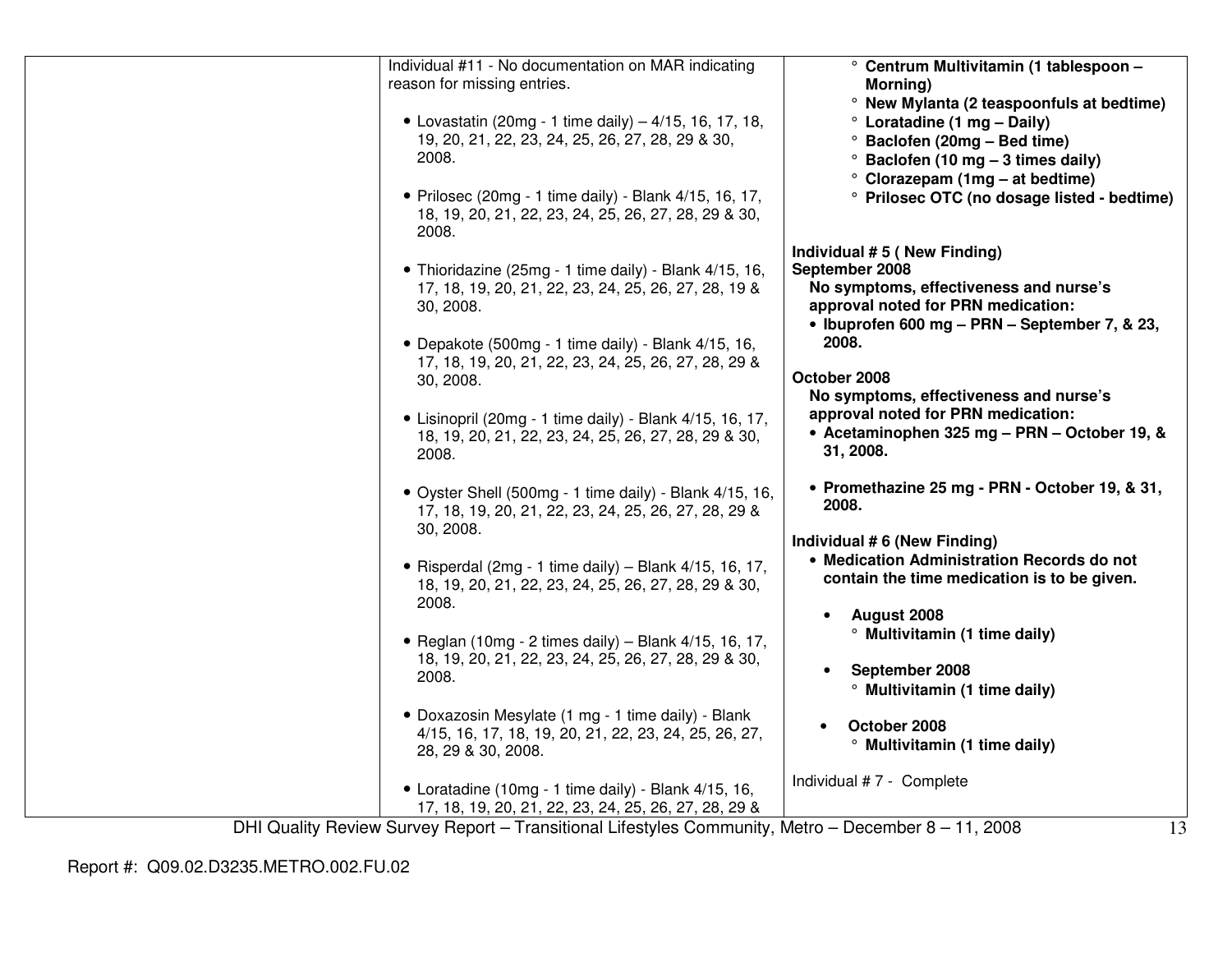| | | |
|---|---|---|
| | Individual #11 - No documentation on MAR indicating reason for missing entries.<br><br>• Lovastatin (20mg - 1 time daily) – 4/15, 16, 17, 18, 19, 20, 21, 22, 23, 24, 25, 26, 27, 28, 29 & 30, 2008.<br><br>• Prilosec (20mg - 1 time daily) - Blank 4/15, 16, 17, 18, 19, 20, 21, 22, 23, 24, 25, 26, 27, 28, 29 & 30, 2008.<br><br>• Thioridazine (25mg - 1 time daily) - Blank 4/15, 16, 17, 18, 19, 20, 21, 22, 23, 24, 25, 26, 27, 28, 19 & 30, 2008.<br><br>• Depakote (500mg - 1 time daily) - Blank 4/15, 16, 17, 18, 19, 20, 21, 22, 23, 24, 25, 26, 27, 28, 29 & 30, 2008.<br><br>• Lisinopril (20mg - 1 time daily) - Blank 4/15, 16, 17, 18, 19, 20, 21, 22, 23, 24, 25, 26, 27, 28, 29 & 30, 2008.<br><br>• Oyster Shell (500mg - 1 time daily) - Blank 4/15, 16, 17, 18, 19, 20, 21, 22, 23, 24, 25, 26, 27, 28, 29 & 30, 2008.<br><br>• Risperdal (2mg - 1 time daily) – Blank 4/15, 16, 17, 18, 19, 20, 21, 22, 23, 24, 25, 26, 27, 28, 29 & 30, 2008.<br><br>• Reglan (10mg - 2 times daily) – Blank 4/15, 16, 17, 18, 19, 20, 21, 22, 23, 24, 25, 26, 27, 28, 29 & 30, 2008.<br><br>• Doxazosin Mesylate (1 mg - 1 time daily) - Blank 4/15, 16, 17, 18, 19, 20, 21, 22, 23, 24, 25, 26, 27, 28, 29 & 30, 2008.<br><br>• Loratadine (10mg - 1 time daily) - Blank 4/15, 16, 17, 18, 19, 20, 21, 22, 23, 24, 25, 26, 27, 28, 29 & | ° **Centrum Multivitamin (1 tablespoon – Morning)**<br>° **New Mylanta (2 teaspoonfuls at bedtime)**<br>° **Loratadine (1 mg – Daily)**<br>° **Baclofen (20mg – Bed time)**<br>° **Baclofen (10 mg – 3 times daily)**<br>° **Clorazepam (1mg – at bedtime)**<br>° **Prilosec OTC (no dosage listed - bedtime)**<br><br>**Individual # 5 ( New Finding)**<br>**September 2008**<br>**No symptoms, effectiveness and nurse's approval noted for PRN medication:**<br>• **Ibuprofen 600 mg – PRN – September 7, & 23, 2008.**<br><br>**October 2008**<br>**No symptoms, effectiveness and nurse's approval noted for PRN medication:**<br>• **Acetaminophen 325 mg – PRN – October 19, & 31, 2008.**<br><br>• **Promethazine 25 mg - PRN - October 19, & 31, 2008.**<br><br>**Individual # 6 (New Finding)**<br>• **Medication Administration Records do not contain the time medication is to be given.**<br><br>• **August 2008**<br>° **Multivitamin (1 time daily)**<br><br>• **September 2008**<br>° **Multivitamin (1 time daily)**<br><br>• **October 2008**<br>° **Multivitamin (1 time daily)**<br><br>Individual # 7 - Complete |

DHI Quality Review Survey Report – Transitional Lifestyles Community, Metro – December 8 – 11, 2008

Report #: Q09.02.D3235.METRO.002.FU.02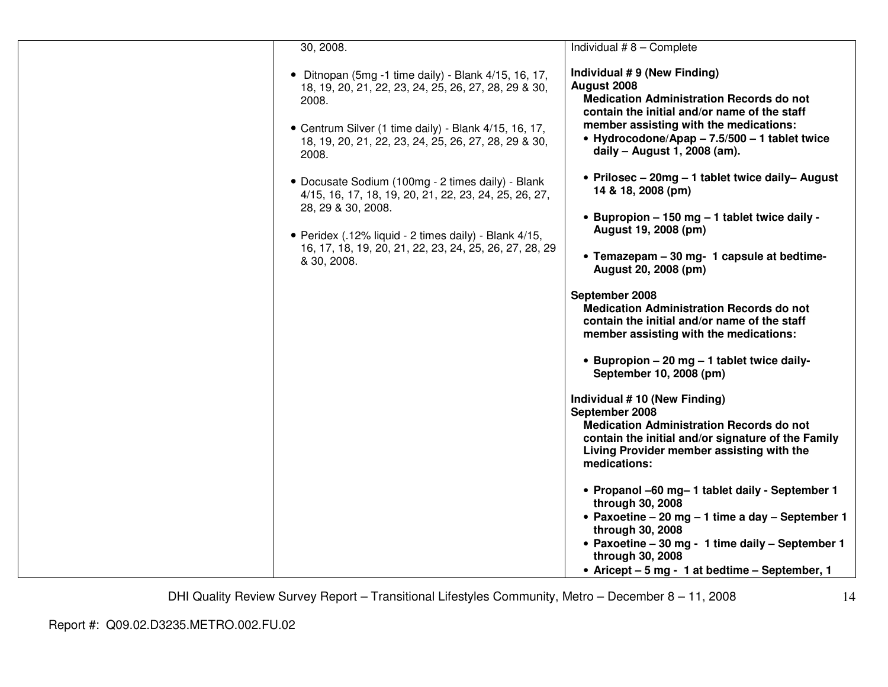| | | |
|---|---|---|
| | 30, 2008.<br><br>• Ditnopan (5mg -1 time daily) - Blank 4/15, 16, 17, 18, 19, 20, 21, 22, 23, 24, 25, 26, 27, 28, 29 & 30, 2008.<br><br>• Centrum Silver (1 time daily) - Blank 4/15, 16, 17, 18, 19, 20, 21, 22, 23, 24, 25, 26, 27, 28, 29 & 30, 2008.<br><br>• Docusate Sodium (100mg - 2 times daily) - Blank 4/15, 16, 17, 18, 19, 20, 21, 22, 23, 24, 25, 26, 27, 28, 29 & 30, 2008.<br><br>• Peridex (.12% liquid - 2 times daily) - Blank 4/15, 16, 17, 18, 19, 20, 21, 22, 23, 24, 25, 26, 27, 28, 29 & 30, 2008. | Individual # 8 – Complete<br><br>**Individual # 9 (New Finding)**<br>**August 2008**<br>**Medication Administration Records do not contain the initial and/or name of the staff member assisting with the medications:**<br>• **Hydrocodone/Apap – 7.5/500 – 1 tablet twice daily – August 1, 2008 (am).**<br><br>• **Prilosec – 20mg – 1 tablet twice daily– August 14 & 18, 2008 (pm)**<br><br>• **Bupropion – 150 mg – 1 tablet twice daily - August 19, 2008 (pm)**<br><br>• **Temazepam – 30 mg- 1 capsule at bedtime- August 20, 2008 (pm)**<br><br>**September 2008**<br>**Medication Administration Records do not contain the initial and/or name of the staff member assisting with the medications:**<br><br>• **Bupropion – 20 mg – 1 tablet twice daily- September 10, 2008 (pm)**<br><br>**Individual # 10 (New Finding)**<br>**September 2008**<br>**Medication Administration Records do not contain the initial and/or signature of the Family Living Provider member assisting with the medications:**<br><br>• **Propanol –60 mg– 1 tablet daily - September 1 through 30, 2008**<br>• **Paxoetine – 20 mg – 1 time a day – September 1 through 30, 2008**<br>• **Paxoetine – 30 mg - 1 time daily – September 1 through 30, 2008**<br>• **Aricept – 5 mg - 1 at bedtime – September, 1** |

DHI Quality Review Survey Report – Transitional Lifestyles Community, Metro – December 8 – 11, 2008

Report #: Q09.02.D3235.METRO.002.FU.02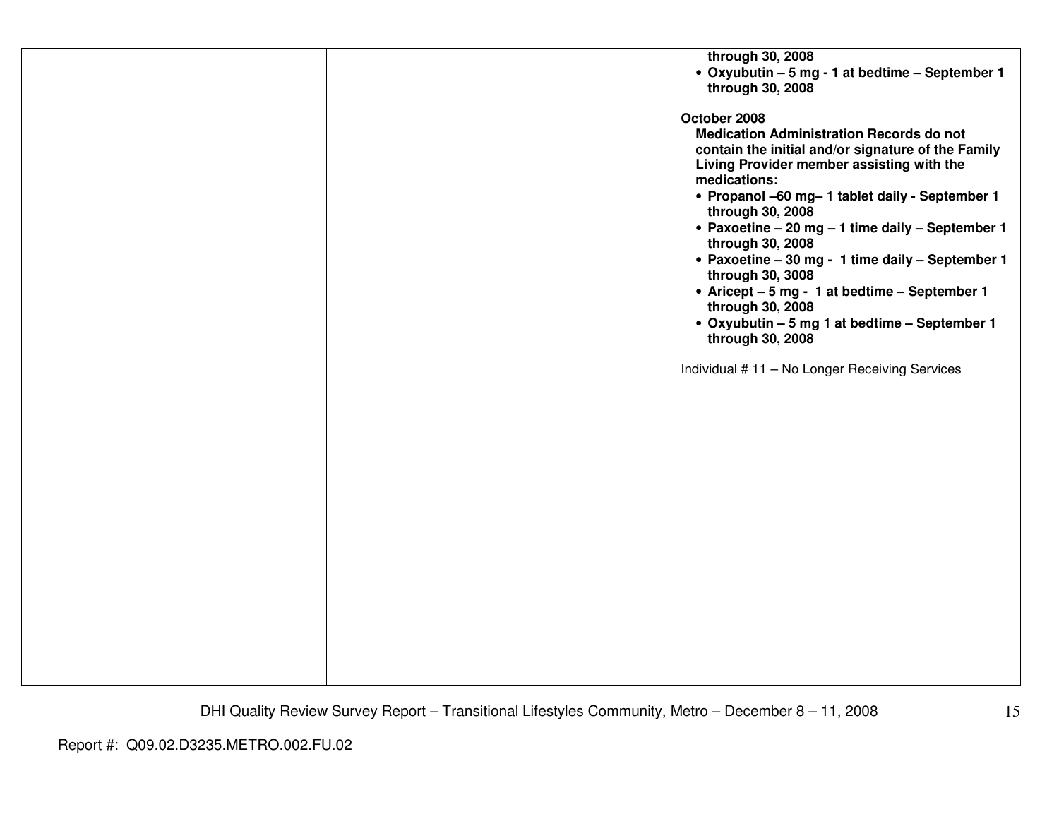| | | |
|---|---|---|
| | | **through 30, 2008**<br>• **Oxyubutin – 5 mg - 1 at bedtime – September 1 through 30, 2008**<br><br>**October 2008**<br>**Medication Administration Records do not contain the initial and/or signature of the Family Living Provider member assisting with the medications:**<br>• **Propanol –60 mg– 1 tablet daily - September 1 through 30, 2008**<br>• **Paxoetine – 20 mg – 1 time daily – September 1 through 30, 2008**<br>• **Paxoetine – 30 mg - 1 time daily – September 1 through 30, 3008**<br>• **Aricept – 5 mg - 1 at bedtime – September 1 through 30, 2008**<br>• **Oxyubutin – 5 mg 1 at bedtime – September 1 through 30, 2008**<br><br>Individual # 11 – No Longer Receiving Services |

Report #: Q09.02.D3235.METRO.002.FU.02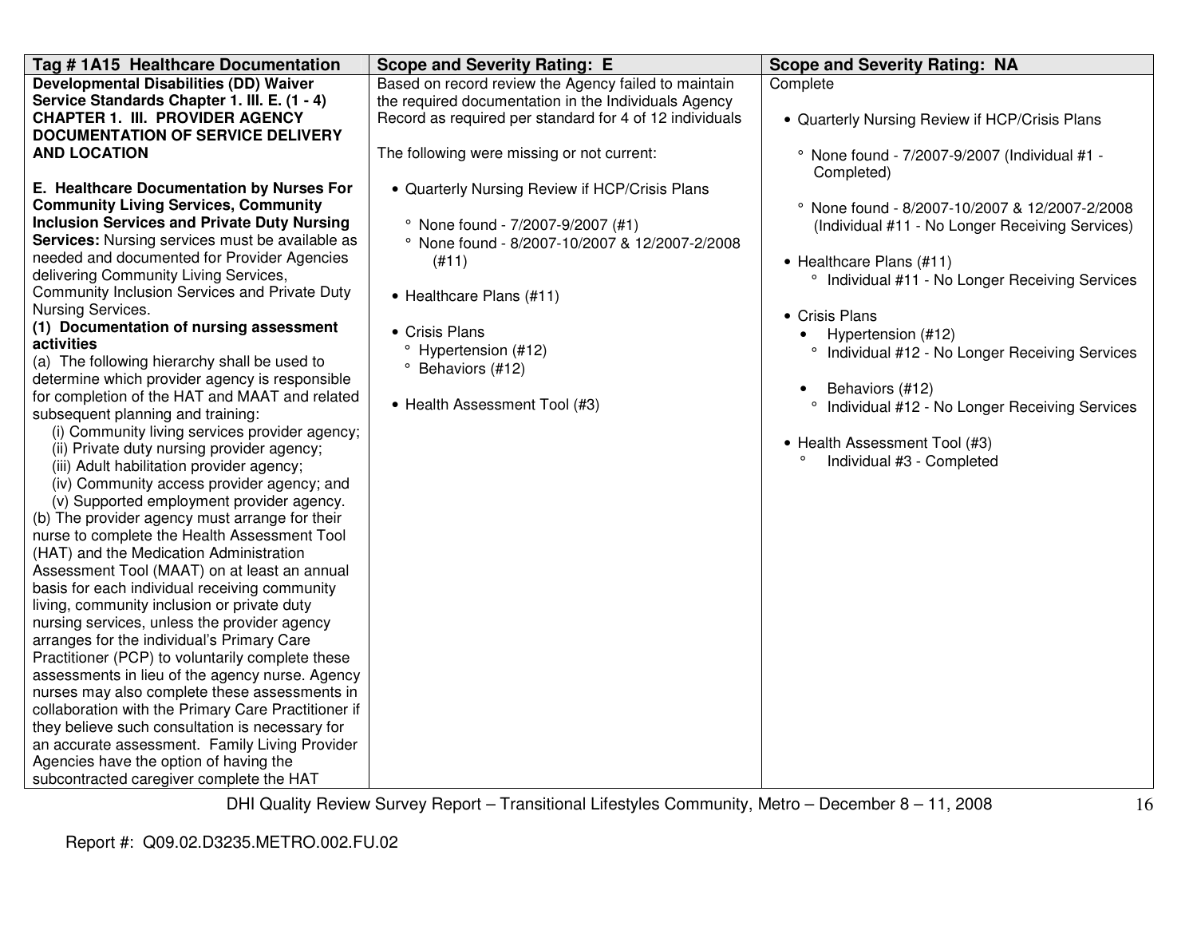| Tag # 1A15 Healthcare Documentation | Scope and Severity Rating: E | Scope and Severity Rating: NA |
|---|---|---|
| **Developmental Disabilities (DD) Waiver Service Standards Chapter 1. III. E. (1 - 4) CHAPTER 1. III. PROVIDER AGENCY DOCUMENTATION OF SERVICE DELIVERY AND LOCATION**<br><br>**E. Healthcare Documentation by Nurses For Community Living Services, Community Inclusion Services and Private Duty Nursing Services:** Nursing services must be available as needed and documented for Provider Agencies delivering Community Living Services, Community Inclusion Services and Private Duty Nursing Services.<br>**(1) Documentation of nursing assessment activities**<br>(a) The following hierarchy shall be used to determine which provider agency is responsible for completion of the HAT and MAAT and related subsequent planning and training:<br>(i) Community living services provider agency;<br>(ii) Private duty nursing provider agency;<br>(iii) Adult habilitation provider agency;<br>(iv) Community access provider agency; and<br>(v) Supported employment provider agency.<br>(b) The provider agency must arrange for their nurse to complete the Health Assessment Tool (HAT) and the Medication Administration Assessment Tool (MAAT) on at least an annual basis for each individual receiving community living, community inclusion or private duty nursing services, unless the provider agency arranges for the individual's Primary Care Practitioner (PCP) to voluntarily complete these assessments in lieu of the agency nurse. Agency nurses may also complete these assessments in collaboration with the Primary Care Practitioner if they believe such consultation is necessary for an accurate assessment. Family Living Provider Agencies have the option of having the subcontracted caregiver complete the HAT | Based on record review the Agency failed to maintain the required documentation in the Individuals Agency Record as required per standard for 4 of 12 individuals<br><br>The following were missing or not current:<br><br>• Quarterly Nursing Review if HCP/Crisis Plans<br>° None found - 7/2007-9/2007 (#1)<br>° None found - 8/2007-10/2007 & 12/2007-2/2008 (#11)<br><br>• Healthcare Plans (#11)<br><br>• Crisis Plans<br>° Hypertension (#12)<br>° Behaviors (#12)<br><br>• Health Assessment Tool (#3) | Complete<br><br>• Quarterly Nursing Review if HCP/Crisis Plans<br>° None found - 7/2007-9/2007 (Individual #1 - Completed)<br>° None found - 8/2007-10/2007 & 12/2007-2/2008 (Individual #11 - No Longer Receiving Services)<br><br>• Healthcare Plans (#11)<br>° Individual #11 - No Longer Receiving Services<br><br>• Crisis Plans<br>• Hypertension (#12)<br>° Individual #12 - No Longer Receiving Services<br>• Behaviors (#12)<br>° Individual #12 - No Longer Receiving Services<br><br>• Health Assessment Tool (#3)<br>° Individual #3 - Completed |

DHI Quality Review Survey Report – Transitional Lifestyles Community, Metro – December 8 – 11, 2008

Report #: Q09.02.D3235.METRO.002.FU.02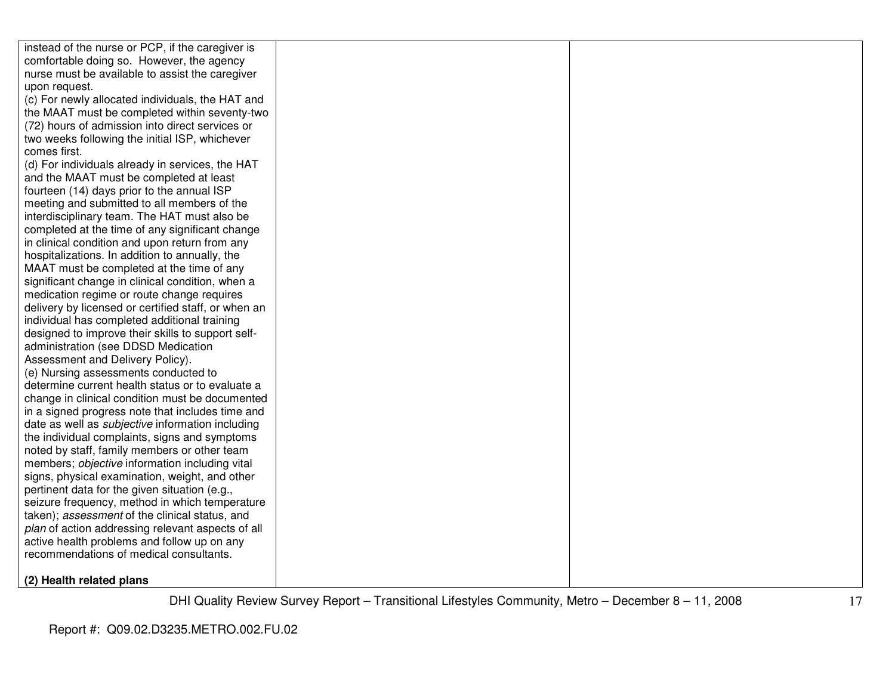| | | |
|---|---|---|
| instead of the nurse or PCP, if the caregiver is comfortable doing so. However, the agency nurse must be available to assist the caregiver upon request.<br>(c) For newly allocated individuals, the HAT and the MAAT must be completed within seventy-two (72) hours of admission into direct services or two weeks following the initial ISP, whichever comes first.<br>(d) For individuals already in services, the HAT and the MAAT must be completed at least fourteen (14) days prior to the annual ISP meeting and submitted to all members of the interdisciplinary team. The HAT must also be completed at the time of any significant change in clinical condition and upon return from any hospitalizations. In addition to annually, the MAAT must be completed at the time of any significant change in clinical condition, when a medication regime or route change requires delivery by licensed or certified staff, or when an individual has completed additional training designed to improve their skills to support self-administration (see DDSD Medication Assessment and Delivery Policy).<br>(e) Nursing assessments conducted to determine current health status or to evaluate a change in clinical condition must be documented in a signed progress note that includes time and date as well as *subjective* information including the individual complaints, signs and symptoms noted by staff, family members or other team members; *objective* information including vital signs, physical examination, weight, and other pertinent data for the given situation (e.g., seizure frequency, method in which temperature taken); *assessment* of the clinical status, and *plan* of action addressing relevant aspects of all active health problems and follow up on any recommendations of medical consultants.<br><br>**(2) Health related plans** | | |

Report #: Q09.02.D3235.METRO.002.FU.02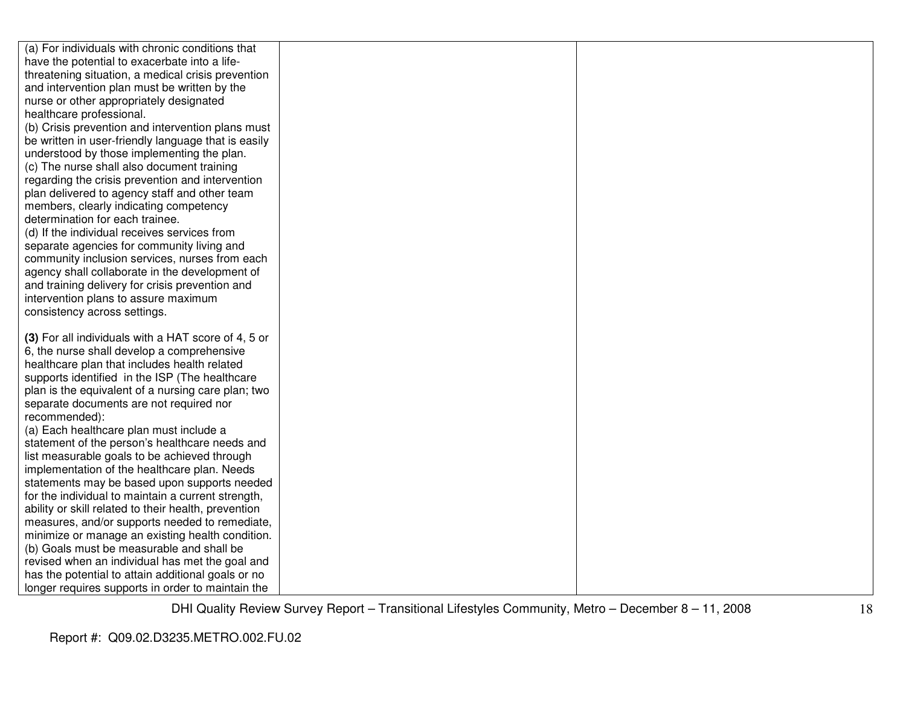| | | |
|---|---|---|
| (a) For individuals with chronic conditions that have the potential to exacerbate into a life-threatening situation, a medical crisis prevention and intervention plan must be written by the nurse or other appropriately designated healthcare professional.<br>(b) Crisis prevention and intervention plans must be written in user-friendly language that is easily understood by those implementing the plan.<br>(c) The nurse shall also document training regarding the crisis prevention and intervention plan delivered to agency staff and other team members, clearly indicating competency determination for each trainee.<br>(d) If the individual receives services from separate agencies for community living and community inclusion services, nurses from each agency shall collaborate in the development of and training delivery for crisis prevention and intervention plans to assure maximum consistency across settings.<br><br>**(3)** For all individuals with a HAT score of 4, 5 or 6, the nurse shall develop a comprehensive healthcare plan that includes health related supports identified in the ISP (The healthcare plan is the equivalent of a nursing care plan; two separate documents are not required nor recommended):<br>(a) Each healthcare plan must include a statement of the person's healthcare needs and list measurable goals to be achieved through implementation of the healthcare plan. Needs statements may be based upon supports needed for the individual to maintain a current strength, ability or skill related to their health, prevention measures, and/or supports needed to remediate, minimize or manage an existing health condition.<br>(b) Goals must be measurable and shall be revised when an individual has met the goal and has the potential to attain additional goals or no longer requires supports in order to maintain the | | |

DHI Quality Review Survey Report – Transitional Lifestyles Community, Metro – December 8 – 11, 2008

Report #: Q09.02.D3235.METRO.002.FU.02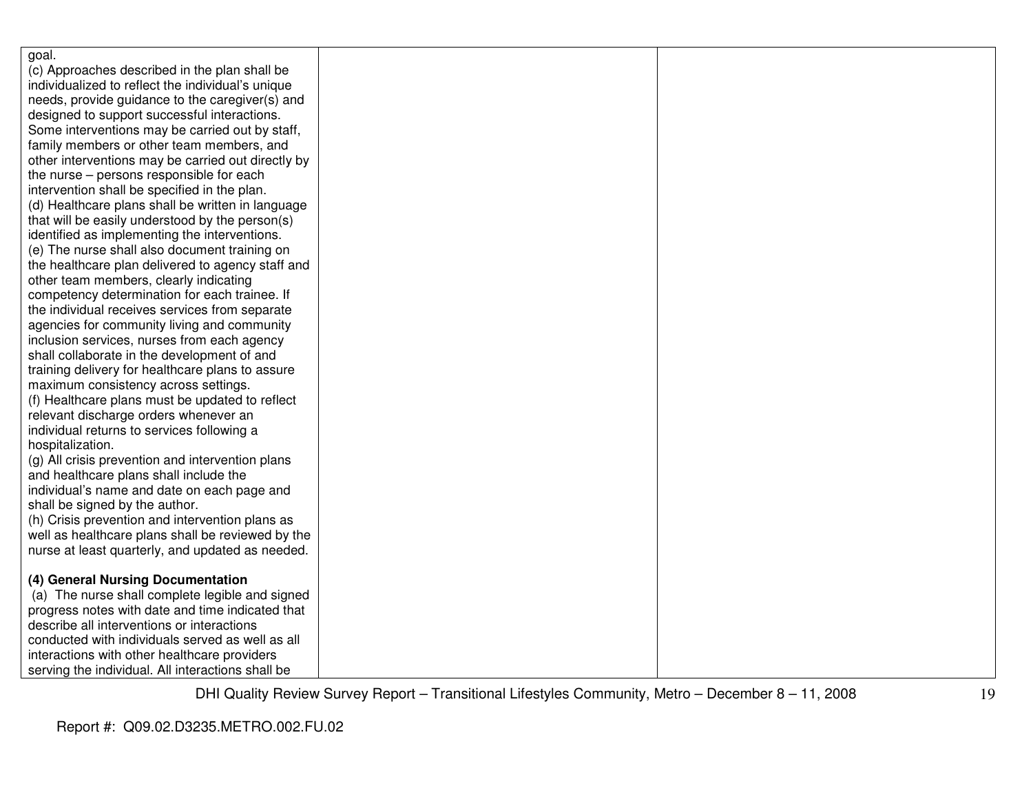| | | |
|---|---|---|
| goal.<br>(c) Approaches described in the plan shall be individualized to reflect the individual's unique needs, provide guidance to the caregiver(s) and designed to support successful interactions. Some interventions may be carried out by staff, family members or other team members, and other interventions may be carried out directly by the nurse – persons responsible for each intervention shall be specified in the plan.<br>(d) Healthcare plans shall be written in language that will be easily understood by the person(s) identified as implementing the interventions.<br>(e) The nurse shall also document training on the healthcare plan delivered to agency staff and other team members, clearly indicating competency determination for each trainee. If the individual receives services from separate agencies for community living and community inclusion services, nurses from each agency shall collaborate in the development of and training delivery for healthcare plans to assure maximum consistency across settings.<br>(f) Healthcare plans must be updated to reflect relevant discharge orders whenever an individual returns to services following a hospitalization.<br>(g) All crisis prevention and intervention plans and healthcare plans shall include the individual's name and date on each page and shall be signed by the author.<br>(h) Crisis prevention and intervention plans as well as healthcare plans shall be reviewed by the nurse at least quarterly, and updated as needed.<br><br>**(4) General Nursing Documentation**<br>(a) The nurse shall complete legible and signed progress notes with date and time indicated that describe all interventions or interactions conducted with individuals served as well as all interactions with other healthcare providers serving the individual. All interactions shall be | | |

DHI Quality Review Survey Report – Transitional Lifestyles Community, Metro – December 8 – 11, 2008

Report #: Q09.02.D3235.METRO.002.FU.02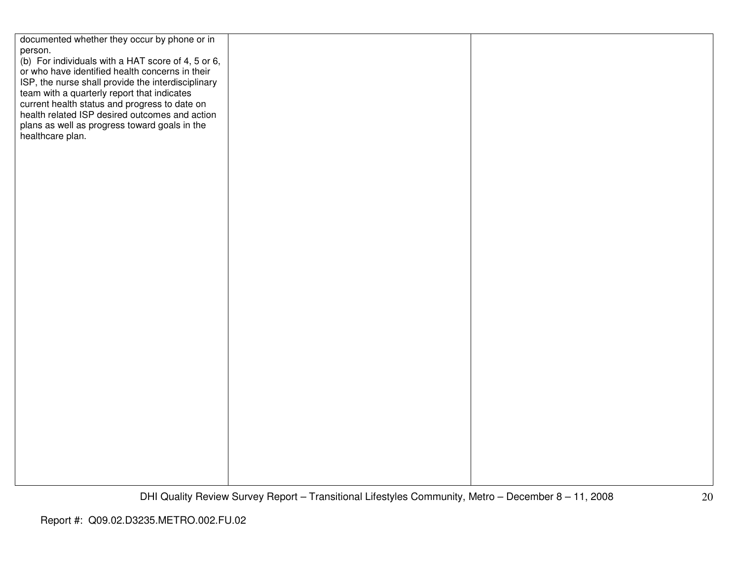| | | |
|---|---|---|
| documented whether they occur by phone or in person.<br>(b) For individuals with a HAT score of 4, 5 or 6, or who have identified health concerns in their ISP, the nurse shall provide the interdisciplinary team with a quarterly report that indicates current health status and progress to date on health related ISP desired outcomes and action plans as well as progress toward goals in the healthcare plan. | | |

Report #: Q09.02.D3235.METRO.002.FU.02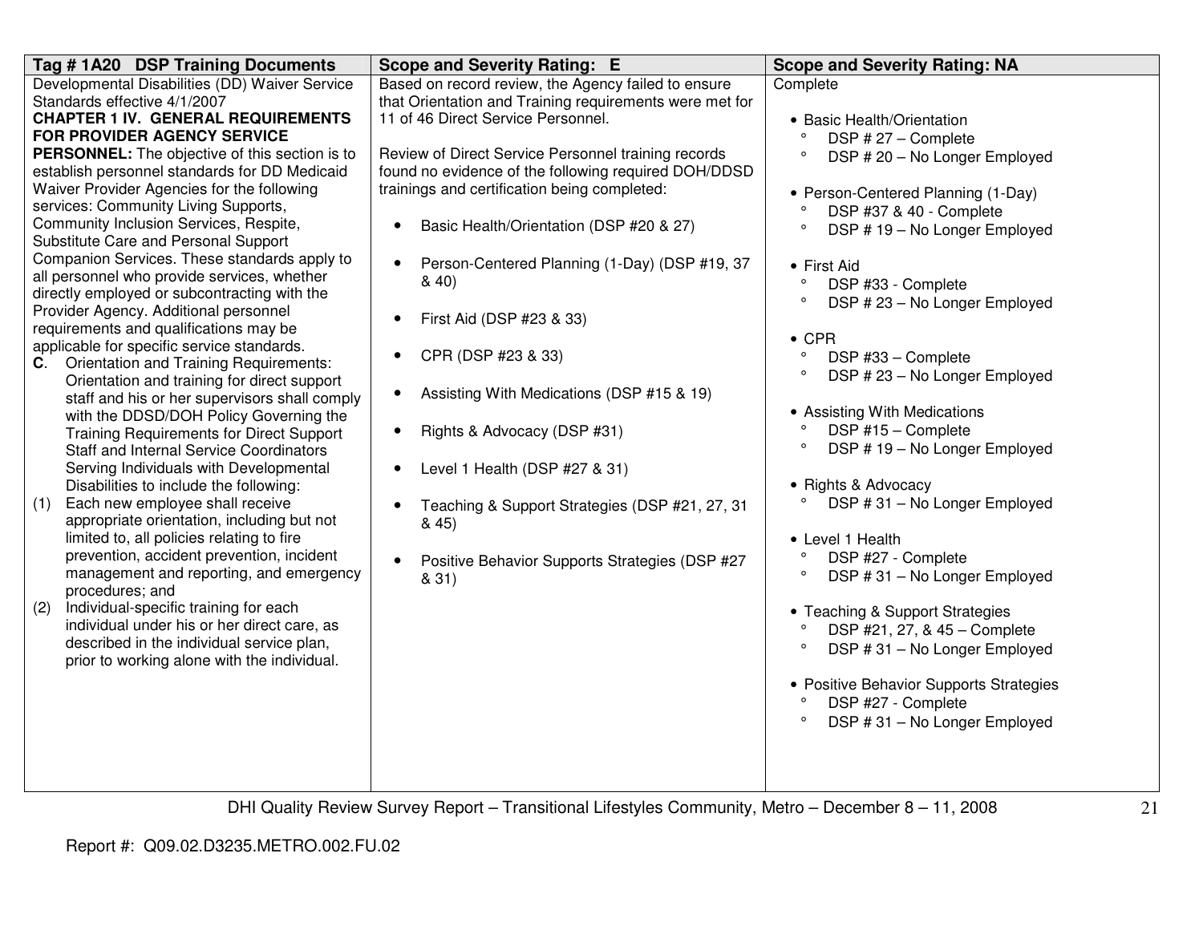| Tag # 1A20 DSP Training Documents | Scope and Severity Rating: E | Scope and Severity Rating: NA |
|---|---|---|
| Developmental Disabilities (DD) Waiver Service Standards effective 4/1/2007<br>**CHAPTER 1 IV. GENERAL REQUIREMENTS FOR PROVIDER AGENCY SERVICE PERSONNEL:** The objective of this section is to establish personnel standards for DD Medicaid Waiver Provider Agencies for the following services: Community Living Supports, Community Inclusion Services, Respite, Substitute Care and Personal Support Companion Services. These standards apply to all personnel who provide services, whether directly employed or subcontracting with the Provider Agency. Additional personnel requirements and qualifications may be applicable for specific service standards.<br>**C**. Orientation and Training Requirements: Orientation and training for direct support staff and his or her supervisors shall comply with the DDSD/DOH Policy Governing the Training Requirements for Direct Support Staff and Internal Service Coordinators Serving Individuals with Developmental Disabilities to include the following:<br>(1) Each new employee shall receive appropriate orientation, including but not limited to, all policies relating to fire prevention, accident prevention, incident management and reporting, and emergency procedures; and<br>(2) Individual-specific training for each individual under his or her direct care, as described in the individual service plan, prior to working alone with the individual. | Based on record review, the Agency failed to ensure that Orientation and Training requirements were met for 11 of 46 Direct Service Personnel.<br><br>Review of Direct Service Personnel training records found no evidence of the following required DOH/DDSD trainings and certification being completed:<br><br>• Basic Health/Orientation (DSP #20 & 27)<br>• Person-Centered Planning (1-Day) (DSP #19, 37 & 40)<br>• First Aid (DSP #23 & 33)<br>• CPR (DSP #23 & 33)<br>• Assisting With Medications (DSP #15 & 19)<br>• Rights & Advocacy (DSP #31)<br>• Level 1 Health (DSP #27 & 31)<br>• Teaching & Support Strategies (DSP #21, 27, 31 & 45)<br>• Positive Behavior Supports Strategies (DSP #27 & 31) | Complete<br><br>• Basic Health/Orientation<br>° DSP # 27 – Complete<br>° DSP # 20 – No Longer Employed<br><br>• Person-Centered Planning (1-Day)<br>° DSP #37 & 40 - Complete<br>° DSP # 19 – No Longer Employed<br><br>• First Aid<br>° DSP #33 - Complete<br>° DSP # 23 – No Longer Employed<br><br>• CPR<br>° DSP #33 – Complete<br>° DSP # 23 – No Longer Employed<br><br>• Assisting With Medications<br>° DSP #15 – Complete<br>° DSP # 19 – No Longer Employed<br><br>• Rights & Advocacy<br>° DSP # 31 – No Longer Employed<br><br>• Level 1 Health<br>° DSP #27 - Complete<br>° DSP # 31 – No Longer Employed<br><br>• Teaching & Support Strategies<br>° DSP #21, 27, & 45 – Complete<br>° DSP # 31 – No Longer Employed<br><br>• Positive Behavior Supports Strategies<br>° DSP #27 - Complete<br>° DSP # 31 – No Longer Employed |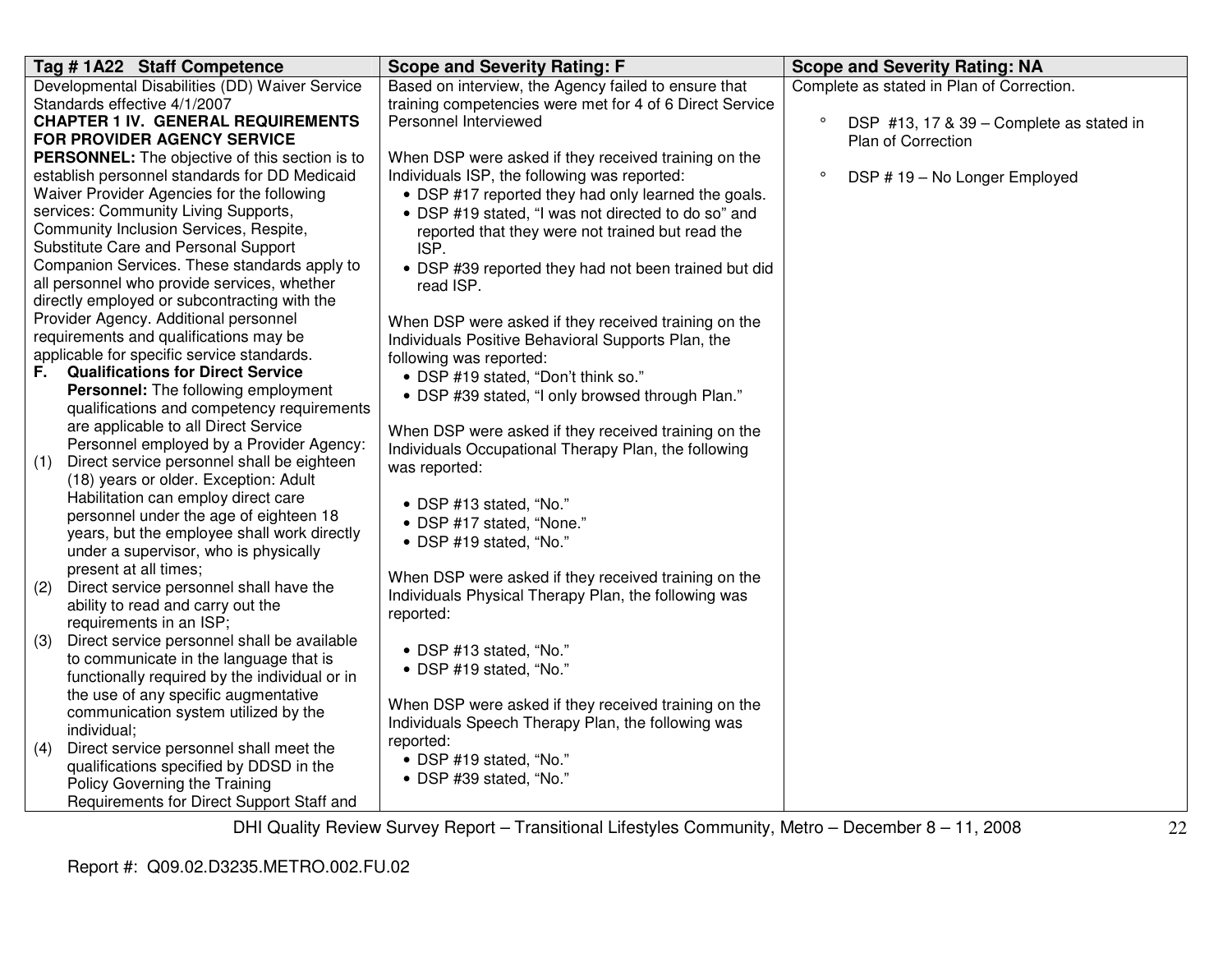| Tag # 1A22 Staff Competence | Scope and Severity Rating: F | Scope and Severity Rating: NA |
|---|---|---|
| Developmental Disabilities (DD) Waiver Service Standards effective 4/1/2007<br>**CHAPTER 1 IV. GENERAL REQUIREMENTS FOR PROVIDER AGENCY SERVICE PERSONNEL:** The objective of this section is to establish personnel standards for DD Medicaid Waiver Provider Agencies for the following services: Community Living Supports, Community Inclusion Services, Respite, Substitute Care and Personal Support Companion Services. These standards apply to all personnel who provide services, whether directly employed or subcontracting with the Provider Agency. Additional personnel requirements and qualifications may be applicable for specific service standards.<br>**F. Qualifications for Direct Service Personnel:** The following employment qualifications and competency requirements are applicable to all Direct Service Personnel employed by a Provider Agency:<br>(1) Direct service personnel shall be eighteen (18) years or older. Exception: Adult Habilitation can employ direct care personnel under the age of eighteen 18 years, but the employee shall work directly under a supervisor, who is physically present at all times;<br>(2) Direct service personnel shall have the ability to read and carry out the requirements in an ISP;<br>(3) Direct service personnel shall be available to communicate in the language that is functionally required by the individual or in the use of any specific augmentative communication system utilized by the individual;<br>(4) Direct service personnel shall meet the qualifications specified by DDSD in the Policy Governing the Training Requirements for Direct Support Staff and | Based on interview, the Agency failed to ensure that training competencies were met for 4 of 6 Direct Service Personnel Interviewed<br><br>When DSP were asked if they received training on the Individuals ISP, the following was reported:<br>• DSP #17 reported they had only learned the goals.<br>• DSP #19 stated, "I was not directed to do so" and reported that they were not trained but read the ISP.<br>• DSP #39 reported they had not been trained but did read ISP.<br><br>When DSP were asked if they received training on the Individuals Positive Behavioral Supports Plan, the following was reported:<br>• DSP #19 stated, "Don't think so."<br>• DSP #39 stated, "I only browsed through Plan."<br><br>When DSP were asked if they received training on the Individuals Occupational Therapy Plan, the following was reported:<br>• DSP #13 stated, "No."<br>• DSP #17 stated, "None."<br>• DSP #19 stated, "No."<br><br>When DSP were asked if they received training on the Individuals Physical Therapy Plan, the following was reported:<br>• DSP #13 stated, "No."<br>• DSP #19 stated, "No."<br><br>When DSP were asked if they received training on the Individuals Speech Therapy Plan, the following was reported:<br>• DSP #19 stated, "No."<br>• DSP #39 stated, "No." | Complete as stated in Plan of Correction.<br><br>° DSP #13, 17 & 39 – Complete as stated in Plan of Correction<br><br>° DSP # 19 – No Longer Employed |

DHI Quality Review Survey Report – Transitional Lifestyles Community, Metro – December 8 – 11, 2008

Report #: Q09.02.D3235.METRO.002.FU.02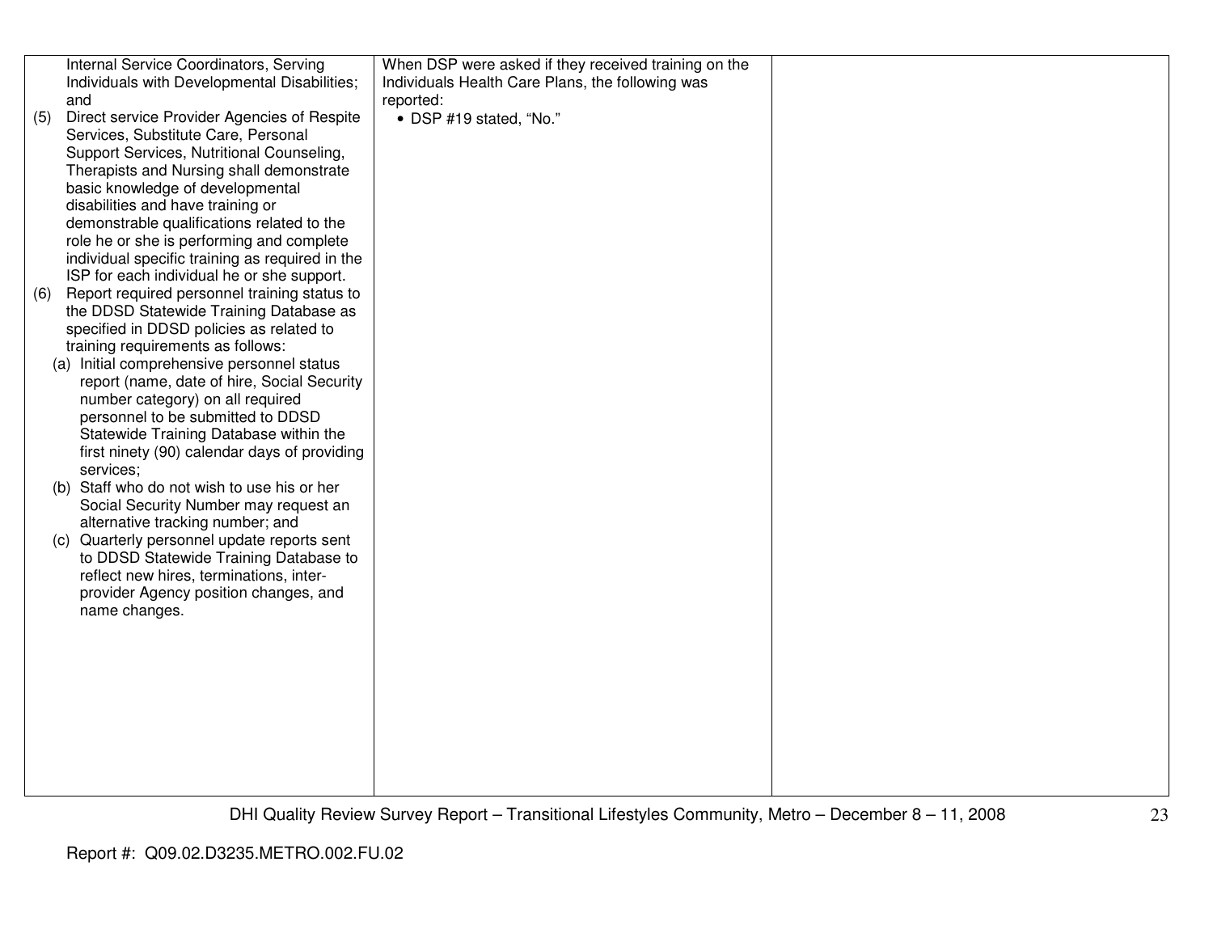| | | |
|---|---|---|
| Internal Service Coordinators, Serving Individuals with Developmental Disabilities; and<br>(5) Direct service Provider Agencies of Respite Services, Substitute Care, Personal Support Services, Nutritional Counseling, Therapists and Nursing shall demonstrate basic knowledge of developmental disabilities and have training or demonstrable qualifications related to the role he or she is performing and complete individual specific training as required in the ISP for each individual he or she support.<br>(6) Report required personnel training status to the DDSD Statewide Training Database as specified in DDSD policies as related to training requirements as follows:<br>(a) Initial comprehensive personnel status report (name, date of hire, Social Security number category) on all required personnel to be submitted to DDSD Statewide Training Database within the first ninety (90) calendar days of providing services;<br>(b) Staff who do not wish to use his or her Social Security Number may request an alternative tracking number; and<br>(c) Quarterly personnel update reports sent to DDSD Statewide Training Database to reflect new hires, terminations, inter-provider Agency position changes, and name changes. | When DSP were asked if they received training on the Individuals Health Care Plans, the following was reported:<br>• DSP #19 stated, "No." | |

DHI Quality Review Survey Report – Transitional Lifestyles Community, Metro – December 8 – 11, 2008

Report #: Q09.02.D3235.METRO.002.FU.02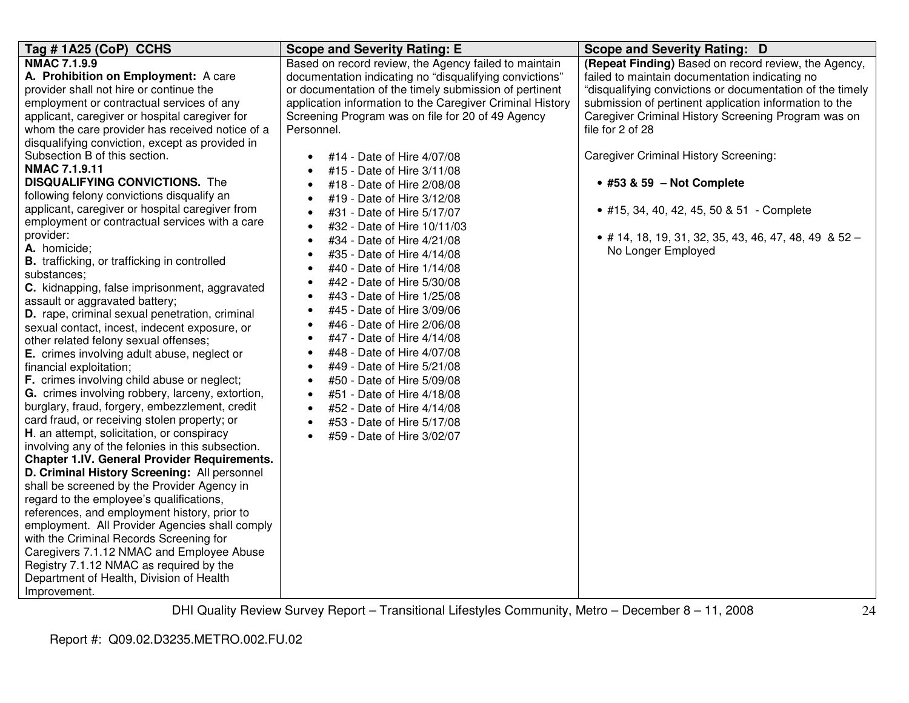| Tag # 1A25 (CoP) CCHS | Scope and Severity Rating: E | Scope and Severity Rating: D |
|---|---|---|
| **NMAC 7.1.9.9**<br>**A. Prohibition on Employment:** A care provider shall not hire or continue the employment or contractual services of any applicant, caregiver or hospital caregiver for whom the care provider has received notice of a disqualifying conviction, except as provided in Subsection B of this section.<br>**NMAC 7.1.9.11**<br>**DISQUALIFYING CONVICTIONS.** The following felony convictions disqualify an applicant, caregiver or hospital caregiver from employment or contractual services with a care provider:<br>**A.** homicide;<br>**B.** trafficking, or trafficking in controlled substances;<br>**C.** kidnapping, false imprisonment, aggravated assault or aggravated battery;<br>**D.** rape, criminal sexual penetration, criminal sexual contact, incest, indecent exposure, or other related felony sexual offenses;<br>**E.** crimes involving adult abuse, neglect or financial exploitation;<br>**F.** crimes involving child abuse or neglect;<br>**G.** crimes involving robbery, larceny, extortion, burglary, fraud, forgery, embezzlement, credit card fraud, or receiving stolen property; or<br>**H**. an attempt, solicitation, or conspiracy involving any of the felonies in this subsection.<br>**Chapter 1.IV. General Provider Requirements. D. Criminal History Screening:** All personnel shall be screened by the Provider Agency in regard to the employee's qualifications, references, and employment history, prior to employment. All Provider Agencies shall comply with the Criminal Records Screening for Caregivers 7.1.12 NMAC and Employee Abuse Registry 7.1.12 NMAC as required by the Department of Health, Division of Health Improvement. | Based on record review, the Agency failed to maintain documentation indicating no "disqualifying convictions" or documentation of the timely submission of pertinent application information to the Caregiver Criminal History Screening Program was on file for 20 of 49 Agency Personnel.<br><br>• #14 - Date of Hire 4/07/08<br>• #15 - Date of Hire 3/11/08<br>• #18 - Date of Hire 2/08/08<br>• #19 - Date of Hire 3/12/08<br>• #31 - Date of Hire 5/17/07<br>• #32 - Date of Hire 10/11/03<br>• #34 - Date of Hire 4/21/08<br>• #35 - Date of Hire 4/14/08<br>• #40 - Date of Hire 1/14/08<br>• #42 - Date of Hire 5/30/08<br>• #43 - Date of Hire 1/25/08<br>• #45 - Date of Hire 3/09/06<br>• #46 - Date of Hire 2/06/08<br>• #47 - Date of Hire 4/14/08<br>• #48 - Date of Hire 4/07/08<br>• #49 - Date of Hire 5/21/08<br>• #50 - Date of Hire 5/09/08<br>• #51 - Date of Hire 4/18/08<br>• #52 - Date of Hire 4/14/08<br>• #53 - Date of Hire 5/17/08<br>• #59 - Date of Hire 3/02/07 | **(Repeat Finding)** Based on record review, the Agency, failed to maintain documentation indicating no "disqualifying convictions or documentation of the timely submission of pertinent application information to the Caregiver Criminal History Screening Program was on file for 2 of 28<br><br>Caregiver Criminal History Screening:<br><br>• **#53 & 59 – Not Complete**<br><br>• #15, 34, 40, 42, 45, 50 & 51 - Complete<br><br>• # 14, 18, 19, 31, 32, 35, 43, 46, 47, 48, 49 & 52 – No Longer Employed |

DHI Quality Review Survey Report – Transitional Lifestyles Community, Metro – December 8 – 11, 2008

Report #: Q09.02.D3235.METRO.002.FU.02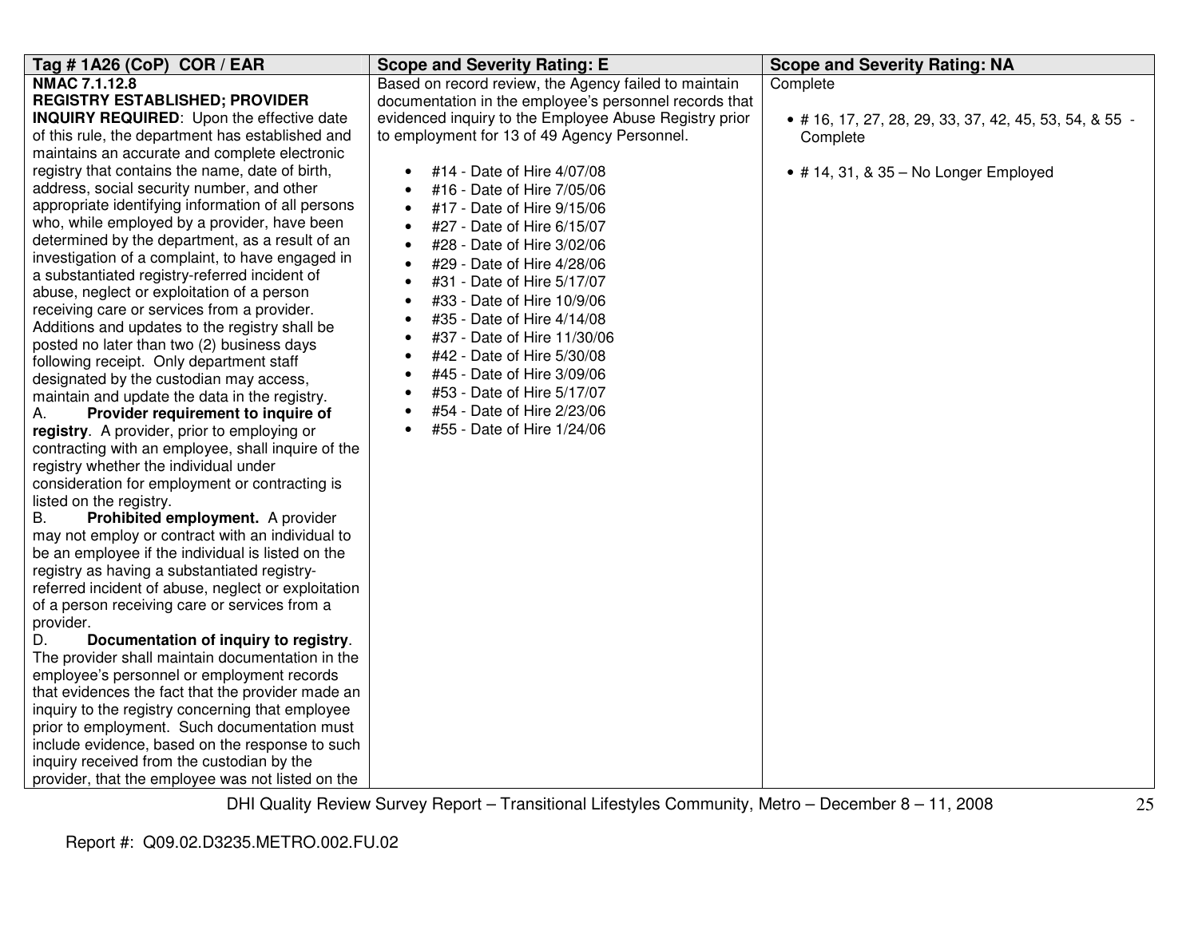| Tag # 1A26 (CoP) COR / EAR | Scope and Severity Rating: E | Scope and Severity Rating: NA |
|---|---|---|
| **NMAC 7.1.12.8**<br>**REGISTRY ESTABLISHED; PROVIDER INQUIRY REQUIRED**: Upon the effective date of this rule, the department has established and maintains an accurate and complete electronic registry that contains the name, date of birth, address, social security number, and other appropriate identifying information of all persons who, while employed by a provider, have been determined by the department, as a result of an investigation of a complaint, to have engaged in a substantiated registry-referred incident of abuse, neglect or exploitation of a person receiving care or services from a provider. Additions and updates to the registry shall be posted no later than two (2) business days following receipt. Only department staff designated by the custodian may access, maintain and update the data in the registry.<br>A. **Provider requirement to inquire of registry**. A provider, prior to employing or contracting with an employee, shall inquire of the registry whether the individual under consideration for employment or contracting is listed on the registry.<br>B. **Prohibited employment.** A provider may not employ or contract with an individual to be an employee if the individual is listed on the registry as having a substantiated registry-referred incident of abuse, neglect or exploitation of a person receiving care or services from a provider.<br>D. **Documentation of inquiry to registry**. The provider shall maintain documentation in the employee's personnel or employment records that evidences the fact that the provider made an inquiry to the registry concerning that employee prior to employment. Such documentation must include evidence, based on the response to such inquiry received from the custodian by the provider, that the employee was not listed on the | Based on record review, the Agency failed to maintain documentation in the employee's personnel records that evidenced inquiry to the Employee Abuse Registry prior to employment for 13 of 49 Agency Personnel.<br><br>• #14 - Date of Hire 4/07/08<br>• #16 - Date of Hire 7/05/06<br>• #17 - Date of Hire 9/15/06<br>• #27 - Date of Hire 6/15/07<br>• #28 - Date of Hire 3/02/06<br>• #29 - Date of Hire 4/28/06<br>• #31 - Date of Hire 5/17/07<br>• #33 - Date of Hire 10/9/06<br>• #35 - Date of Hire 4/14/08<br>• #37 - Date of Hire 11/30/06<br>• #42 - Date of Hire 5/30/08<br>• #45 - Date of Hire 3/09/06<br>• #53 - Date of Hire 5/17/07<br>• #54 - Date of Hire 2/23/06<br>• #55 - Date of Hire 1/24/06 | Complete<br><br>• # 16, 17, 27, 28, 29, 33, 37, 42, 45, 53, 54, & 55 - Complete<br><br>• # 14, 31, & 35 – No Longer Employed |

DHI Quality Review Survey Report – Transitional Lifestyles Community, Metro – December 8 – 11, 2008

Report #: Q09.02.D3235.METRO.002.FU.02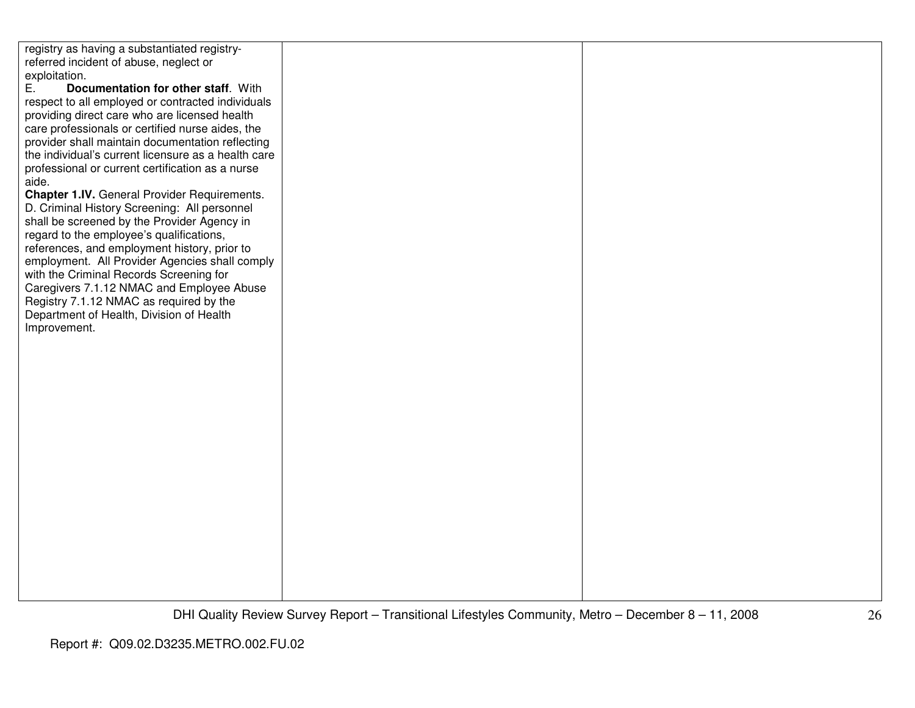| | | |
|---|---|---|
| registry as having a substantiated registry-referred incident of abuse, neglect or exploitation.<br>E. **Documentation for other staff**. With respect to all employed or contracted individuals providing direct care who are licensed health care professionals or certified nurse aides, the provider shall maintain documentation reflecting the individual's current licensure as a health care professional or current certification as a nurse aide.<br>**Chapter 1.IV.** General Provider Requirements. D. Criminal History Screening: All personnel shall be screened by the Provider Agency in regard to the employee's qualifications, references, and employment history, prior to employment. All Provider Agencies shall comply with the Criminal Records Screening for Caregivers 7.1.12 NMAC and Employee Abuse Registry 7.1.12 NMAC as required by the Department of Health, Division of Health Improvement. | | |

DHI Quality Review Survey Report – Transitional Lifestyles Community, Metro – December 8 – 11, 2008

Report #: Q09.02.D3235.METRO.002.FU.02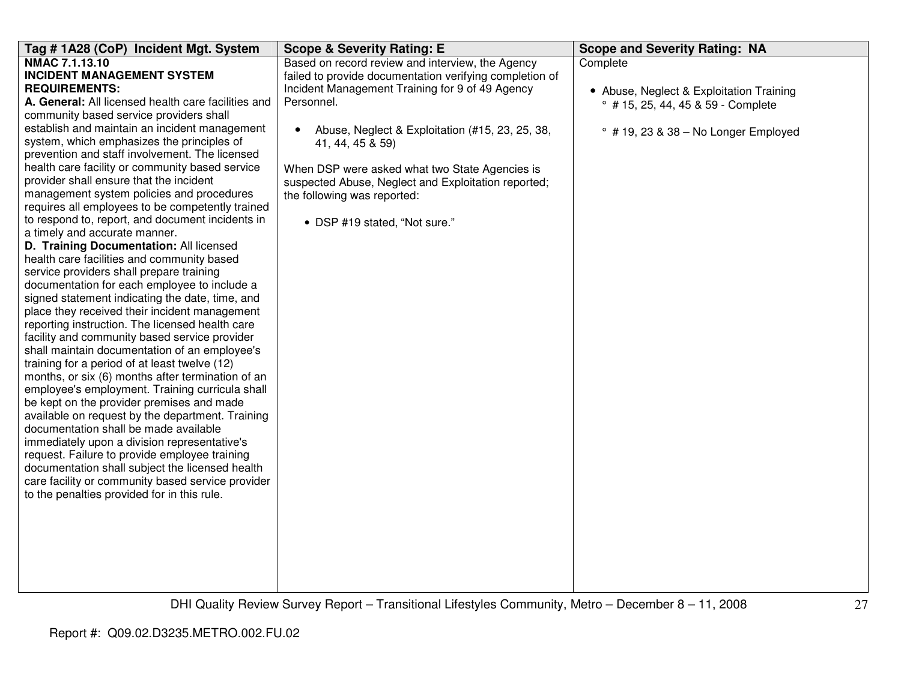| Tag # 1A28 (CoP) Incident Mgt. System | Scope & Severity Rating: E | Scope and Severity Rating: NA |
|---|---|---|
| **NMAC 7.1.13.10**<br>**INCIDENT MANAGEMENT SYSTEM REQUIREMENTS:**<br>**A. General:** All licensed health care facilities and community based service providers shall establish and maintain an incident management system, which emphasizes the principles of prevention and staff involvement. The licensed health care facility or community based service provider shall ensure that the incident management system policies and procedures requires all employees to be competently trained to respond to, report, and document incidents in a timely and accurate manner.<br>**D. Training Documentation:** All licensed health care facilities and community based service providers shall prepare training documentation for each employee to include a signed statement indicating the date, time, and place they received their incident management reporting instruction. The licensed health care facility and community based service provider shall maintain documentation of an employee's training for a period of at least twelve (12) months, or six (6) months after termination of an employee's employment. Training curricula shall be kept on the provider premises and made available on request by the department. Training documentation shall be made available immediately upon a division representative's request. Failure to provide employee training documentation shall subject the licensed health care facility or community based service provider to the penalties provided for in this rule. | Based on record review and interview, the Agency failed to provide documentation verifying completion of Incident Management Training for 9 of 49 Agency Personnel.<br><br>• Abuse, Neglect & Exploitation (#15, 23, 25, 38, 41, 44, 45 & 59)<br><br>When DSP were asked what two State Agencies is suspected Abuse, Neglect and Exploitation reported; the following was reported:<br><br>• DSP #19 stated, "Not sure." | Complete<br><br>• Abuse, Neglect & Exploitation Training<br>  ° # 15, 25, 44, 45 & 59 - Complete<br><br>  ° # 19, 23 & 38 – No Longer Employed |

DHI Quality Review Survey Report – Transitional Lifestyles Community, Metro – December 8 – 11, 2008

Report #: Q09.02.D3235.METRO.002.FU.02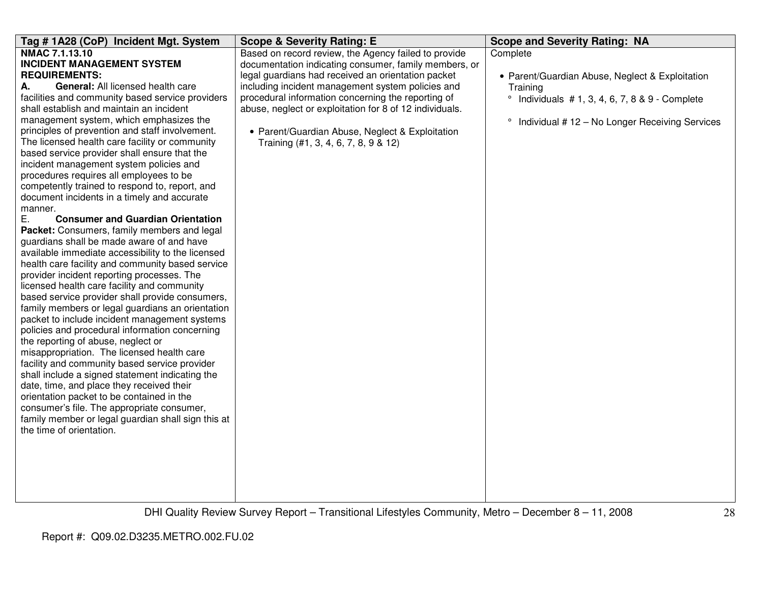| Tag # 1A28 (CoP) Incident Mgt. System | Scope & Severity Rating: E | Scope and Severity Rating: NA |
|---|---|---|
| **NMAC 7.1.13.10**<br>**INCIDENT MANAGEMENT SYSTEM REQUIREMENTS:**<br>**A. General:** All licensed health care facilities and community based service providers shall establish and maintain an incident management system, which emphasizes the principles of prevention and staff involvement. The licensed health care facility or community based service provider shall ensure that the incident management system policies and procedures requires all employees to be competently trained to respond to, report, and document incidents in a timely and accurate manner.<br>E. **Consumer and Guardian Orientation Packet:** Consumers, family members and legal guardians shall be made aware of and have available immediate accessibility to the licensed health care facility and community based service provider incident reporting processes. The licensed health care facility and community based service provider shall provide consumers, family members or legal guardians an orientation packet to include incident management systems policies and procedural information concerning the reporting of abuse, neglect or misappropriation. The licensed health care facility and community based service provider shall include a signed statement indicating the date, time, and place they received their orientation packet to be contained in the consumer's file. The appropriate consumer, family member or legal guardian shall sign this at the time of orientation. | Based on record review, the Agency failed to provide documentation indicating consumer, family members, or legal guardians had received an orientation packet including incident management system policies and procedural information concerning the reporting of abuse, neglect or exploitation for 8 of 12 individuals.<br><br>• Parent/Guardian Abuse, Neglect & Exploitation Training (#1, 3, 4, 6, 7, 8, 9 & 12) | Complete<br><br>• Parent/Guardian Abuse, Neglect & Exploitation Training<br>° Individuals # 1, 3, 4, 6, 7, 8 & 9 - Complete<br>° Individual # 12 – No Longer Receiving Services |

Report #: Q09.02.D3235.METRO.002.FU.02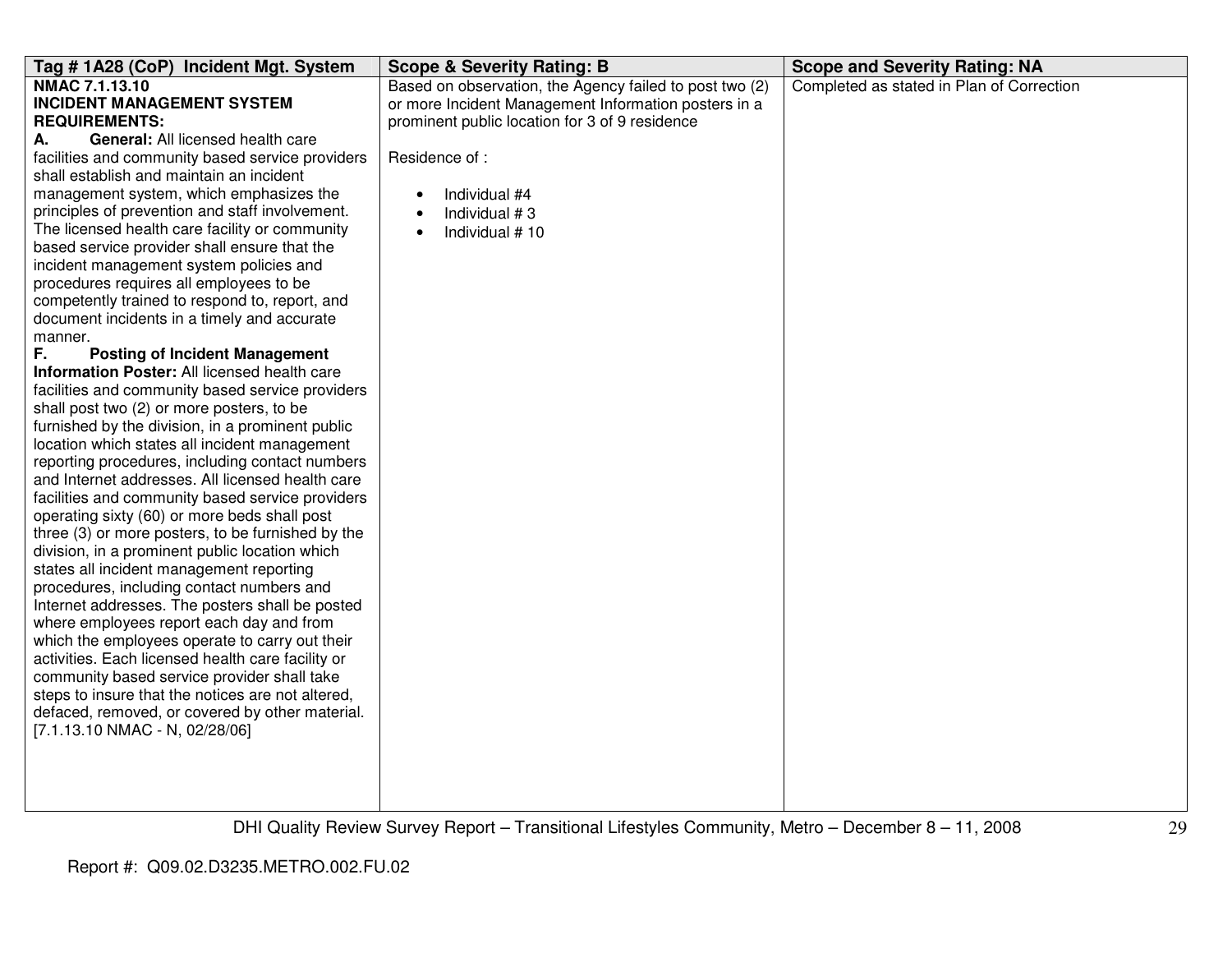| Tag # 1A28 (CoP) Incident Mgt. System | Scope & Severity Rating: B | Scope and Severity Rating: NA |
|---|---|---|
| **NMAC 7.1.13.10**<br>**INCIDENT MANAGEMENT SYSTEM REQUIREMENTS:**<br>**A. General:** All licensed health care facilities and community based service providers shall establish and maintain an incident management system, which emphasizes the principles of prevention and staff involvement. The licensed health care facility or community based service provider shall ensure that the incident management system policies and procedures requires all employees to be competently trained to respond to, report, and document incidents in a timely and accurate manner.<br>**F. Posting of Incident Management Information Poster:** All licensed health care facilities and community based service providers shall post two (2) or more posters, to be furnished by the division, in a prominent public location which states all incident management reporting procedures, including contact numbers and Internet addresses. All licensed health care facilities and community based service providers operating sixty (60) or more beds shall post three (3) or more posters, to be furnished by the division, in a prominent public location which states all incident management reporting procedures, including contact numbers and Internet addresses. The posters shall be posted where employees report each day and from which the employees operate to carry out their activities. Each licensed health care facility or community based service provider shall take steps to insure that the notices are not altered, defaced, removed, or covered by other material.<br>[7.1.13.10 NMAC - N, 02/28/06] | Based on observation, the Agency failed to post two (2) or more Incident Management Information posters in a prominent public location for 3 of 9 residence<br><br>Residence of :<br><br>• Individual #4<br>• Individual # 3<br>• Individual # 10 | Completed as stated in Plan of Correction |

DHI Quality Review Survey Report – Transitional Lifestyles Community, Metro – December 8 – 11, 2008

Report #: Q09.02.D3235.METRO.002.FU.02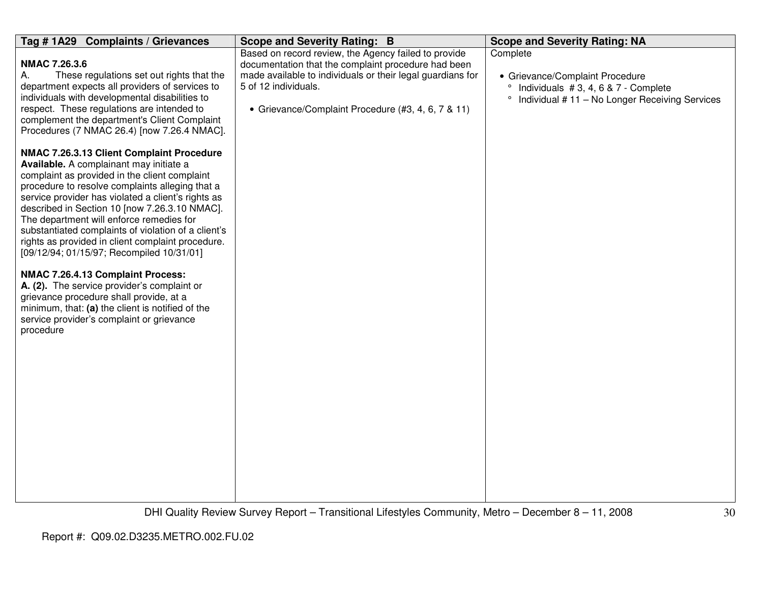| Tag # 1A29 Complaints / Grievances | Scope and Severity Rating: B | Scope and Severity Rating: NA |
|---|---|---|
| **NMAC 7.26.3.6**<br>A. These regulations set out rights that the department expects all providers of services to individuals with developmental disabilities to respect. These regulations are intended to complement the department's Client Complaint Procedures (7 NMAC 26.4) [now 7.26.4 NMAC].<br><br>**NMAC 7.26.3.13 Client Complaint Procedure Available.** A complainant may initiate a complaint as provided in the client complaint procedure to resolve complaints alleging that a service provider has violated a client's rights as described in Section 10 [now 7.26.3.10 NMAC]. The department will enforce remedies for substantiated complaints of violation of a client's rights as provided in client complaint procedure. [09/12/94; 01/15/97; Recompiled 10/31/01]<br><br>**NMAC 7.26.4.13 Complaint Process:**<br>**A. (2).** The service provider's complaint or grievance procedure shall provide, at a minimum, that: **(a)** the client is notified of the service provider's complaint or grievance procedure | Based on record review, the Agency failed to provide documentation that the complaint procedure had been made available to individuals or their legal guardians for 5 of 12 individuals.<br><br>• Grievance/Complaint Procedure (#3, 4, 6, 7 & 11) | Complete<br><br>• Grievance/Complaint Procedure<br>° Individuals # 3, 4, 6 & 7 - Complete<br>° Individual # 11 – No Longer Receiving Services |

Report #: Q09.02.D3235.METRO.002.FU.02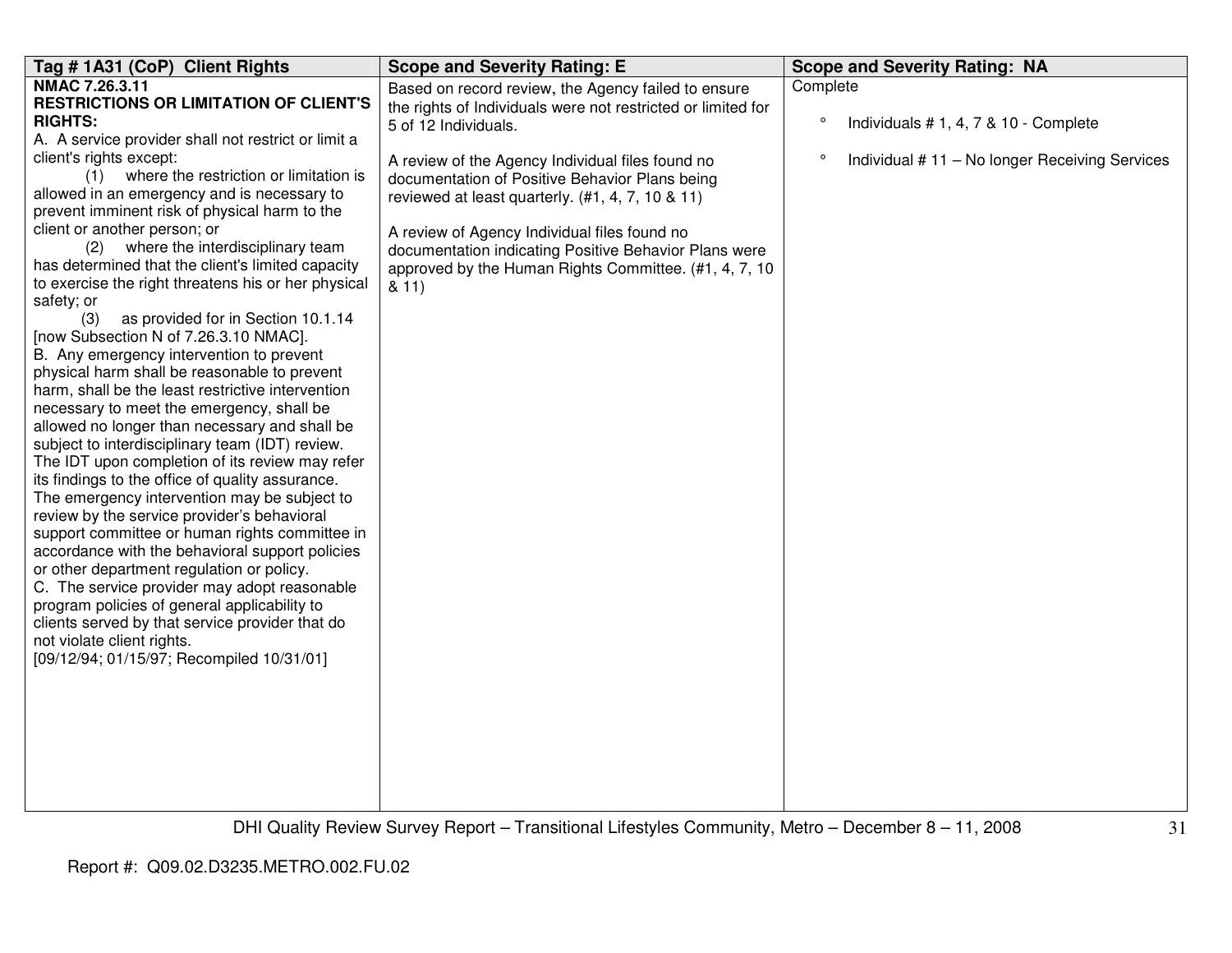| Tag # 1A31 (CoP) Client Rights | Scope and Severity Rating: E | Scope and Severity Rating: NA |
|---|---|---|
| **NMAC 7.26.3.11**<br>**RESTRICTIONS OR LIMITATION OF CLIENT'S RIGHTS:**<br>A. A service provider shall not restrict or limit a client's rights except:<br>(1) where the restriction or limitation is allowed in an emergency and is necessary to prevent imminent risk of physical harm to the client or another person; or<br>(2) where the interdisciplinary team has determined that the client's limited capacity to exercise the right threatens his or her physical safety; or<br>(3) as provided for in Section 10.1.14 [now Subsection N of 7.26.3.10 NMAC].<br>B. Any emergency intervention to prevent physical harm shall be reasonable to prevent harm, shall be the least restrictive intervention necessary to meet the emergency, shall be allowed no longer than necessary and shall be subject to interdisciplinary team (IDT) review. The IDT upon completion of its review may refer its findings to the office of quality assurance. The emergency intervention may be subject to review by the service provider's behavioral support committee or human rights committee in accordance with the behavioral support policies or other department regulation or policy.<br>C. The service provider may adopt reasonable program policies of general applicability to clients served by that service provider that do not violate client rights.<br>[09/12/94; 01/15/97; Recompiled 10/31/01] | Based on record review, the Agency failed to ensure the rights of Individuals were not restricted or limited for 5 of 12 Individuals.<br><br>A review of the Agency Individual files found no documentation of Positive Behavior Plans being reviewed at least quarterly. (#1, 4, 7, 10 & 11)<br><br>A review of Agency Individual files found no documentation indicating Positive Behavior Plans were approved by the Human Rights Committee. (#1, 4, 7, 10 & 11) | Complete<br><br>° Individuals # 1, 4, 7 & 10 - Complete<br><br>° Individual # 11 – No longer Receiving Services |

Report #: Q09.02.D3235.METRO.002.FU.02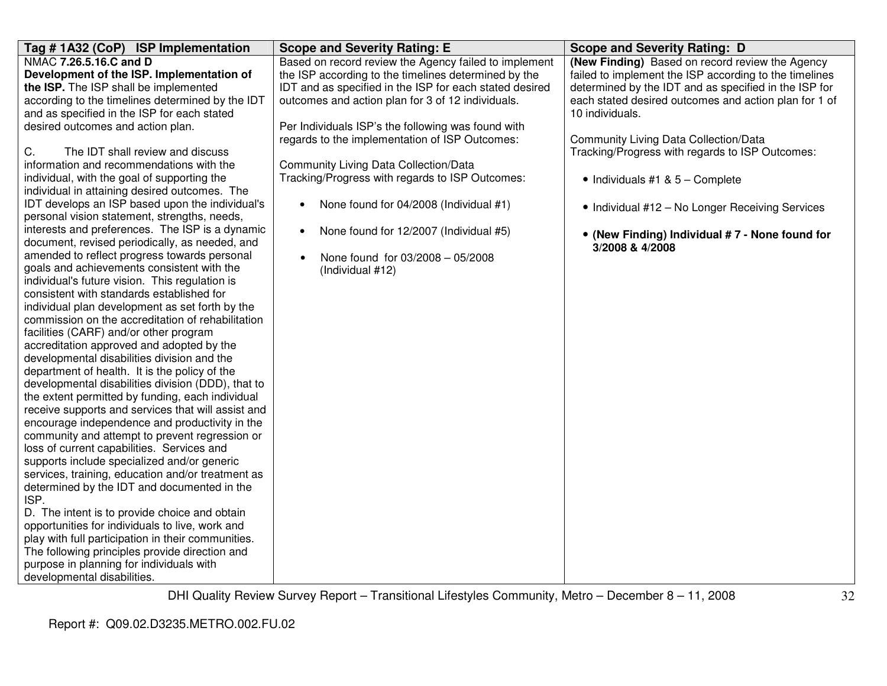| Tag # 1A32 (CoP) ISP Implementation | Scope and Severity Rating: E | Scope and Severity Rating: D |
|---|---|---|
| NMAC **7.26.5.16.C and D** **Development of the ISP. Implementation of the ISP.** The ISP shall be implemented according to the timelines determined by the IDT and as specified in the ISP for each stated desired outcomes and action plan.<br><br>C. The IDT shall review and discuss information and recommendations with the individual, with the goal of supporting the individual in attaining desired outcomes. The IDT develops an ISP based upon the individual's personal vision statement, strengths, needs, interests and preferences. The ISP is a dynamic document, revised periodically, as needed, and amended to reflect progress towards personal goals and achievements consistent with the individual's future vision. This regulation is consistent with standards established for individual plan development as set forth by the commission on the accreditation of rehabilitation facilities (CARF) and/or other program accreditation approved and adopted by the developmental disabilities division and the department of health. It is the policy of the developmental disabilities division (DDD), that to the extent permitted by funding, each individual receive supports and services that will assist and encourage independence and productivity in the community and attempt to prevent regression or loss of current capabilities. Services and supports include specialized and/or generic services, training, education and/or treatment as determined by the IDT and documented in the ISP.<br>D. The intent is to provide choice and obtain opportunities for individuals to live, work and play with full participation in their communities. The following principles provide direction and purpose in planning for individuals with developmental disabilities. | Based on record review the Agency failed to implement the ISP according to the timelines determined by the IDT and as specified in the ISP for each stated desired outcomes and action plan for 3 of 12 individuals.<br><br>Per Individuals ISP's the following was found with regards to the implementation of ISP Outcomes:<br><br>Community Living Data Collection/Data Tracking/Progress with regards to ISP Outcomes:<br><br>• None found for 04/2008 (Individual #1)<br><br>• None found for 12/2007 (Individual #5)<br><br>• None found for 03/2008 – 05/2008 (Individual #12) | **(New Finding)** Based on record review the Agency failed to implement the ISP according to the timelines determined by the IDT and as specified in the ISP for each stated desired outcomes and action plan for 1 of 10 individuals.<br><br>Community Living Data Collection/Data Tracking/Progress with regards to ISP Outcomes:<br><br>• Individuals #1 & 5 – Complete<br><br>• Individual #12 – No Longer Receiving Services<br><br>• **(New Finding) Individual # 7 - None found for 3/2008 & 4/2008** |

DHI Quality Review Survey Report – Transitional Lifestyles Community, Metro – December 8 – 11, 2008

Report #: Q09.02.D3235.METRO.002.FU.02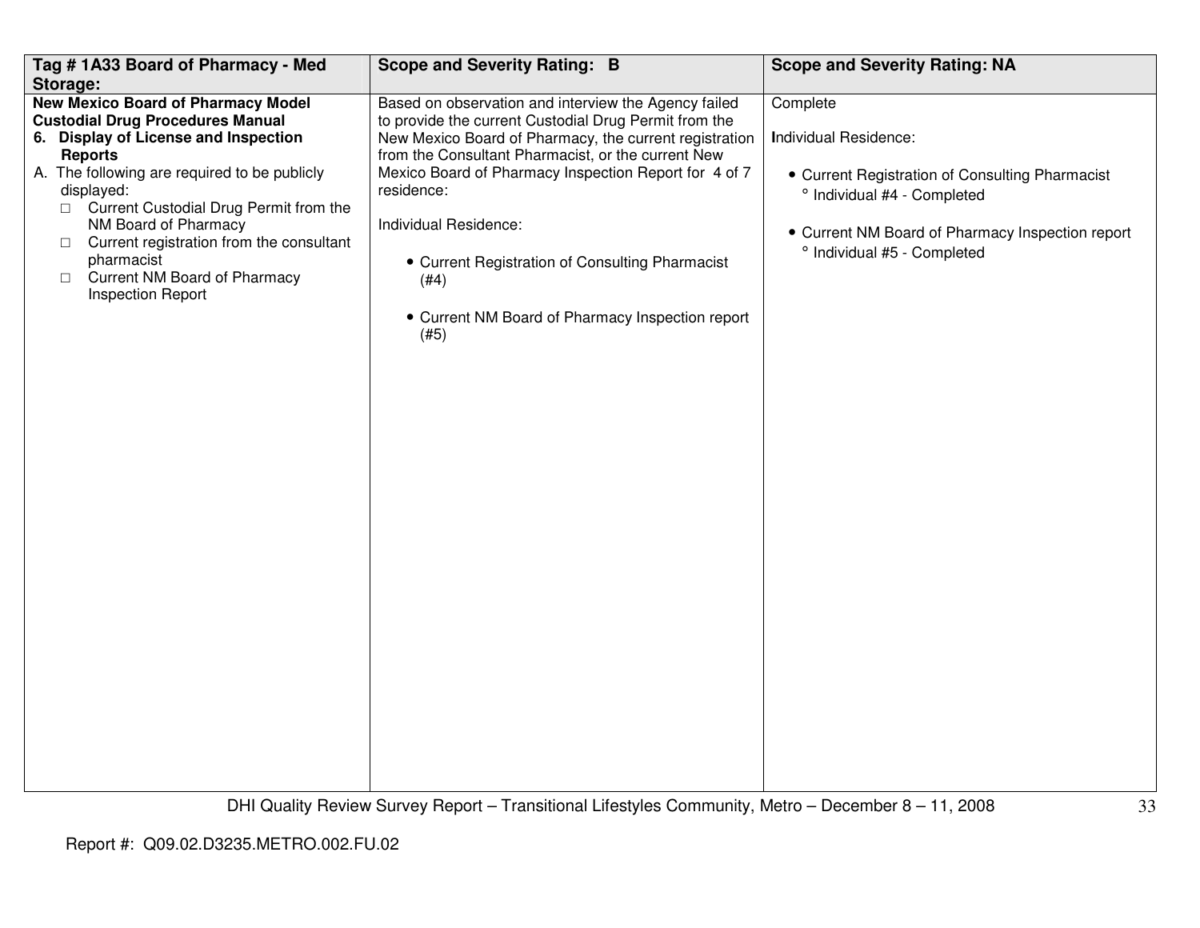| Tag # 1A33 Board of Pharmacy - Med Storage: | Scope and Severity Rating: B | Scope and Severity Rating: NA |
|---|---|---|
| **New Mexico Board of Pharmacy Model Custodial Drug Procedures Manual**<br>**6. Display of License and Inspection Reports**<br>A. The following are required to be publicly displayed:<br>□ Current Custodial Drug Permit from the NM Board of Pharmacy<br>□ Current registration from the consultant pharmacist<br>□ Current NM Board of Pharmacy Inspection Report | Based on observation and interview the Agency failed to provide the current Custodial Drug Permit from the New Mexico Board of Pharmacy, the current registration from the Consultant Pharmacist, or the current New Mexico Board of Pharmacy Inspection Report for 4 of 7 residence:<br><br>Individual Residence:<br><br>• Current Registration of Consulting Pharmacist (#4)<br><br>• Current NM Board of Pharmacy Inspection report (#5) | Complete<br><br>Individual Residence:<br><br>• Current Registration of Consulting Pharmacist<br>° Individual #4 - Completed<br><br>• Current NM Board of Pharmacy Inspection report<br>° Individual #5 - Completed |

DHI Quality Review Survey Report – Transitional Lifestyles Community, Metro – December 8 – 11, 2008

Report #: Q09.02.D3235.METRO.002.FU.02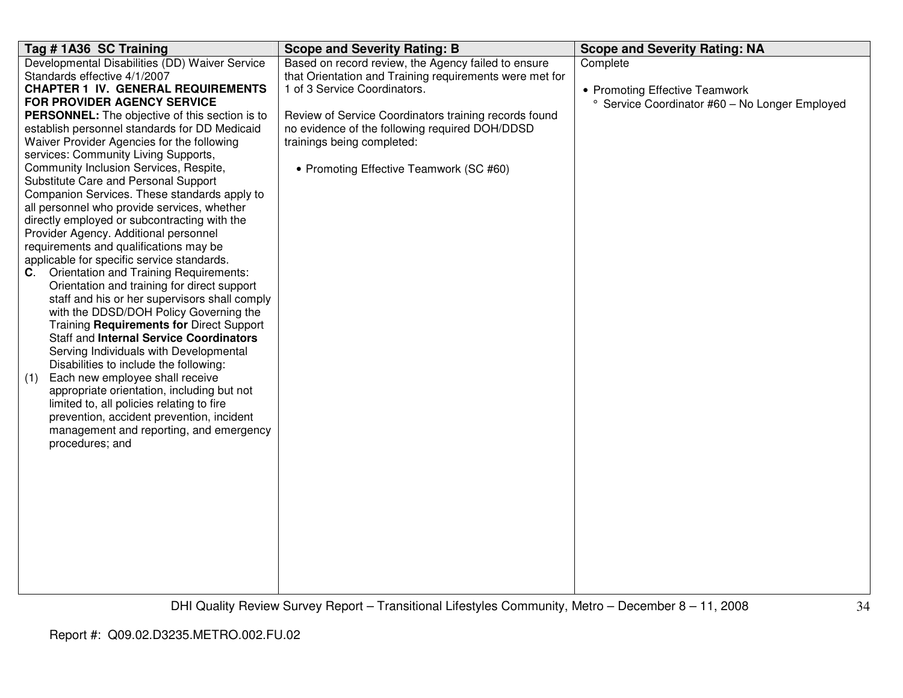| Tag # 1A36 SC Training | Scope and Severity Rating: B | Scope and Severity Rating: NA |
| --- | --- | --- |
| Developmental Disabilities (DD) Waiver Service Standards effective 4/1/2007<br>**CHAPTER 1 IV. GENERAL REQUIREMENTS FOR PROVIDER AGENCY SERVICE PERSONNEL:** The objective of this section is to establish personnel standards for DD Medicaid Waiver Provider Agencies for the following services: Community Living Supports, Community Inclusion Services, Respite, Substitute Care and Personal Support Companion Services. These standards apply to all personnel who provide services, whether directly employed or subcontracting with the Provider Agency. Additional personnel requirements and qualifications may be applicable for specific service standards.<br>**C**. Orientation and Training Requirements: Orientation and training for direct support staff and his or her supervisors shall comply with the DDSD/DOH Policy Governing the Training **Requirements for** Direct Support Staff and **Internal Service Coordinators** Serving Individuals with Developmental Disabilities to include the following:<br>(1) Each new employee shall receive appropriate orientation, including but not limited to, all policies relating to fire prevention, accident prevention, incident management and reporting, and emergency procedures; and | Based on record review, the Agency failed to ensure that Orientation and Training requirements were met for 1 of 3 Service Coordinators.<br><br>Review of Service Coordinators training records found no evidence of the following required DOH/DDSD trainings being completed:<br><br>• Promoting Effective Teamwork (SC #60) | Complete<br><br>• Promoting Effective Teamwork<br>° Service Coordinator #60 – No Longer Employed |

DHI Quality Review Survey Report – Transitional Lifestyles Community, Metro – December 8 – 11, 2008

Report #: Q09.02.D3235.METRO.002.FU.02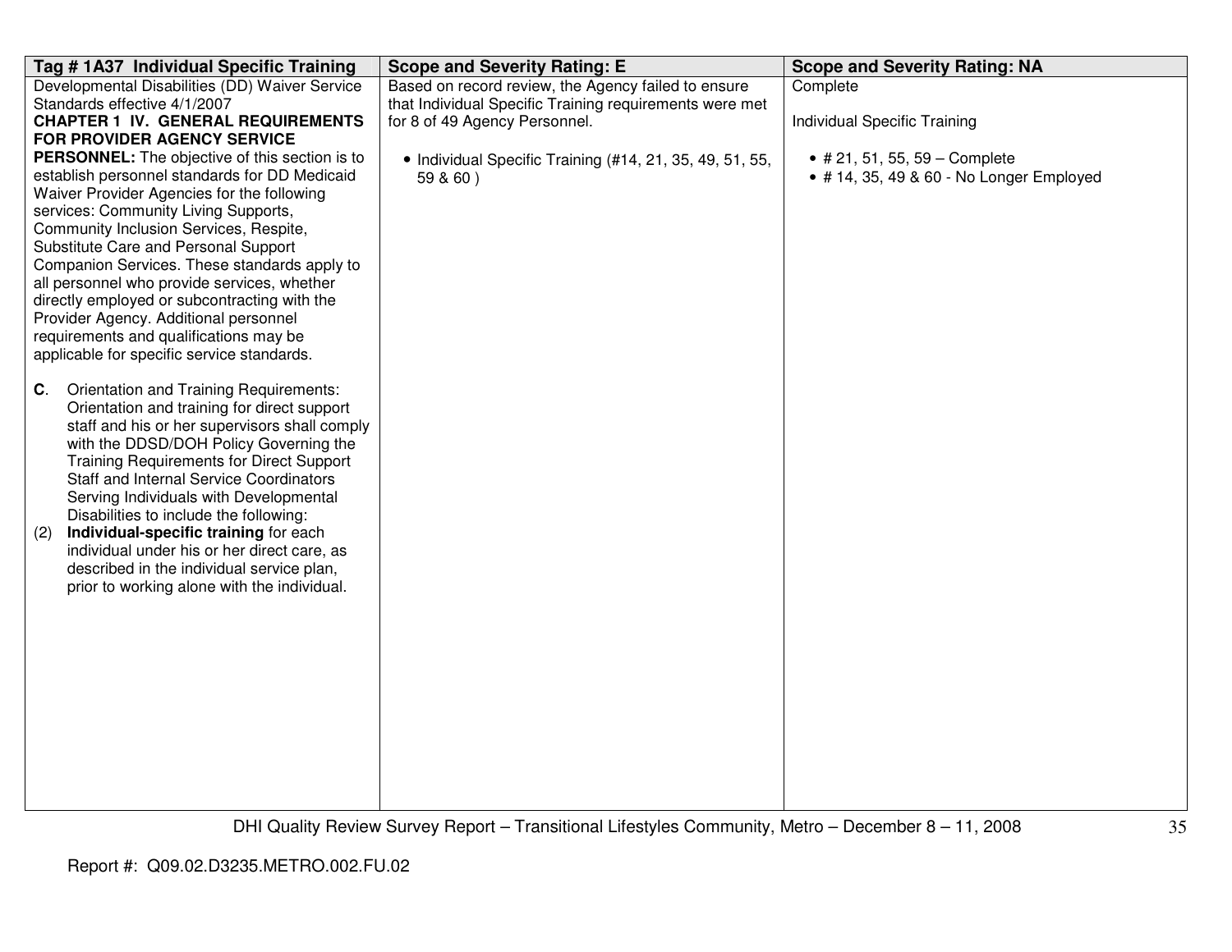| Tag # 1A37 Individual Specific Training | Scope and Severity Rating: E | Scope and Severity Rating: NA |
|---|---|---|
| Developmental Disabilities (DD) Waiver Service Standards effective 4/1/2007<br>**CHAPTER 1 IV. GENERAL REQUIREMENTS FOR PROVIDER AGENCY SERVICE PERSONNEL:** The objective of this section is to establish personnel standards for DD Medicaid Waiver Provider Agencies for the following services: Community Living Supports, Community Inclusion Services, Respite, Substitute Care and Personal Support Companion Services. These standards apply to all personnel who provide services, whether directly employed or subcontracting with the Provider Agency. Additional personnel requirements and qualifications may be applicable for specific service standards.<br><br>**C**. Orientation and Training Requirements: Orientation and training for direct support staff and his or her supervisors shall comply with the DDSD/DOH Policy Governing the Training Requirements for Direct Support Staff and Internal Service Coordinators Serving Individuals with Developmental Disabilities to include the following:<br>(2) **Individual-specific training** for each individual under his or her direct care, as described in the individual service plan, prior to working alone with the individual. | Based on record review, the Agency failed to ensure that Individual Specific Training requirements were met for 8 of 49 Agency Personnel.<br><br>• Individual Specific Training (#14, 21, 35, 49, 51, 55, 59 & 60 ) | Complete<br><br>Individual Specific Training<br><br>• # 21, 51, 55, 59 – Complete<br>• # 14, 35, 49 & 60 - No Longer Employed |

DHI Quality Review Survey Report – Transitional Lifestyles Community, Metro – December 8 – 11, 2008

Report #: Q09.02.D3235.METRO.002.FU.02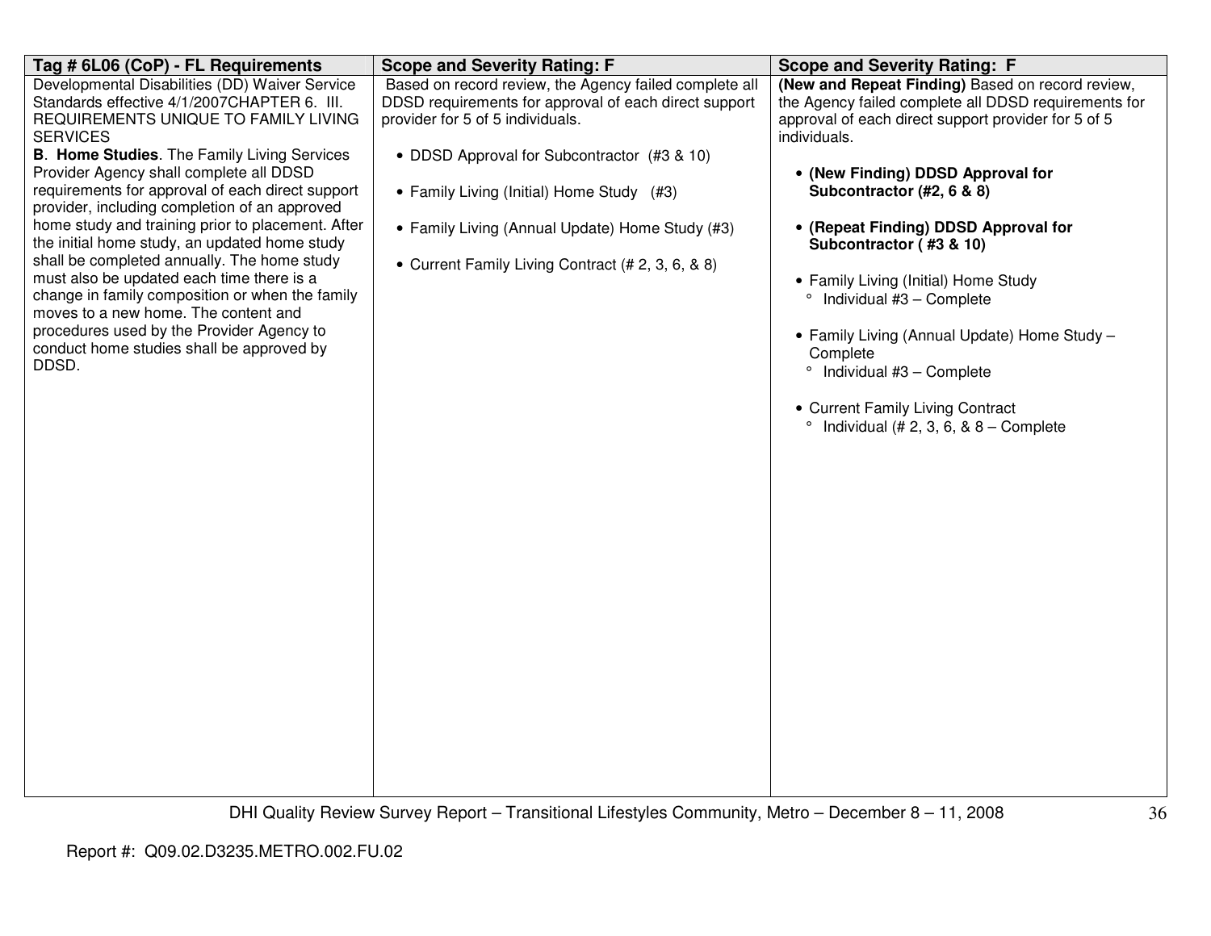| Tag # 6L06 (CoP) - FL Requirements | Scope and Severity Rating: F | Scope and Severity Rating: F |
|---|---|---|
| Developmental Disabilities (DD) Waiver Service Standards effective 4/1/2007CHAPTER 6. III. REQUIREMENTS UNIQUE TO FAMILY LIVING SERVICES<br>**B. Home Studies**. The Family Living Services Provider Agency shall complete all DDSD requirements for approval of each direct support provider, including completion of an approved home study and training prior to placement. After the initial home study, an updated home study shall be completed annually. The home study must also be updated each time there is a change in family composition or when the family moves to a new home. The content and procedures used by the Provider Agency to conduct home studies shall be approved by DDSD. | Based on record review, the Agency failed complete all DDSD requirements for approval of each direct support provider for 5 of 5 individuals.<br><br>• DDSD Approval for Subcontractor (#3 & 10)<br><br>• Family Living (Initial) Home Study (#3)<br><br>• Family Living (Annual Update) Home Study (#3)<br><br>• Current Family Living Contract (# 2, 3, 6, & 8) | **(New and Repeat Finding)** Based on record review, the Agency failed complete all DDSD requirements for approval of each direct support provider for 5 of 5 individuals.<br><br>• **(New Finding) DDSD Approval for Subcontractor (#2, 6 & 8)**<br><br>• **(Repeat Finding) DDSD Approval for Subcontractor ( #3 & 10)**<br><br>• Family Living (Initial) Home Study<br>° Individual #3 – Complete<br><br>• Family Living (Annual Update) Home Study – Complete<br>° Individual #3 – Complete<br><br>• Current Family Living Contract<br>° Individual (# 2, 3, 6, & 8 – Complete |

DHI Quality Review Survey Report – Transitional Lifestyles Community, Metro – December 8 – 11, 2008

Report #: Q09.02.D3235.METRO.002.FU.02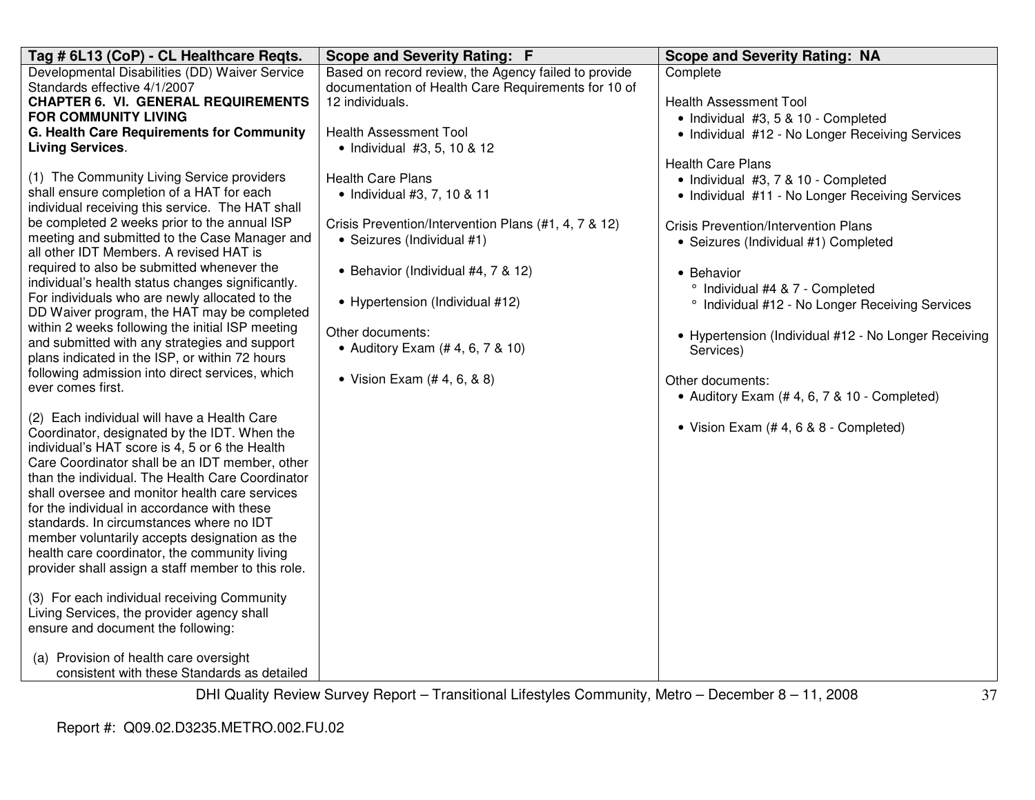| Tag # 6L13 (CoP) - CL Healthcare Reqts. | Scope and Severity Rating: F | Scope and Severity Rating: NA |
|---|---|---|
| Developmental Disabilities (DD) Waiver Service Standards effective 4/1/2007<br>**CHAPTER 6. VI. GENERAL REQUIREMENTS FOR COMMUNITY LIVING**<br>**G. Health Care Requirements for Community Living Services**.<br><br>(1) The Community Living Service providers shall ensure completion of a HAT for each individual receiving this service. The HAT shall be completed 2 weeks prior to the annual ISP meeting and submitted to the Case Manager and all other IDT Members. A revised HAT is required to also be submitted whenever the individual's health status changes significantly. For individuals who are newly allocated to the DD Waiver program, the HAT may be completed within 2 weeks following the initial ISP meeting and submitted with any strategies and support plans indicated in the ISP, or within 72 hours following admission into direct services, which ever comes first.<br><br>(2) Each individual will have a Health Care Coordinator, designated by the IDT. When the individual's HAT score is 4, 5 or 6 the Health Care Coordinator shall be an IDT member, other than the individual. The Health Care Coordinator shall oversee and monitor health care services for the individual in accordance with these standards. In circumstances where no IDT member voluntarily accepts designation as the health care coordinator, the community living provider shall assign a staff member to this role.<br><br>(3) For each individual receiving Community Living Services, the provider agency shall ensure and document the following:<br><br>(a) Provision of health care oversight consistent with these Standards as detailed | Based on record review, the Agency failed to provide documentation of Health Care Requirements for 10 of 12 individuals.<br><br>Health Assessment Tool<br>• Individual #3, 5, 10 & 12<br><br>Health Care Plans<br>• Individual #3, 7, 10 & 11<br><br>Crisis Prevention/Intervention Plans (#1, 4, 7 & 12)<br>• Seizures (Individual #1)<br><br>• Behavior (Individual #4, 7 & 12)<br><br>• Hypertension (Individual #12)<br><br>Other documents:<br>• Auditory Exam (# 4, 6, 7 & 10)<br><br>• Vision Exam (# 4, 6, & 8) | Complete<br><br>Health Assessment Tool<br>• Individual #3, 5 & 10 - Completed<br>• Individual #12 - No Longer Receiving Services<br><br>Health Care Plans<br>• Individual #3, 7 & 10 - Completed<br>• Individual #11 - No Longer Receiving Services<br><br>Crisis Prevention/Intervention Plans<br>• Seizures (Individual #1) Completed<br><br>• Behavior<br>° Individual #4 & 7 - Completed<br>° Individual #12 - No Longer Receiving Services<br><br>• Hypertension (Individual #12 - No Longer Receiving Services)<br><br>Other documents:<br>• Auditory Exam (# 4, 6, 7 & 10 - Completed)<br><br>• Vision Exam (# 4, 6 & 8 - Completed) |

DHI Quality Review Survey Report – Transitional Lifestyles Community, Metro – December 8 – 11, 2008

Report #: Q09.02.D3235.METRO.002.FU.02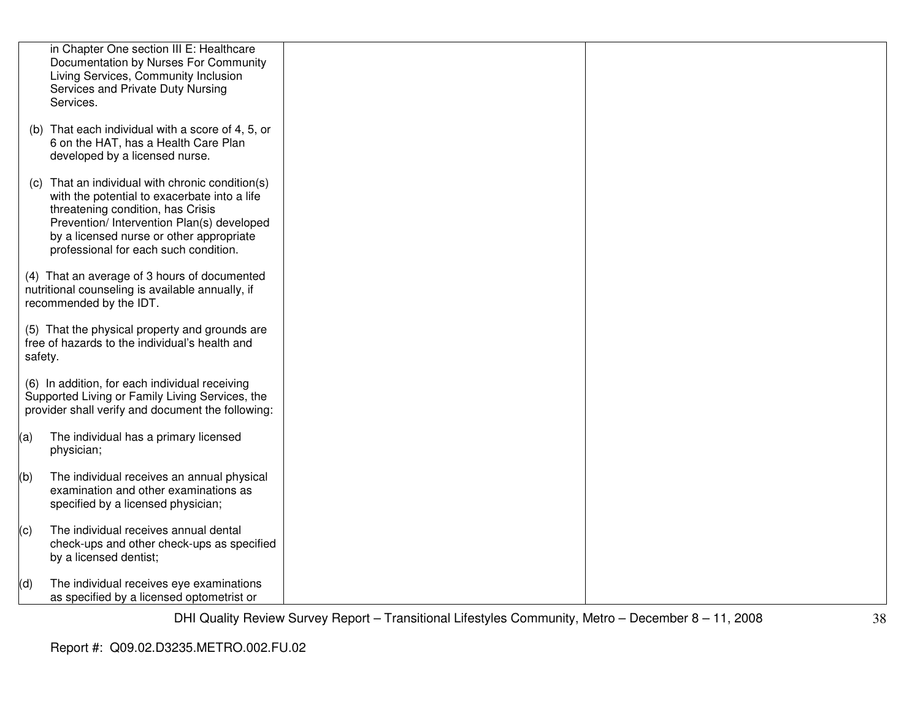| | | |
|---|---|---|
| in Chapter One section III E: Healthcare Documentation by Nurses For Community Living Services, Community Inclusion Services and Private Duty Nursing Services.<br><br>(b) That each individual with a score of 4, 5, or 6 on the HAT, has a Health Care Plan developed by a licensed nurse.<br><br>(c) That an individual with chronic condition(s) with the potential to exacerbate into a life threatening condition, has Crisis Prevention/ Intervention Plan(s) developed by a licensed nurse or other appropriate professional for each such condition.<br><br>(4) That an average of 3 hours of documented nutritional counseling is available annually, if recommended by the IDT.<br><br>(5) That the physical property and grounds are free of hazards to the individual's health and safety.<br><br>(6) In addition, for each individual receiving Supported Living or Family Living Services, the provider shall verify and document the following:<br><br>(a) The individual has a primary licensed physician;<br><br>(b) The individual receives an annual physical examination and other examinations as specified by a licensed physician;<br><br>(c) The individual receives annual dental check-ups and other check-ups as specified by a licensed dentist;<br><br>(d) The individual receives eye examinations as specified by a licensed optometrist or | | |

DHI Quality Review Survey Report – Transitional Lifestyles Community, Metro – December 8 – 11, 2008

Report #: Q09.02.D3235.METRO.002.FU.02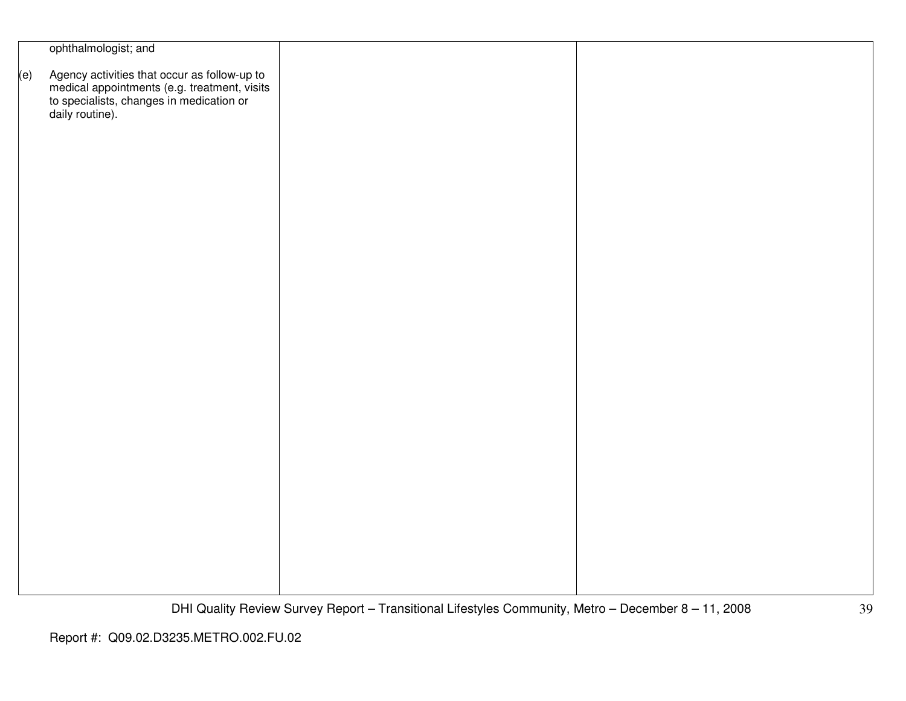| | | |
|---|---|---|
| ophthalmologist; and<br><br>(e) Agency activities that occur as follow-up to medical appointments (e.g. treatment, visits to specialists, changes in medication or daily routine). | | |

Report #: Q09.02.D3235.METRO.002.FU.02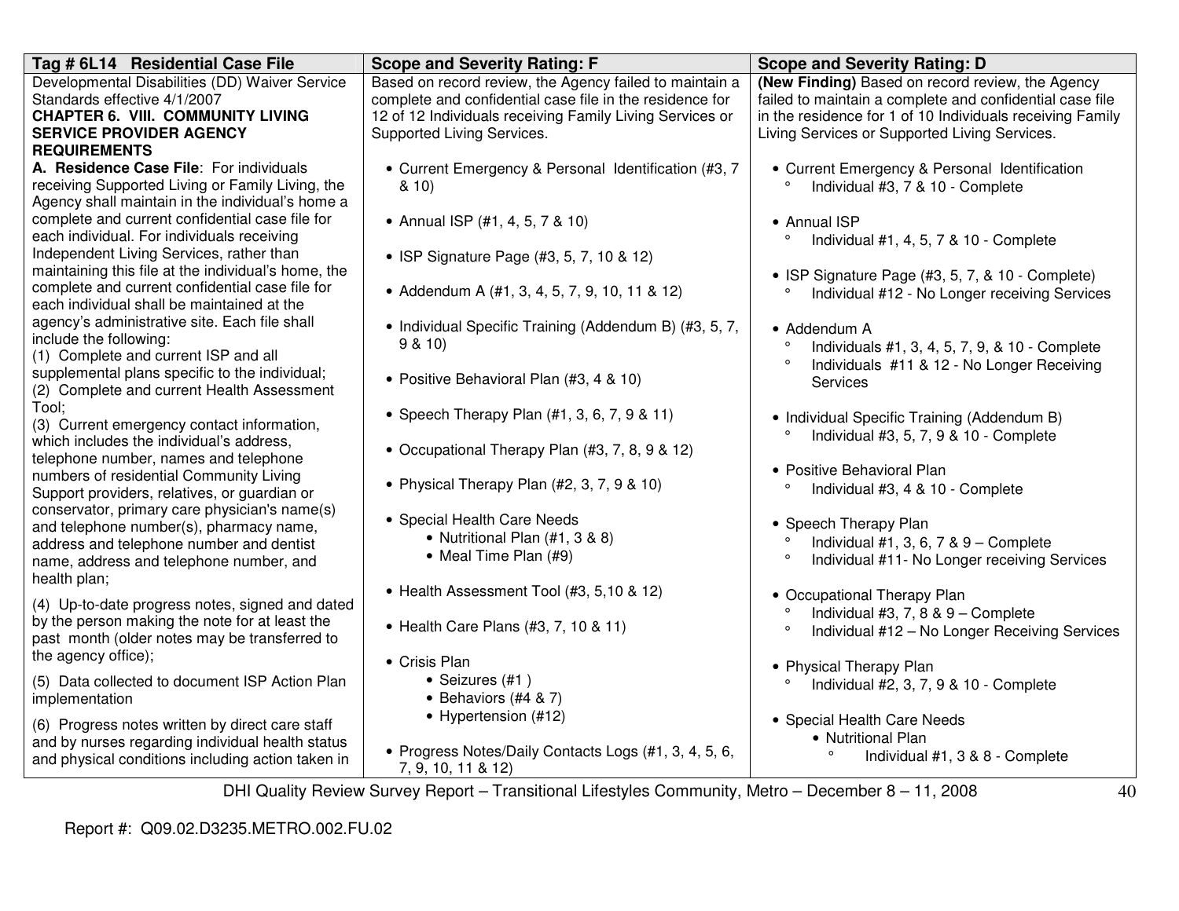| Tag # 6L14 Residential Case File | Scope and Severity Rating: F | Scope and Severity Rating: D |
|---|---|---|
| Developmental Disabilities (DD) Waiver Service Standards effective 4/1/2007<br>**CHAPTER 6. VIII. COMMUNITY LIVING SERVICE PROVIDER AGENCY REQUIREMENTS**<br>**A. Residence Case File**: For individuals receiving Supported Living or Family Living, the Agency shall maintain in the individual's home a complete and current confidential case file for each individual. For individuals receiving Independent Living Services, rather than maintaining this file at the individual's home, the complete and current confidential case file for each individual shall be maintained at the agency's administrative site. Each file shall include the following:<br>(1) Complete and current ISP and all supplemental plans specific to the individual;<br>(2) Complete and current Health Assessment Tool;<br>(3) Current emergency contact information, which includes the individual's address, telephone number, names and telephone numbers of residential Community Living Support providers, relatives, or guardian or conservator, primary care physician's name(s) and telephone number(s), pharmacy name, address and telephone number and dentist name, address and telephone number, and health plan;<br>(4) Up-to-date progress notes, signed and dated by the person making the note for at least the past month (older notes may be transferred to the agency office);<br>(5) Data collected to document ISP Action Plan implementation<br>(6) Progress notes written by direct care staff and by nurses regarding individual health status and physical conditions including action taken in | Based on record review, the Agency failed to maintain a complete and confidential case file in the residence for 12 of 12 Individuals receiving Family Living Services or Supported Living Services.<br>• Current Emergency & Personal Identification (#3, 7 & 10)<br>• Annual ISP (#1, 4, 5, 7 & 10)<br>• ISP Signature Page (#3, 5, 7, 10 & 12)<br>• Addendum A (#1, 3, 4, 5, 7, 9, 10, 11 & 12)<br>• Individual Specific Training (Addendum B) (#3, 5, 7, 9 & 10)<br>• Positive Behavioral Plan (#3, 4 & 10)<br>• Speech Therapy Plan (#1, 3, 6, 7, 9 & 11)<br>• Occupational Therapy Plan (#3, 7, 8, 9 & 12)<br>• Physical Therapy Plan (#2, 3, 7, 9 & 10)<br>• Special Health Care Needs<br>&nbsp;&nbsp;• Nutritional Plan (#1, 3 & 8)<br>&nbsp;&nbsp;• Meal Time Plan (#9)<br>• Health Assessment Tool (#3, 5,10 & 12)<br>• Health Care Plans (#3, 7, 10 & 11)<br>• Crisis Plan<br>&nbsp;&nbsp;• Seizures (#1 )<br>&nbsp;&nbsp;• Behaviors (#4 & 7)<br>&nbsp;&nbsp;• Hypertension (#12)<br>• Progress Notes/Daily Contacts Logs (#1, 3, 4, 5, 6, 7, 9, 10, 11 & 12) | **(New Finding)** Based on record review, the Agency failed to maintain a complete and confidential case file in the residence for 1 of 10 Individuals receiving Family Living Services or Supported Living Services.<br>• Current Emergency & Personal Identification<br>&nbsp;&nbsp;° Individual #3, 7 & 10 - Complete<br>• Annual ISP<br>&nbsp;&nbsp;° Individual #1, 4, 5, 7 & 10 - Complete<br>• ISP Signature Page (#3, 5, 7, & 10 - Complete)<br>&nbsp;&nbsp;° Individual #12 - No Longer receiving Services<br>• Addendum A<br>&nbsp;&nbsp;° Individuals #1, 3, 4, 5, 7, 9, & 10 - Complete<br>&nbsp;&nbsp;° Individuals #11 & 12 - No Longer Receiving Services<br>• Individual Specific Training (Addendum B)<br>&nbsp;&nbsp;° Individual #3, 5, 7, 9 & 10 - Complete<br>• Positive Behavioral Plan<br>&nbsp;&nbsp;° Individual #3, 4 & 10 - Complete<br>• Speech Therapy Plan<br>&nbsp;&nbsp;° Individual #1, 3, 6, 7 & 9 – Complete<br>&nbsp;&nbsp;° Individual #11- No Longer receiving Services<br>• Occupational Therapy Plan<br>&nbsp;&nbsp;° Individual #3, 7, 8 & 9 – Complete<br>&nbsp;&nbsp;° Individual #12 – No Longer Receiving Services<br>• Physical Therapy Plan<br>&nbsp;&nbsp;° Individual #2, 3, 7, 9 & 10 - Complete<br>• Special Health Care Needs<br>&nbsp;&nbsp;• Nutritional Plan<br>&nbsp;&nbsp;&nbsp;&nbsp;° Individual #1, 3 & 8 - Complete |

DHI Quality Review Survey Report – Transitional Lifestyles Community, Metro – December 8 – 11, 2008

Report #: Q09.02.D3235.METRO.002.FU.02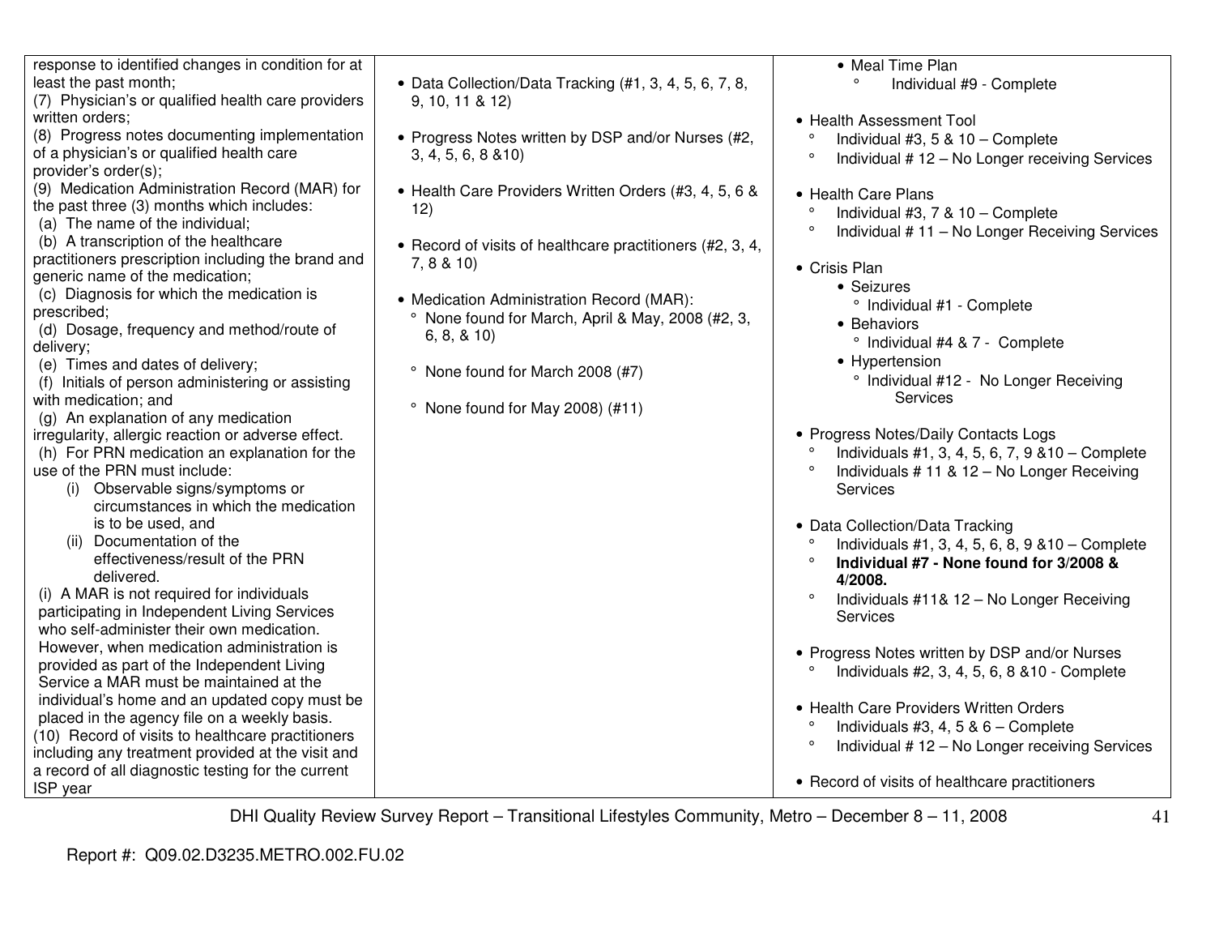| | | |
|---|---|---|
| response to identified changes in condition for at least the past month;<br>(7) Physician's or qualified health care providers written orders;<br>(8) Progress notes documenting implementation of a physician's or qualified health care provider's order(s);<br>(9) Medication Administration Record (MAR) for the past three (3) months which includes:<br>(a) The name of the individual;<br>(b) A transcription of the healthcare practitioners prescription including the brand and generic name of the medication;<br>(c) Diagnosis for which the medication is prescribed;<br>(d) Dosage, frequency and method/route of delivery;<br>(e) Times and dates of delivery;<br>(f) Initials of person administering or assisting with medication; and<br>(g) An explanation of any medication irregularity, allergic reaction or adverse effect.<br>(h) For PRN medication an explanation for the use of the PRN must include:<br>(i) Observable signs/symptoms or circumstances in which the medication is to be used, and<br>(ii) Documentation of the effectiveness/result of the PRN delivered.<br>(i) A MAR is not required for individuals participating in Independent Living Services who self-administer their own medication. However, when medication administration is provided as part of the Independent Living Service a MAR must be maintained at the individual's home and an updated copy must be placed in the agency file on a weekly basis.<br>(10) Record of visits to healthcare practitioners including any treatment provided at the visit and a record of all diagnostic testing for the current ISP year | • Data Collection/Data Tracking (#1, 3, 4, 5, 6, 7, 8, 9, 10, 11 & 12)<br><br>• Progress Notes written by DSP and/or Nurses (#2, 3, 4, 5, 6, 8 &10)<br><br>• Health Care Providers Written Orders (#3, 4, 5, 6 & 12)<br><br>• Record of visits of healthcare practitioners (#2, 3, 4, 7, 8 & 10)<br><br>• Medication Administration Record (MAR):<br>° None found for March, April & May, 2008 (#2, 3, 6, 8, & 10)<br><br>° None found for March 2008 (#7)<br><br>° None found for May 2008) (#11) | • Meal Time Plan<br>° Individual #9 - Complete<br><br>• Health Assessment Tool<br>° Individual #3, 5 & 10 – Complete<br>° Individual # 12 – No Longer receiving Services<br><br>• Health Care Plans<br>° Individual #3, 7 & 10 – Complete<br>° Individual # 11 – No Longer Receiving Services<br><br>• Crisis Plan<br>• Seizures<br>° Individual #1 - Complete<br>• Behaviors<br>° Individual #4 & 7 - Complete<br>• Hypertension<br>° Individual #12 - No Longer Receiving Services<br><br>• Progress Notes/Daily Contacts Logs<br>° Individuals #1, 3, 4, 5, 6, 7, 9 &10 – Complete<br>° Individuals # 11 & 12 – No Longer Receiving Services<br><br>• Data Collection/Data Tracking<br>° Individuals #1, 3, 4, 5, 6, 8, 9 &10 – Complete<br>° **Individual #7 - None found for 3/2008 & 4/2008.**<br>° Individuals #11& 12 – No Longer Receiving Services<br><br>• Progress Notes written by DSP and/or Nurses<br>° Individuals #2, 3, 4, 5, 6, 8 &10 - Complete<br><br>• Health Care Providers Written Orders<br>° Individuals #3, 4, 5 & 6 – Complete<br>° Individual # 12 – No Longer receiving Services<br><br>• Record of visits of healthcare practitioners |

DHI Quality Review Survey Report – Transitional Lifestyles Community, Metro – December 8 – 11, 2008

Report #: Q09.02.D3235.METRO.002.FU.02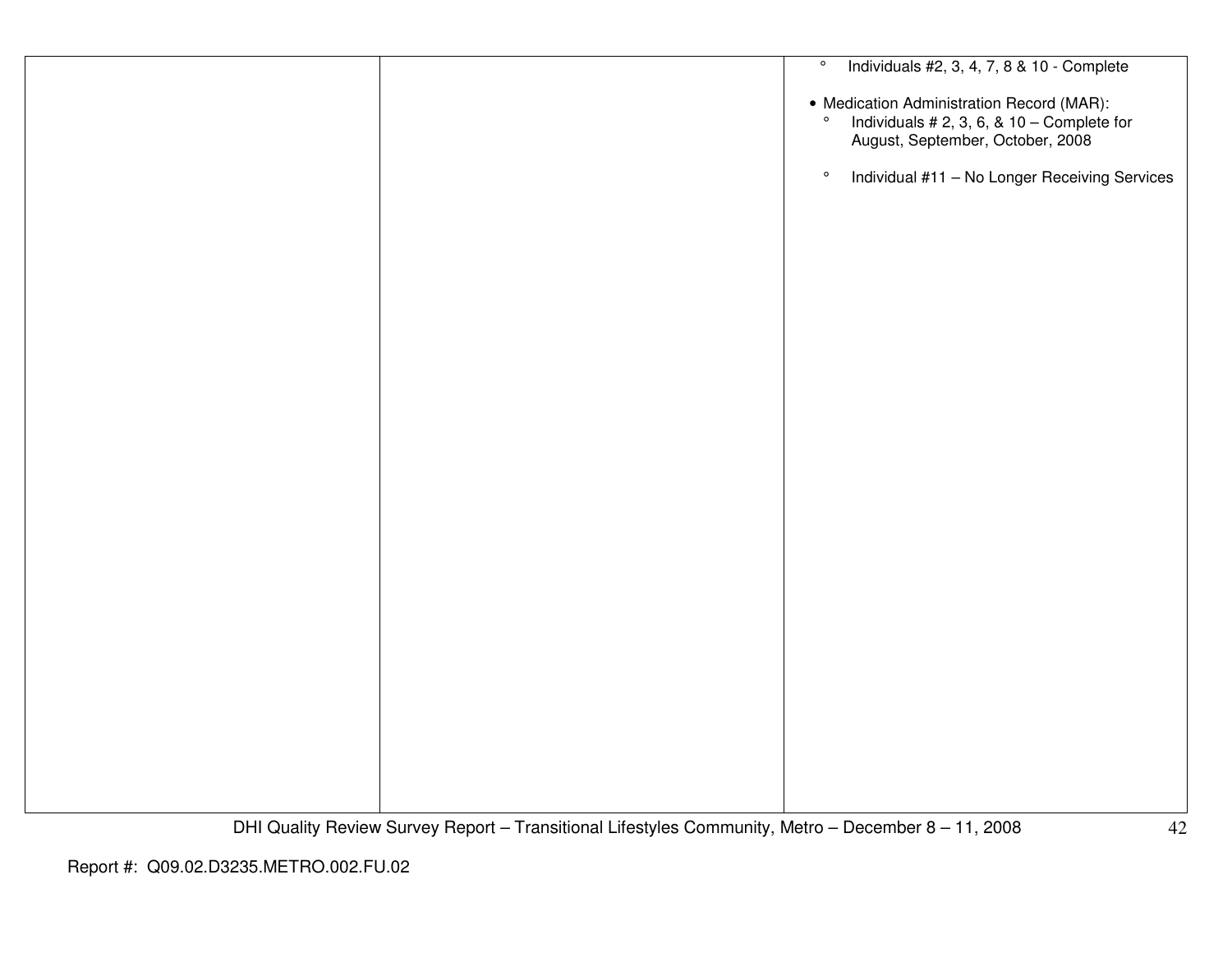| | | ° Individuals #2, 3, 4, 7, 8 & 10 - Complete<br><br>• Medication Administration Record (MAR):<br>° Individuals # 2, 3, 6, & 10 – Complete for August, September, October, 2008<br><br>° Individual #11 – No Longer Receiving Services |
|---|---|---|

Report #: Q09.02.D3235.METRO.002.FU.02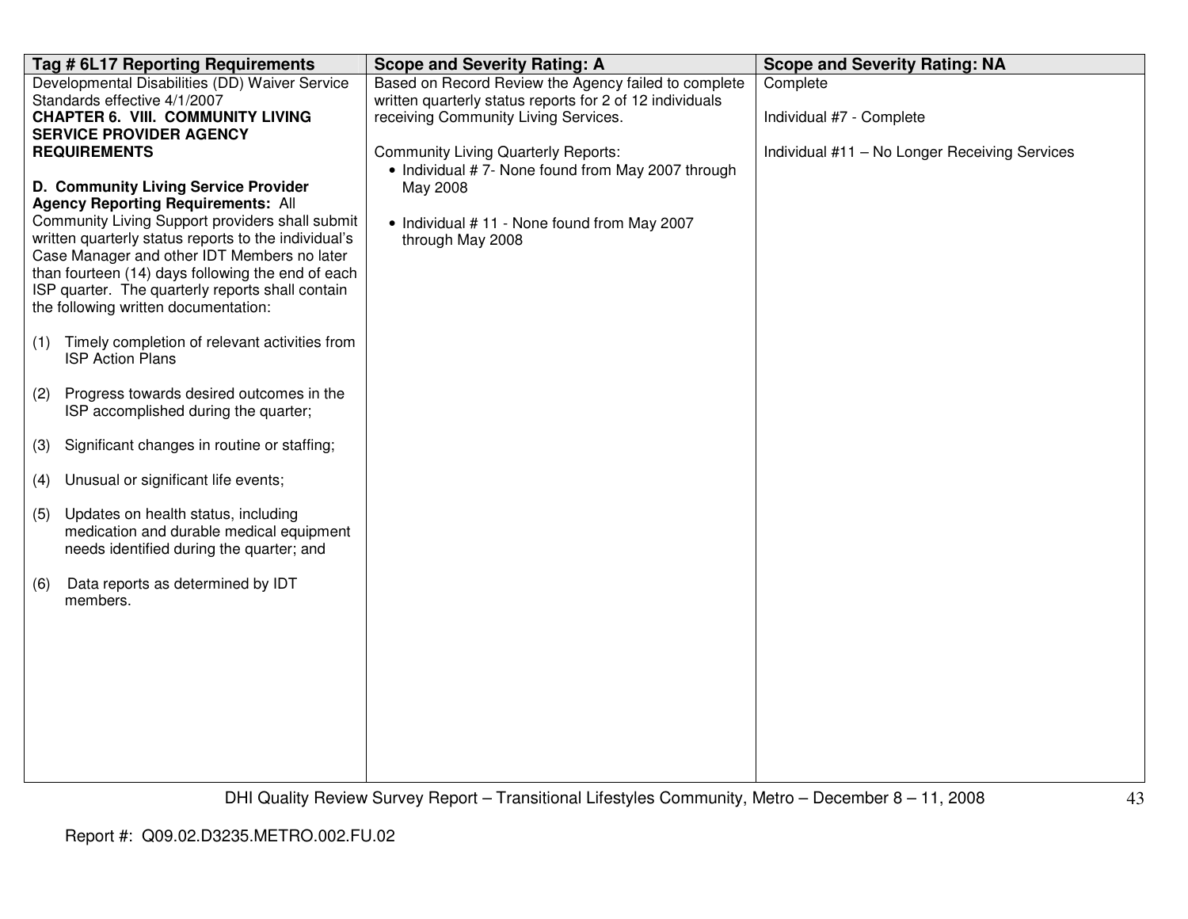| Tag # 6L17 Reporting Requirements | Scope and Severity Rating: A | Scope and Severity Rating: NA |
|---|---|---|
| Developmental Disabilities (DD) Waiver Service Standards effective 4/1/2007<br>**CHAPTER 6. VIII. COMMUNITY LIVING SERVICE PROVIDER AGENCY REQUIREMENTS**<br><br>**D. Community Living Service Provider Agency Reporting Requirements:** All Community Living Support providers shall submit written quarterly status reports to the individual's Case Manager and other IDT Members no later than fourteen (14) days following the end of each ISP quarter. The quarterly reports shall contain the following written documentation:<br><br>(1) Timely completion of relevant activities from ISP Action Plans<br><br>(2) Progress towards desired outcomes in the ISP accomplished during the quarter;<br><br>(3) Significant changes in routine or staffing;<br><br>(4) Unusual or significant life events;<br><br>(5) Updates on health status, including medication and durable medical equipment needs identified during the quarter; and<br><br>(6) Data reports as determined by IDT members. | Based on Record Review the Agency failed to complete written quarterly status reports for 2 of 12 individuals receiving Community Living Services.<br><br>Community Living Quarterly Reports:<br>• Individual # 7- None found from May 2007 through May 2008<br><br>• Individual # 11 - None found from May 2007 through May 2008 | Complete<br><br>Individual #7 - Complete<br><br>Individual #11 – No Longer Receiving Services |

DHI Quality Review Survey Report – Transitional Lifestyles Community, Metro – December 8 – 11, 2008

Report #: Q09.02.D3235.METRO.002.FU.02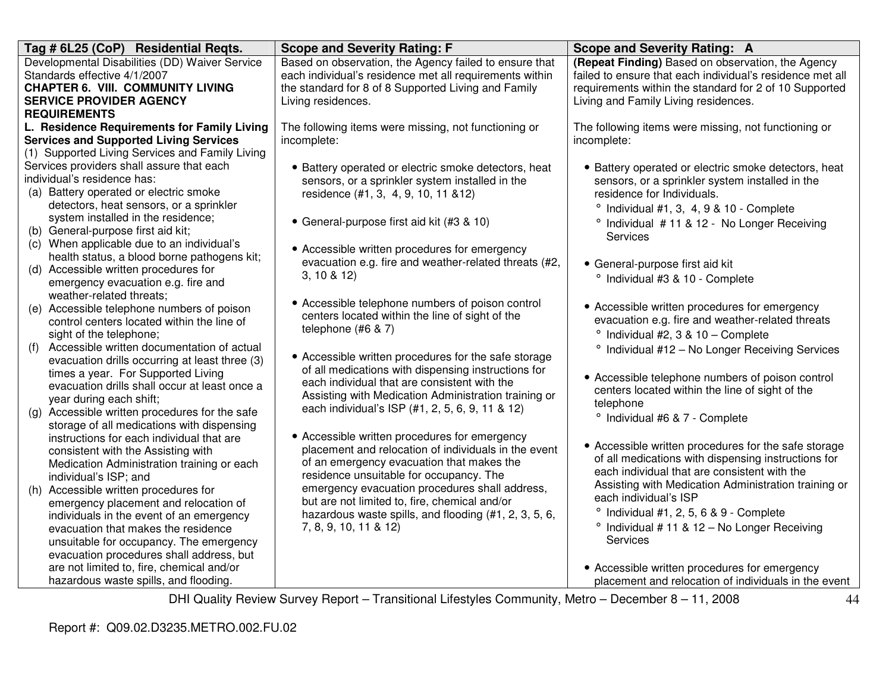| Tag # 6L25 (CoP) Residential Reqts. | Scope and Severity Rating: F | Scope and Severity Rating: A |
|---|---|---|
| Developmental Disabilities (DD) Waiver Service Standards effective 4/1/2007<br>**CHAPTER 6. VIII. COMMUNITY LIVING SERVICE PROVIDER AGENCY REQUIREMENTS**<br>**L. Residence Requirements for Family Living Services and Supported Living Services**<br>(1) Supported Living Services and Family Living Services providers shall assure that each individual's residence has:<br>(a) Battery operated or electric smoke detectors, heat sensors, or a sprinkler system installed in the residence;<br>(b) General-purpose first aid kit;<br>(c) When applicable due to an individual's health status, a blood borne pathogens kit;<br>(d) Accessible written procedures for emergency evacuation e.g. fire and weather-related threats;<br>(e) Accessible telephone numbers of poison control centers located within the line of sight of the telephone;<br>(f) Accessible written documentation of actual evacuation drills occurring at least three (3) times a year. For Supported Living evacuation drills shall occur at least once a year during each shift;<br>(g) Accessible written procedures for the safe storage of all medications with dispensing instructions for each individual that are consistent with the Assisting with Medication Administration training or each individual's ISP; and<br>(h) Accessible written procedures for emergency placement and relocation of individuals in the event of an emergency evacuation that makes the residence unsuitable for occupancy. The emergency evacuation procedures shall address, but are not limited to, fire, chemical and/or hazardous waste spills, and flooding. | Based on observation, the Agency failed to ensure that each individual's residence met all requirements within the standard for 8 of 8 Supported Living and Family Living residences.<br><br>The following items were missing, not functioning or incomplete:<br><br>• Battery operated or electric smoke detectors, heat sensors, or a sprinkler system installed in the residence (#1, 3, 4, 9, 10, 11 &12)<br><br>• General-purpose first aid kit (#3 & 10)<br><br>• Accessible written procedures for emergency evacuation e.g. fire and weather-related threats (#2, 3, 10 & 12)<br><br>• Accessible telephone numbers of poison control centers located within the line of sight of the telephone (#6 & 7)<br><br>• Accessible written procedures for the safe storage of all medications with dispensing instructions for each individual that are consistent with the Assisting with Medication Administration training or each individual's ISP (#1, 2, 5, 6, 9, 11 & 12)<br><br>• Accessible written procedures for emergency placement and relocation of individuals in the event of an emergency evacuation that makes the residence unsuitable for occupancy. The emergency evacuation procedures shall address, but are not limited to, fire, chemical and/or hazardous waste spills, and flooding (#1, 2, 3, 5, 6, 7, 8, 9, 10, 11 & 12) | **(Repeat Finding)** Based on observation, the Agency failed to ensure that each individual's residence met all requirements within the standard for 2 of 10 Supported Living and Family Living residences.<br><br>The following items were missing, not functioning or incomplete:<br><br>• Battery operated or electric smoke detectors, heat sensors, or a sprinkler system installed in the residence for Individuals.<br>° Individual #1, 3, 4, 9 & 10 - Complete<br>° Individual # 11 & 12 - No Longer Receiving Services<br><br>• General-purpose first aid kit<br>° Individual #3 & 10 - Complete<br><br>• Accessible written procedures for emergency evacuation e.g. fire and weather-related threats<br>° Individual #2, 3 & 10 – Complete<br>° Individual #12 – No Longer Receiving Services<br><br>• Accessible telephone numbers of poison control centers located within the line of sight of the telephone<br>° Individual #6 & 7 - Complete<br><br>• Accessible written procedures for the safe storage of all medications with dispensing instructions for each individual that are consistent with the Assisting with Medication Administration training or each individual's ISP<br>° Individual #1, 2, 5, 6 & 9 - Complete<br>° Individual # 11 & 12 – No Longer Receiving Services<br><br>• Accessible written procedures for emergency placement and relocation of individuals in the event |

DHI Quality Review Survey Report – Transitional Lifestyles Community, Metro – December 8 – 11, 2008

Report #: Q09.02.D3235.METRO.002.FU.02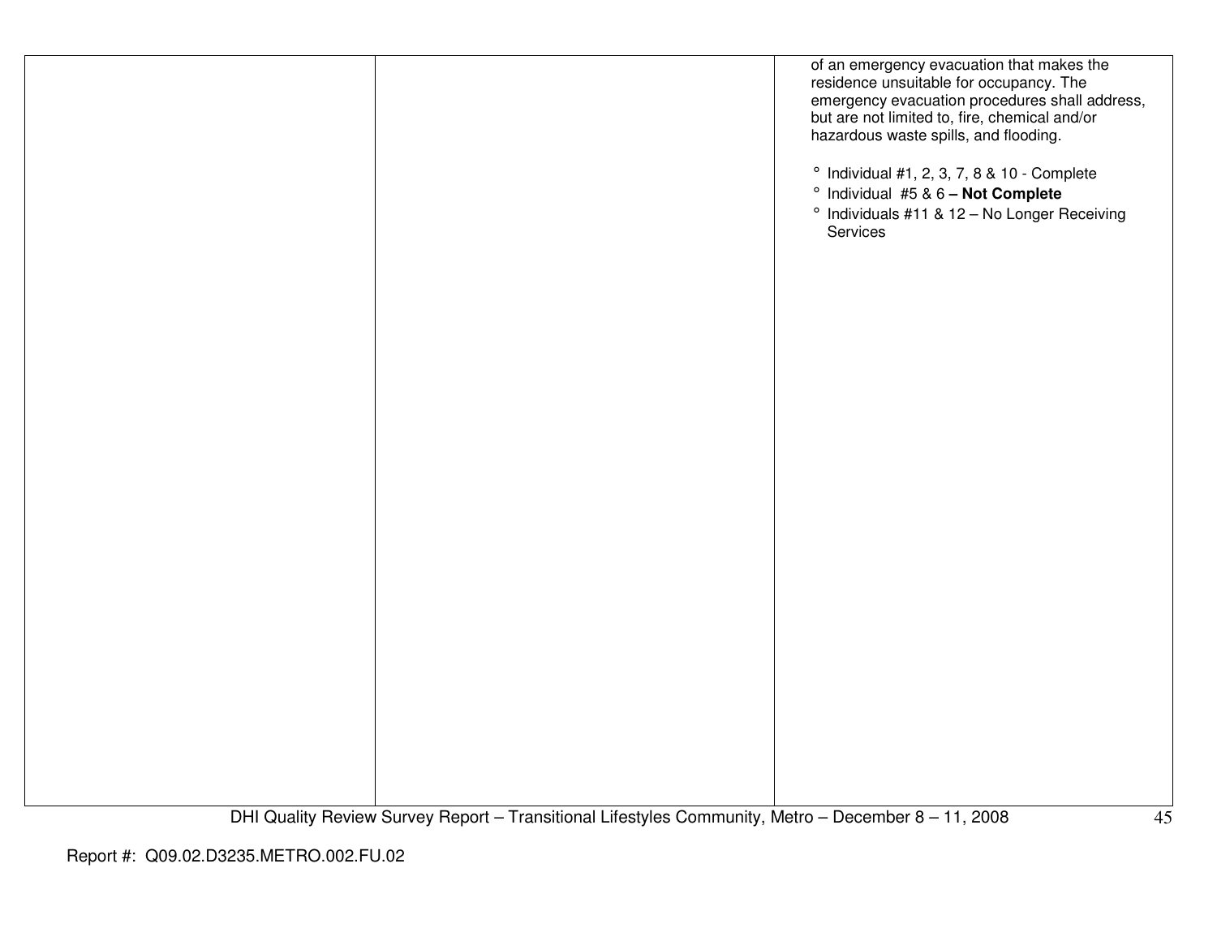| | | |
|---|---|---|
| | | of an emergency evacuation that makes the residence unsuitable for occupancy. The emergency evacuation procedures shall address, but are not limited to, fire, chemical and/or hazardous waste spills, and flooding.<br><br>° Individual #1, 2, 3, 7, 8 & 10 - Complete<br>° Individual #5 & 6 **– Not Complete**<br>° Individuals #11 & 12 – No Longer Receiving Services |

Report #: Q09.02.D3235.METRO.002.FU.02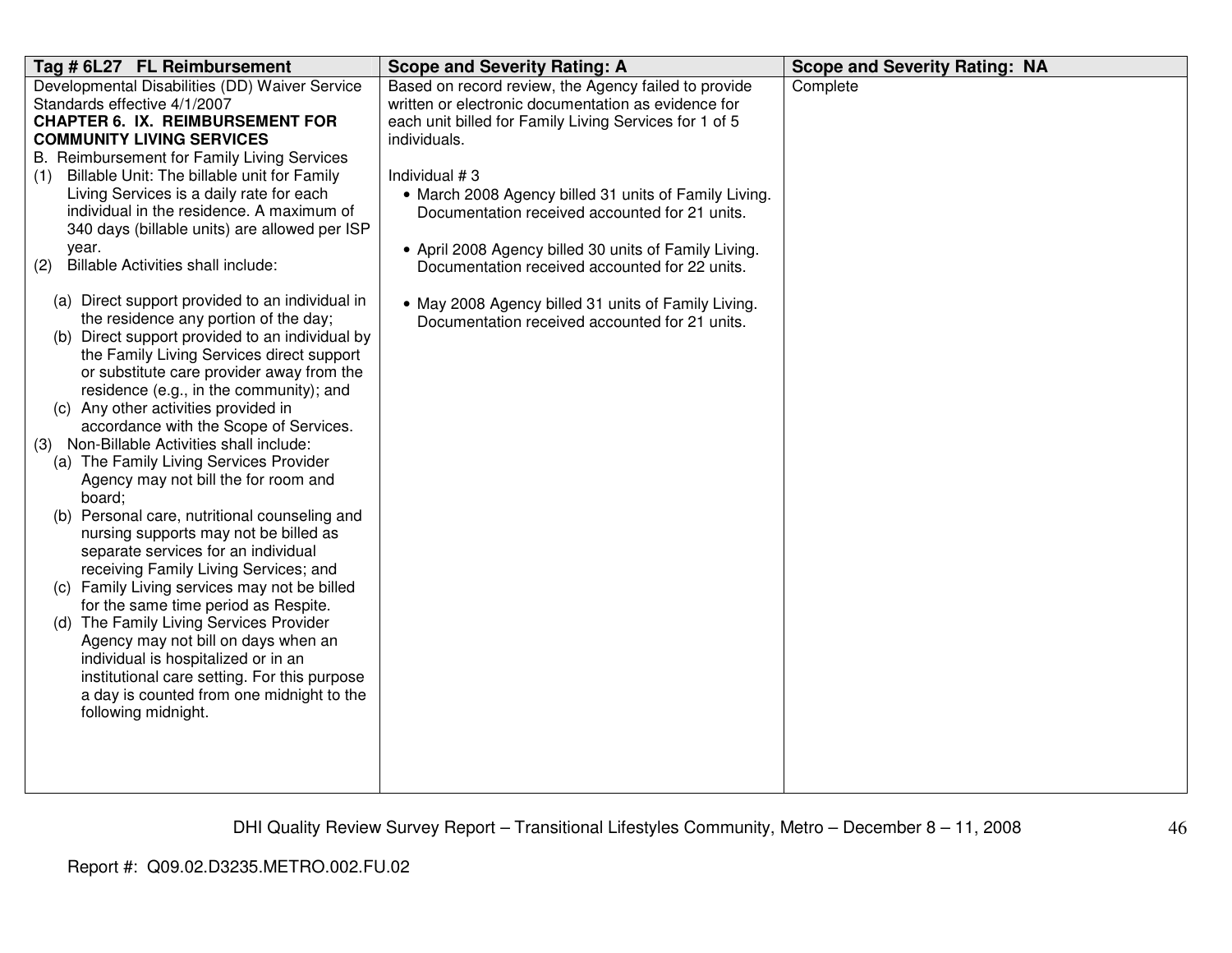| Tag # 6L27 FL Reimbursement | Scope and Severity Rating: A | Scope and Severity Rating: NA |
|---|---|---|
| Developmental Disabilities (DD) Waiver Service Standards effective 4/1/2007<br>**CHAPTER 6. IX. REIMBURSEMENT FOR COMMUNITY LIVING SERVICES**<br>B. Reimbursement for Family Living Services<br>(1) Billable Unit: The billable unit for Family Living Services is a daily rate for each individual in the residence. A maximum of 340 days (billable units) are allowed per ISP year.<br>(2) Billable Activities shall include:<br>(a) Direct support provided to an individual in the residence any portion of the day;<br>(b) Direct support provided to an individual by the Family Living Services direct support or substitute care provider away from the residence (e.g., in the community); and<br>(c) Any other activities provided in accordance with the Scope of Services.<br>(3) Non-Billable Activities shall include:<br>(a) The Family Living Services Provider Agency may not bill the for room and board;<br>(b) Personal care, nutritional counseling and nursing supports may not be billed as separate services for an individual receiving Family Living Services; and<br>(c) Family Living services may not be billed for the same time period as Respite.<br>(d) The Family Living Services Provider Agency may not bill on days when an individual is hospitalized or in an institutional care setting. For this purpose a day is counted from one midnight to the following midnight. | Based on record review, the Agency failed to provide written or electronic documentation as evidence for each unit billed for Family Living Services for 1 of 5 individuals.<br><br>Individual # 3<br>• March 2008 Agency billed 31 units of Family Living. Documentation received accounted for 21 units.<br><br>• April 2008 Agency billed 30 units of Family Living. Documentation received accounted for 22 units.<br><br>• May 2008 Agency billed 31 units of Family Living. Documentation received accounted for 21 units. | Complete |

DHI Quality Review Survey Report – Transitional Lifestyles Community, Metro – December 8 – 11, 2008

Report #: Q09.02.D3235.METRO.002.FU.02